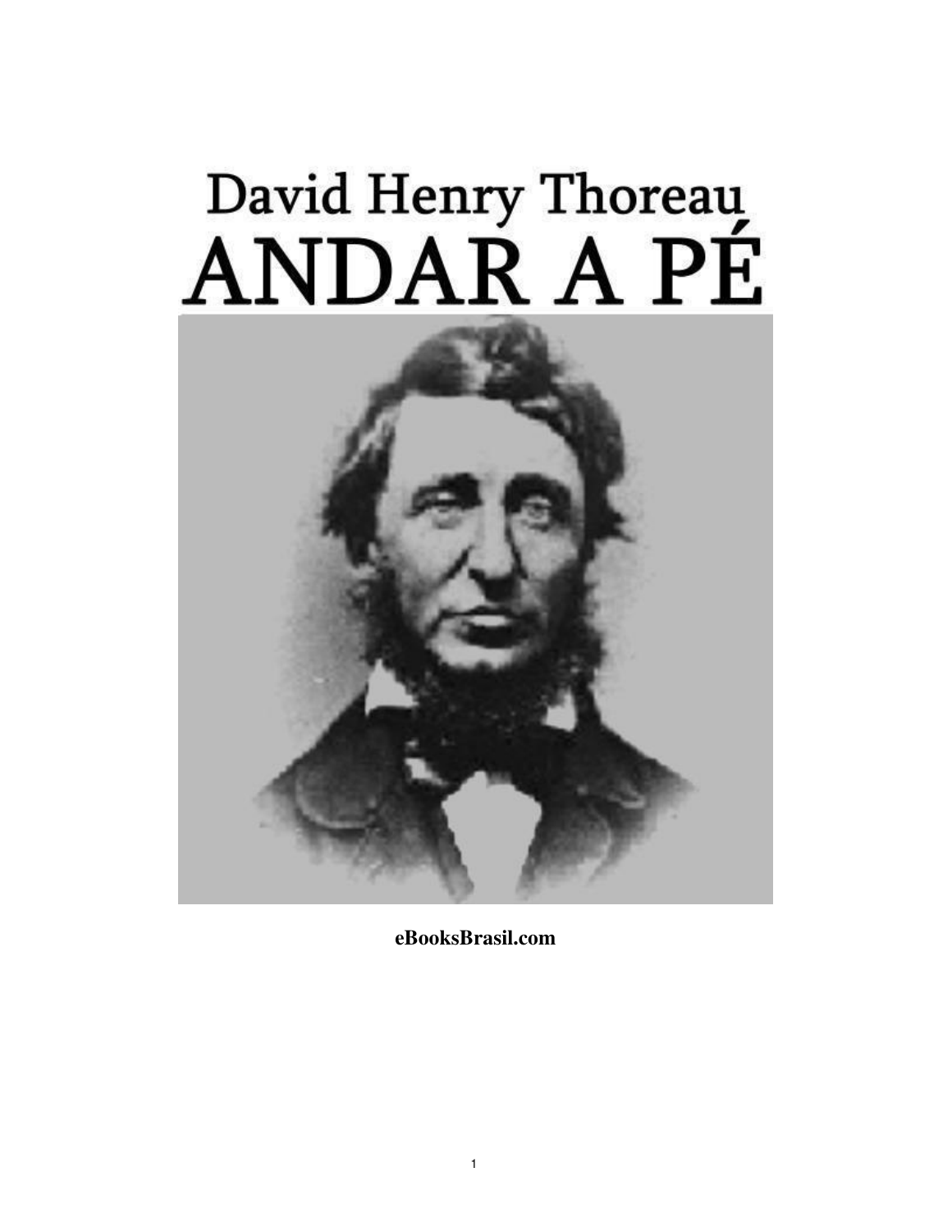# David Henry Thoreau

# ANDAR A PÉ

**eBooksBrasil.com**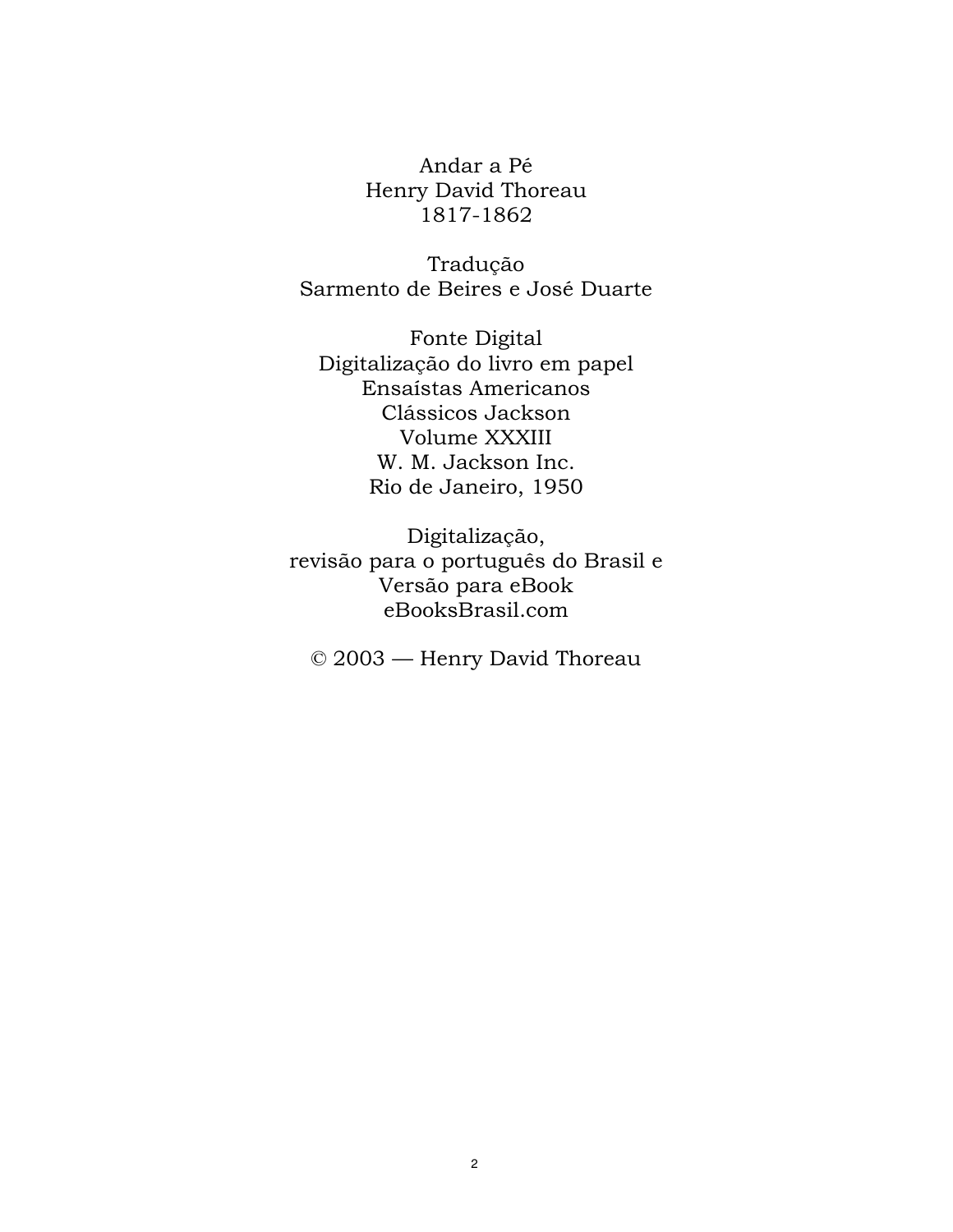Andar a Pé
Henry David Thoreau
1817-1862

Tradução
Sarmento de Beires e José Duarte

Fonte Digital
Digitalização do livro em papel
Ensaístas Americanos
Clássicos Jackson
Volume XXXIII
W. M. Jackson Inc.
Rio de Janeiro, 1950

Digitalização,
revisão para o português do Brasil e
Versão para eBook
eBooksBrasil.com

© 2003 — Henry David Thoreau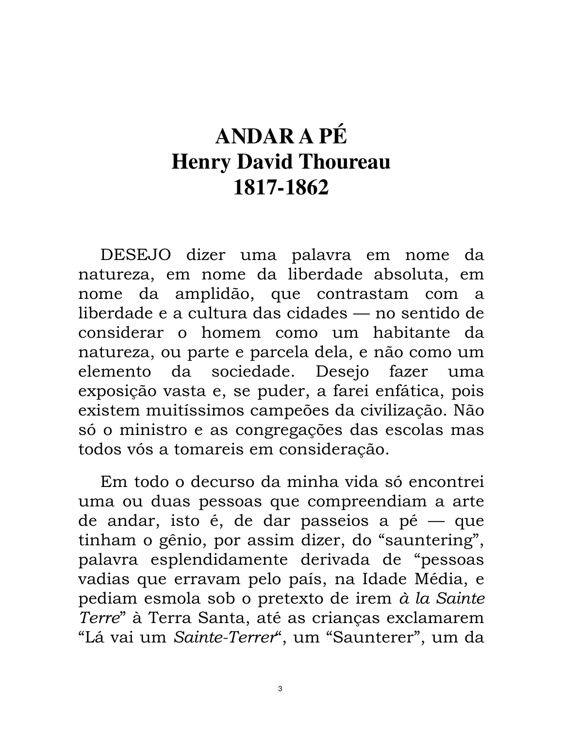# ANDAR A PÉ
# Henry David Thoureau
# 1817-1862

DESEJO dizer uma palavra em nome da natureza, em nome da liberdade absoluta, em nome da amplidão, que contrastam com a liberdade e a cultura das cidades — no sentido de considerar o homem como um habitante da natureza, ou parte e parcela dela, e não como um elemento da sociedade. Desejo fazer uma exposição vasta e, se puder, a farei enfática, pois existem muitíssimos campeões da civilização. Não só o ministro e as congregações das escolas mas todos vós a tomareis em consideração.

Em todo o decurso da minha vida só encontrei uma ou duas pessoas que compreendiam a arte de andar, isto é, de dar passeios a pé — que tinham o gênio, por assim dizer, do "sauntering", palavra esplendidamente derivada de "pessoas vadias que erravam pelo país, na Idade Média, e pediam esmola sob o pretexto de irem *à la Sainte Terre*" à Terra Santa, até as crianças exclamarem "Lá vai um *Sainte-Terrer*", um "Saunterer", um da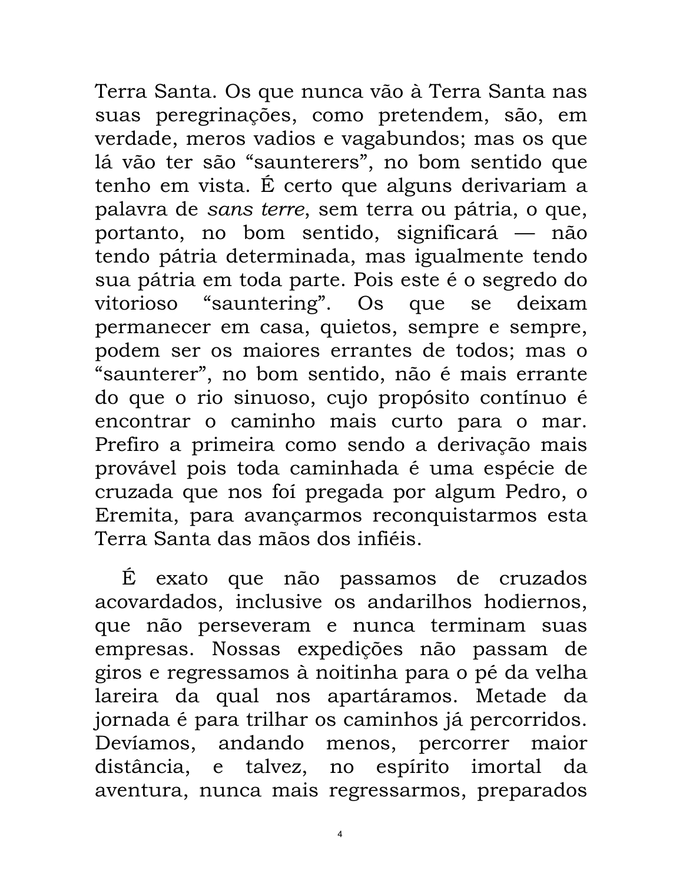Terra Santa. Os que nunca vão à Terra Santa nas suas peregrinações, como pretendem, são, em verdade, meros vadios e vagabundos; mas os que lá vão ter são “saunterers”, no bom sentido que tenho em vista. É certo que alguns derivariam a palavra de *sans terre*, sem terra ou pátria, o que, portanto, no bom sentido, significará — não tendo pátria determinada, mas igualmente tendo sua pátria em toda parte. Pois este é o segredo do vitorioso “sauntering”. Os que se deixam permanecer em casa, quietos, sempre e sempre, podem ser os maiores errantes de todos; mas o “saunterer”, no bom sentido, não é mais errante do que o rio sinuoso, cujo propósito contínuo é encontrar o caminho mais curto para o mar. Prefiro a primeira como sendo a derivação mais provável pois toda caminhada é uma espécie de cruzada que nos foi pregada por algum Pedro, o Eremita, para avançarmos reconquistarmos esta Terra Santa das mãos dos infiéis.

É exato que não passamos de cruzados acovardados, inclusive os andarilhos hodiernos, que não perseveram e nunca terminam suas empresas. Nossas expedições não passam de giros e regressamos à noitinha para o pé da velha lareira da qual nos apartáramos. Metade da jornada é para trilhar os caminhos já percorridos. Devíamos, andando menos, percorrer maior distância, e talvez, no espírito imortal da aventura, nunca mais regressarmos, preparados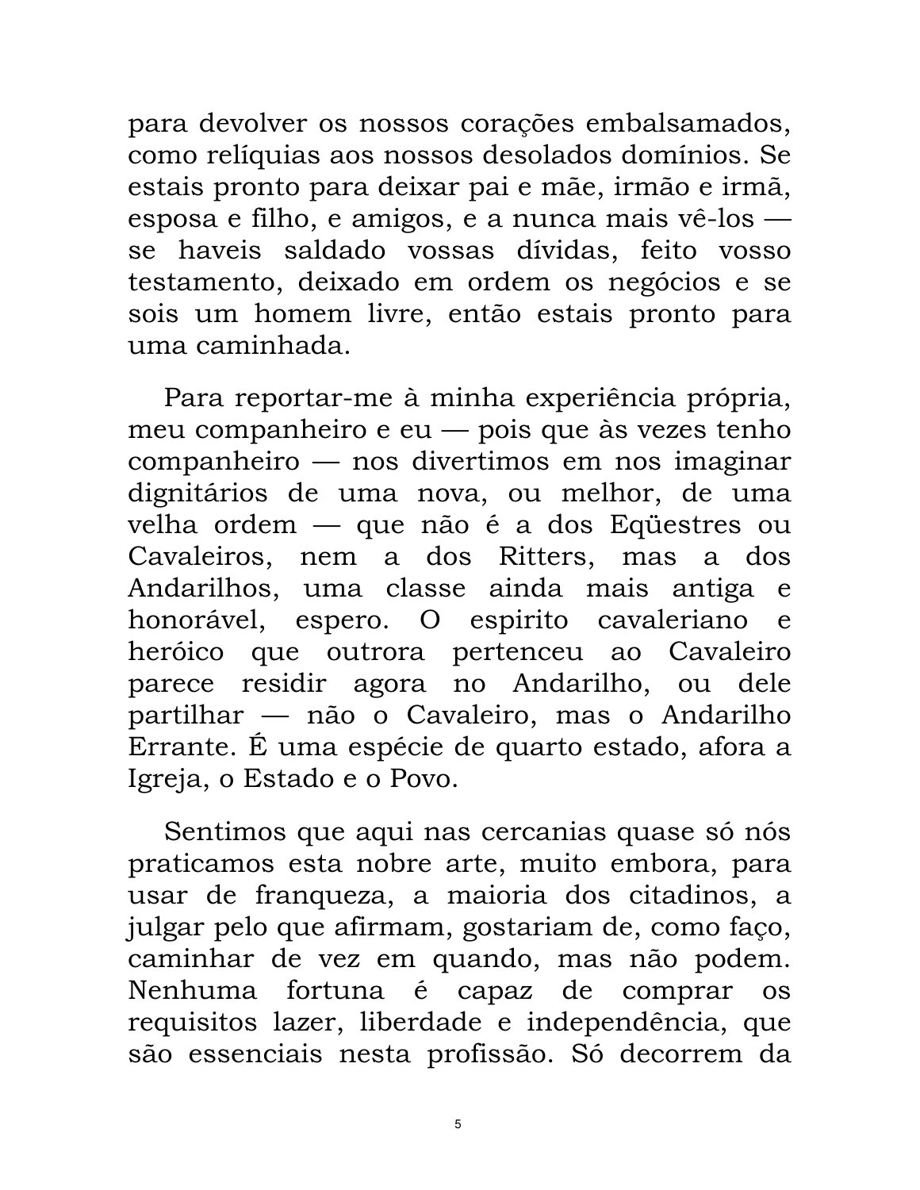para devolver os nossos corações embalsamados, como relíquias aos nossos desolados domínios. Se estais pronto para deixar pai e mãe, irmão e irmã, esposa e filho, e amigos, e a nunca mais vê-los — se haveis saldado vossas dívidas, feito vosso testamento, deixado em ordem os negócios e se sois um homem livre, então estais pronto para uma caminhada.

Para reportar-me à minha experiência própria, meu companheiro e eu — pois que às vezes tenho companheiro — nos divertimos em nos imaginar dignitários de uma nova, ou melhor, de uma velha ordem — que não é a dos Eqüestres ou Cavaleiros, nem a dos Ritters, mas a dos Andarilhos, uma classe ainda mais antiga e honorável, espero. O espirito cavaleriano e heróico que outrora pertenceu ao Cavaleiro parece residir agora no Andarilho, ou dele partilhar — não o Cavaleiro, mas o Andarilho Errante. É uma espécie de quarto estado, afora a Igreja, o Estado e o Povo.

Sentimos que aqui nas cercanias quase só nós praticamos esta nobre arte, muito embora, para usar de franqueza, a maioria dos citadinos, a julgar pelo que afirmam, gostariam de, como faço, caminhar de vez em quando, mas não podem. Nenhuma fortuna é capaz de comprar os requisitos lazer, liberdade e independência, que são essenciais nesta profissão. Só decorrem da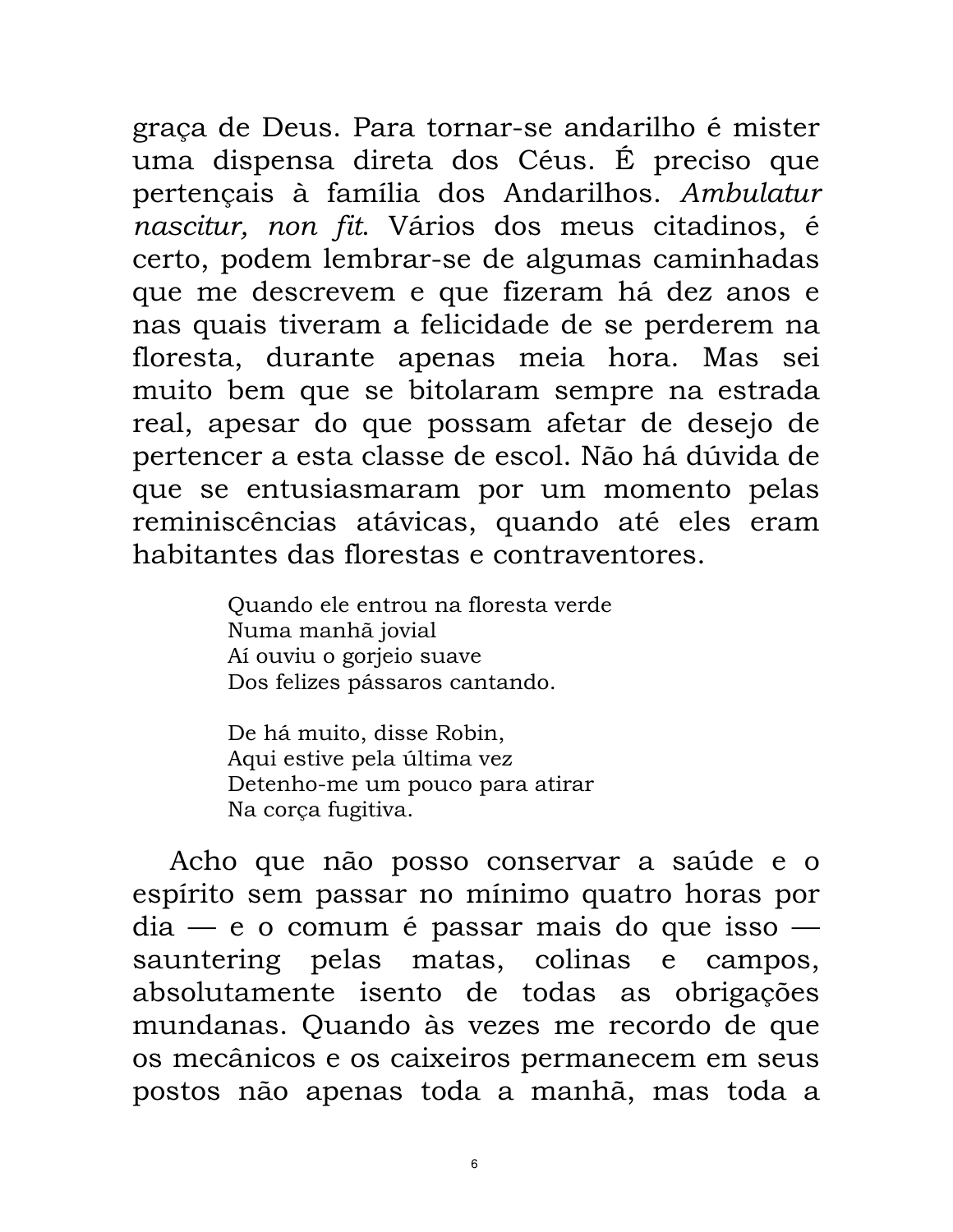graça de Deus. Para tornar-se andarilho é mister uma dispensa direta dos Céus. É preciso que pertençais à família dos Andarilhos. *Ambulatur nascitur, non fit*. Vários dos meus citadinos, é certo, podem lembrar-se de algumas caminhadas que me descrevem e que fizeram há dez anos e nas quais tiveram a felicidade de se perderem na floresta, durante apenas meia hora. Mas sei muito bem que se bitolaram sempre na estrada real, apesar do que possam afetar de desejo de pertencer a esta classe de escol. Não há dúvida de que se entusiasmaram por um momento pelas reminiscências atávicas, quando até eles eram habitantes das florestas e contraventores.

> Quando ele entrou na floresta verde
> Numa manhã jovial
> Aí ouviu o gorjeio suave
> Dos felizes pássaros cantando.
>
> De há muito, disse Robin,
> Aqui estive pela última vez
> Detenho-me um pouco para atirar
> Na corça fugitiva.

Acho que não posso conservar a saúde e o espírito sem passar no mínimo quatro horas por dia — e o comum é passar mais do que isso — sauntering pelas matas, colinas e campos, absolutamente isento de todas as obrigações mundanas. Quando às vezes me recordo de que os mecânicos e os caixeiros permanecem em seus postos não apenas toda a manhã, mas toda a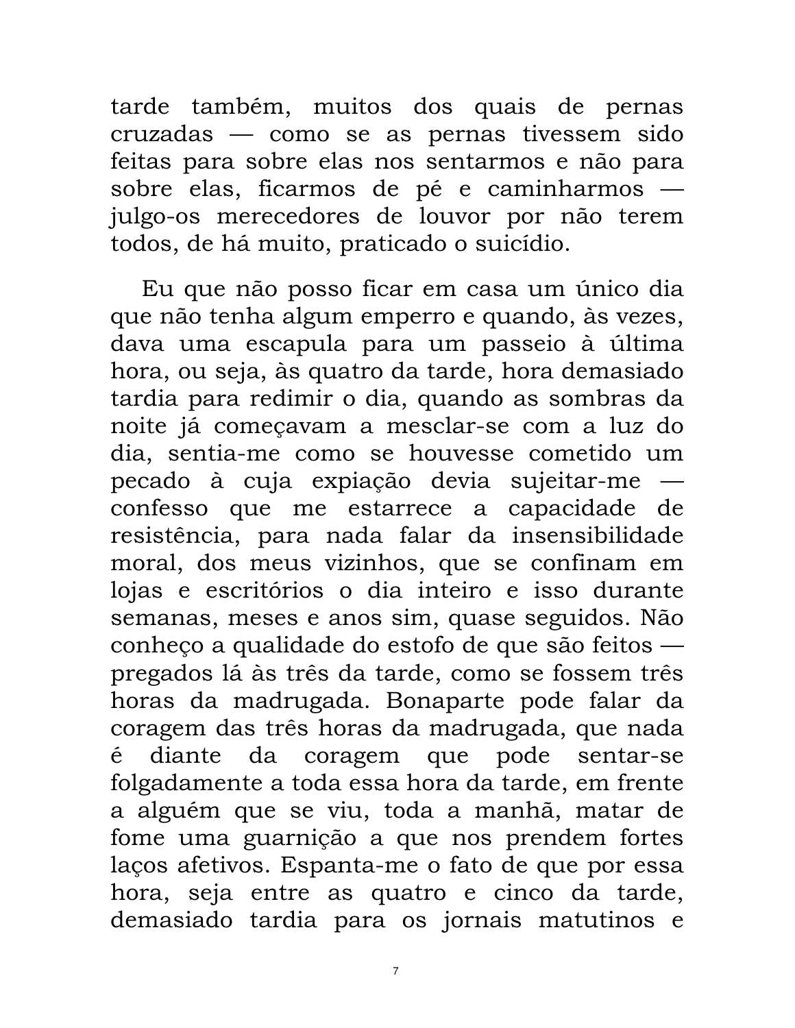tarde também, muitos dos quais de pernas cruzadas — como se as pernas tivessem sido feitas para sobre elas nos sentarmos e não para sobre elas, ficarmos de pé e caminharmos — julgo-os merecedores de louvor por não terem todos, de há muito, praticado o suicídio.

Eu que não posso ficar em casa um único dia que não tenha algum emperro e quando, às vezes, dava uma escapula para um passeio à última hora, ou seja, às quatro da tarde, hora demasiado tardia para redimir o dia, quando as sombras da noite já começavam a mesclar-se com a luz do dia, sentia-me como se houvesse cometido um pecado à cuja expiação devia sujeitar-me — confesso que me estarrece a capacidade de resistência, para nada falar da insensibilidade moral, dos meus vizinhos, que se confinam em lojas e escritórios o dia inteiro e isso durante semanas, meses e anos sim, quase seguidos. Não conheço a qualidade do estofo de que são feitos — pregados lá às três da tarde, como se fossem três horas da madrugada. Bonaparte pode falar da coragem das três horas da madrugada, que nada é diante da coragem que pode sentar-se folgadamente a toda essa hora da tarde, em frente a alguém que se viu, toda a manhã, matar de fome uma guarnição a que nos prendem fortes laços afetivos. Espanta-me o fato de que por essa hora, seja entre as quatro e cinco da tarde, demasiado tardia para os jornais matutinos e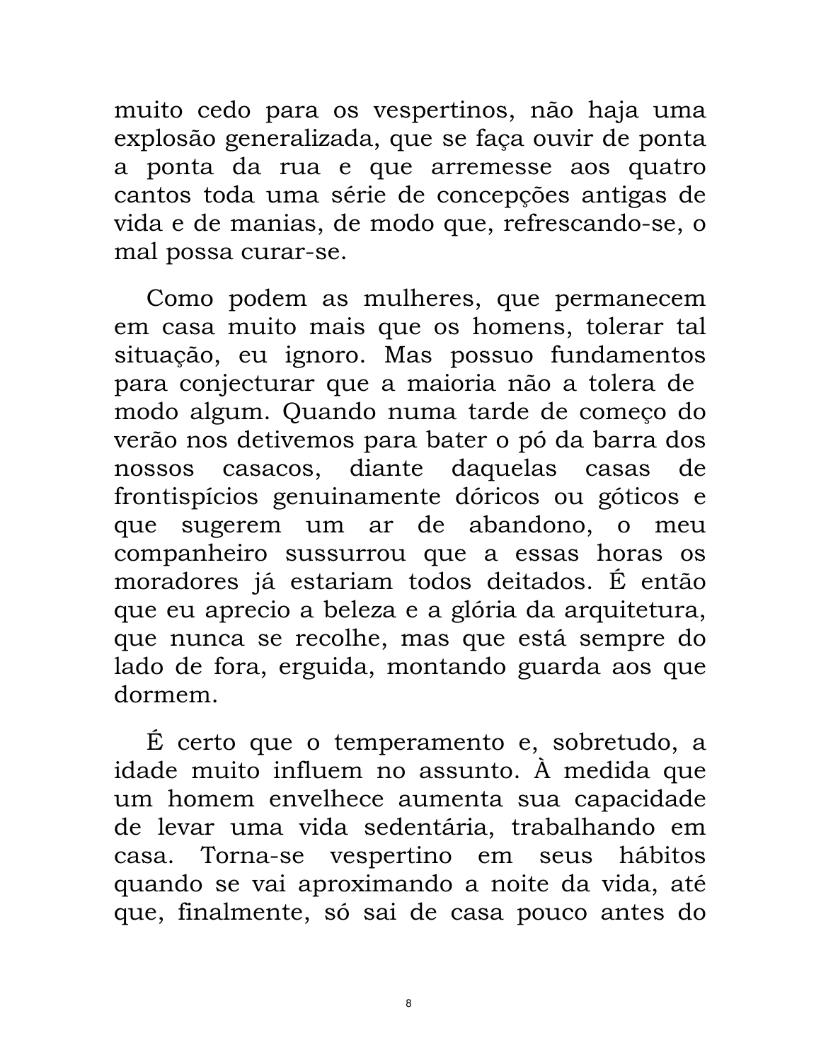muito cedo para os vespertinos, não haja uma explosão generalizada, que se faça ouvir de ponta a ponta da rua e que arremesse aos quatro cantos toda uma série de concepções antigas de vida e de manias, de modo que, refrescando-se, o mal possa curar-se.

Como podem as mulheres, que permanecem em casa muito mais que os homens, tolerar tal situação, eu ignoro. Mas possuo fundamentos para conjecturar que a maioria não a tolera de modo algum. Quando numa tarde de começo do verão nos detivemos para bater o pó da barra dos nossos casacos, diante daquelas casas de frontispícios genuinamente dóricos ou góticos e que sugerem um ar de abandono, o meu companheiro sussurrou que a essas horas os moradores já estariam todos deitados. É então que eu aprecio a beleza e a glória da arquitetura, que nunca se recolhe, mas que está sempre do lado de fora, erguida, montando guarda aos que dormem.

É certo que o temperamento e, sobretudo, a idade muito influem no assunto. À medida que um homem envelhece aumenta sua capacidade de levar uma vida sedentária, trabalhando em casa. Torna-se vespertino em seus hábitos quando se vai aproximando a noite da vida, até que, finalmente, só sai de casa pouco antes do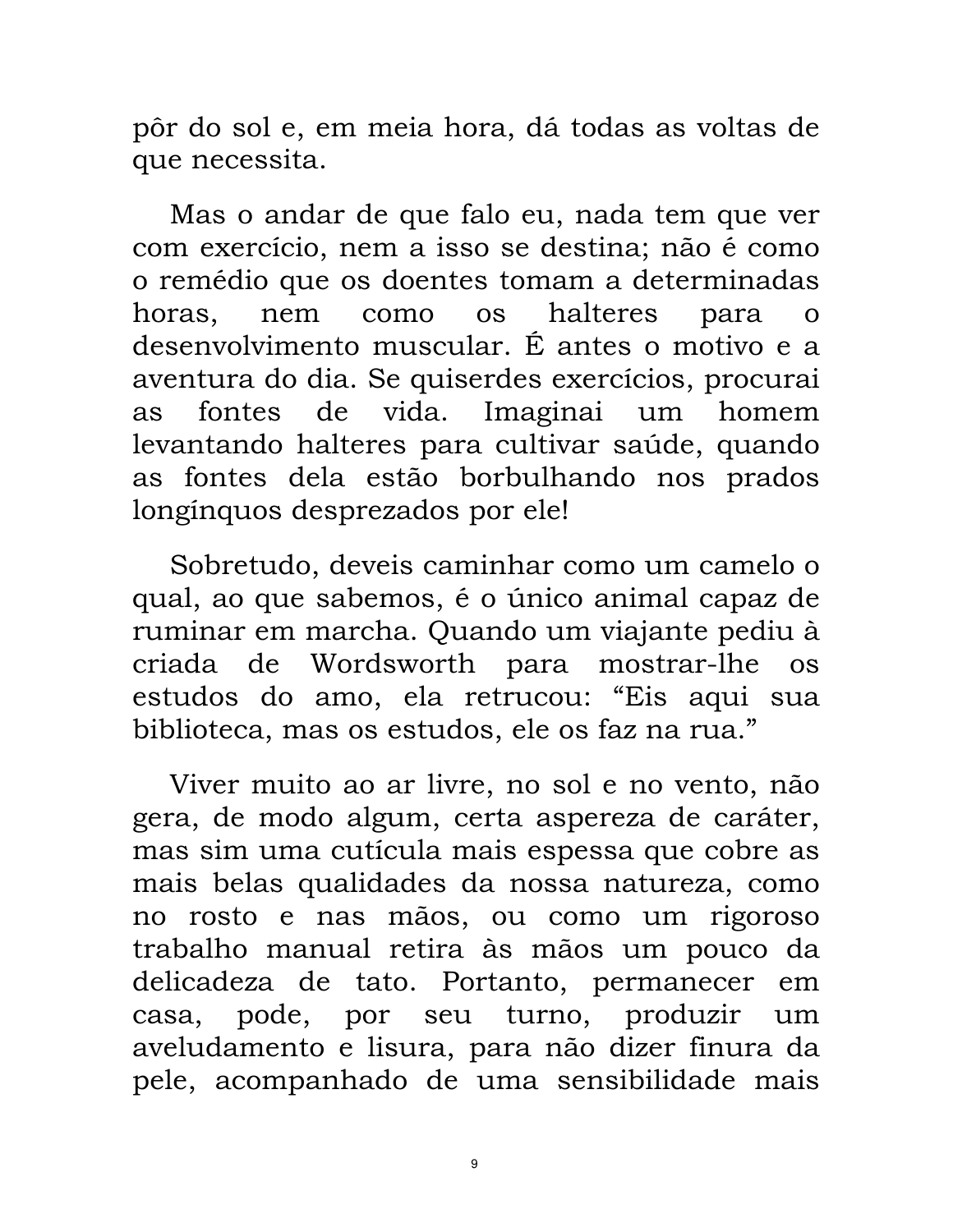pôr do sol e, em meia hora, dá todas as voltas de que necessita.

Mas o andar de que falo eu, nada tem que ver com exercício, nem a isso se destina; não é como o remédio que os doentes tomam a determinadas horas, nem como os halteres para o desenvolvimento muscular. É antes o motivo e a aventura do dia. Se quiserdes exercícios, procurai as fontes de vida. Imaginai um homem levantando halteres para cultivar saúde, quando as fontes dela estão borbulhando nos prados longínquos desprezados por ele!

Sobretudo, deveis caminhar como um camelo o qual, ao que sabemos, é o único animal capaz de ruminar em marcha. Quando um viajante pediu à criada de Wordsworth para mostrar-lhe os estudos do amo, ela retrucou: “Eis aqui sua biblioteca, mas os estudos, ele os faz na rua.”

Viver muito ao ar livre, no sol e no vento, não gera, de modo algum, certa aspereza de caráter, mas sim uma cutícula mais espessa que cobre as mais belas qualidades da nossa natureza, como no rosto e nas mãos, ou como um rigoroso trabalho manual retira às mãos um pouco da delicadeza de tato. Portanto, permanecer em casa, pode, por seu turno, produzir um aveludamento e lisura, para não dizer finura da pele, acompanhado de uma sensibilidade mais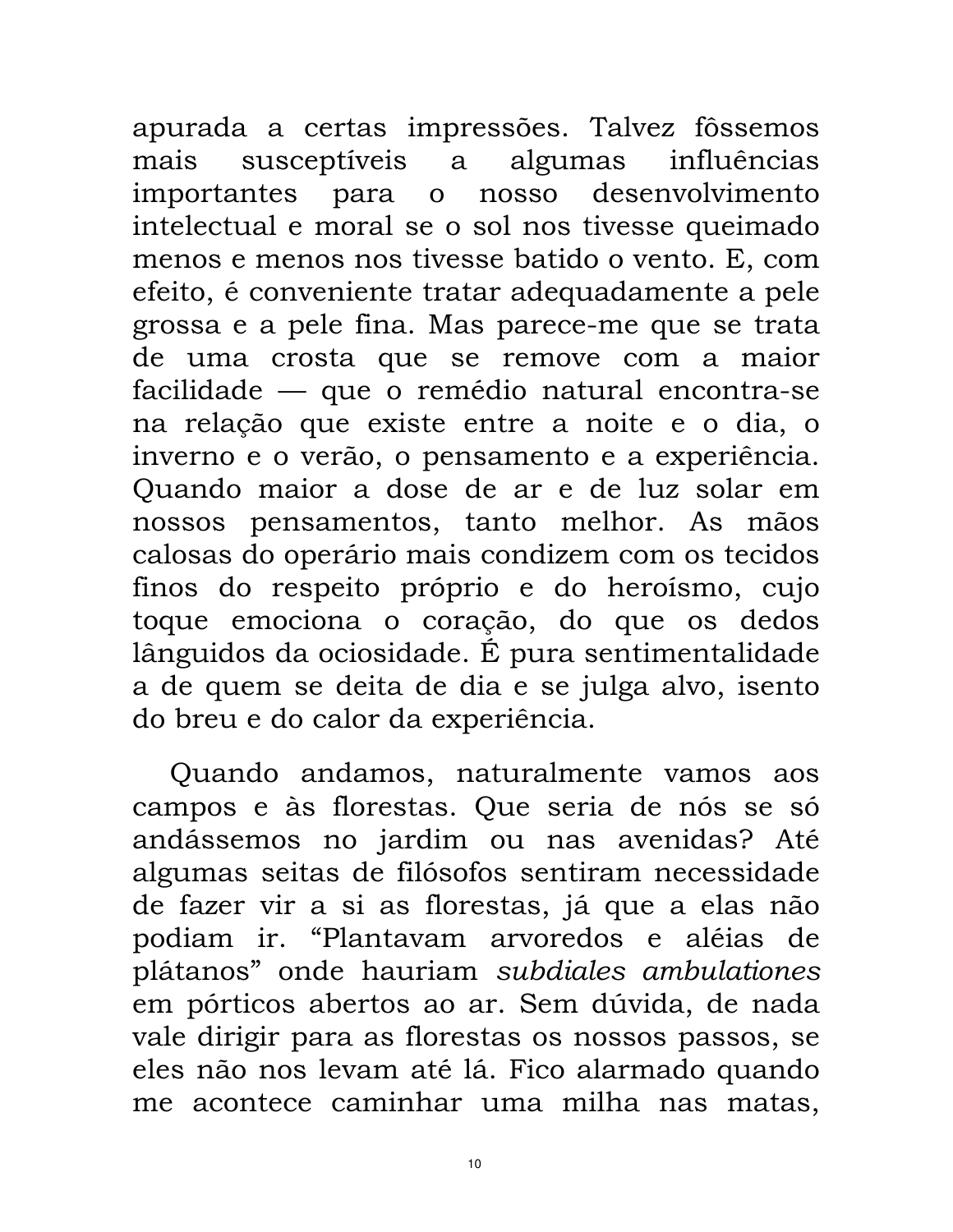apurada a certas impressões. Talvez fôssemos mais susceptíveis a algumas influências importantes para o nosso desenvolvimento intelectual e moral se o sol nos tivesse queimado menos e menos nos tivesse batido o vento. E, com efeito, é conveniente tratar adequadamente a pele grossa e a pele fina. Mas parece-me que se trata de uma crosta que se remove com a maior facilidade — que o remédio natural encontra-se na relação que existe entre a noite e o dia, o inverno e o verão, o pensamento e a experiência. Quando maior a dose de ar e de luz solar em nossos pensamentos, tanto melhor. As mãos calosas do operário mais condizem com os tecidos finos do respeito próprio e do heroísmo, cujo toque emociona o coração, do que os dedos lânguidos da ociosidade. É pura sentimentalidade a de quem se deita de dia e se julga alvo, isento do breu e do calor da experiência.

Quando andamos, naturalmente vamos aos campos e às florestas. Que seria de nós se só andássemos no jardim ou nas avenidas? Até algumas seitas de filósofos sentiram necessidade de fazer vir a si as florestas, já que a elas não podiam ir. “Plantavam arvoredos e aléias de plátanos” onde hauriam *subdiales ambulationes* em pórticos abertos ao ar. Sem dúvida, de nada vale dirigir para as florestas os nossos passos, se eles não nos levam até lá. Fico alarmado quando me acontece caminhar uma milha nas matas,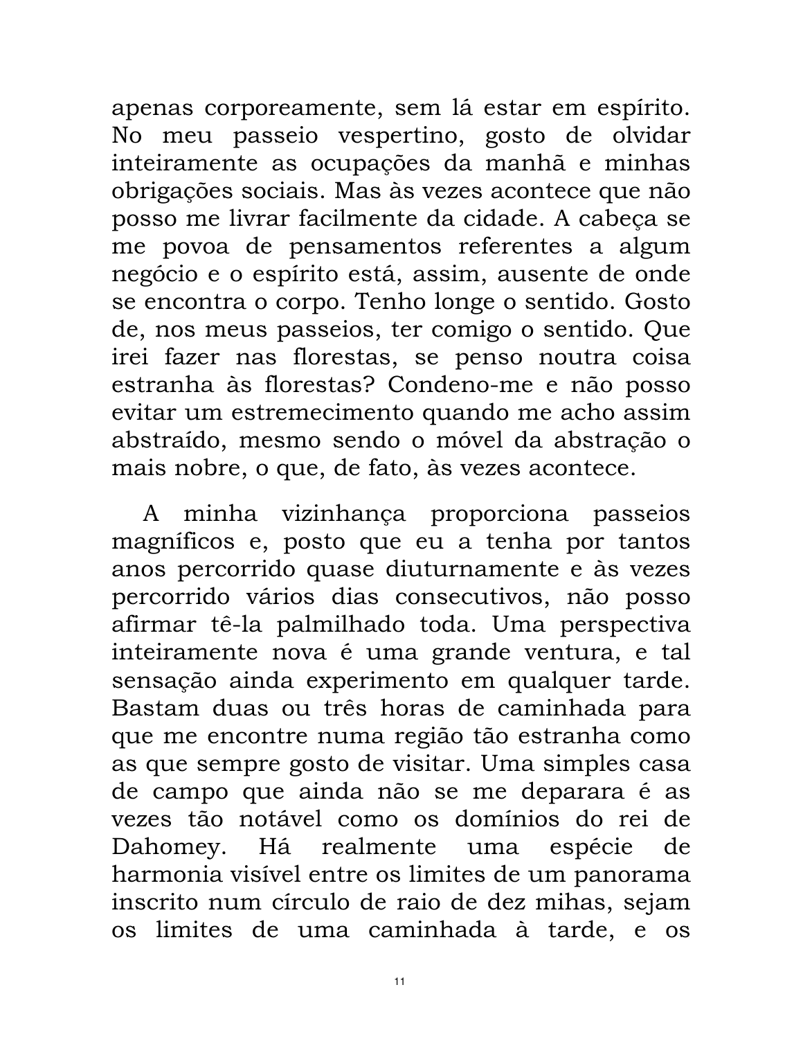apenas corporeamente, sem lá estar em espírito. No meu passeio vespertino, gosto de olvidar inteiramente as ocupações da manhã e minhas obrigações sociais. Mas às vezes acontece que não posso me livrar facilmente da cidade. A cabeça se me povoa de pensamentos referentes a algum negócio e o espírito está, assim, ausente de onde se encontra o corpo. Tenho longe o sentido. Gosto de, nos meus passeios, ter comigo o sentido. Que irei fazer nas florestas, se penso noutra coisa estranha às florestas? Condeno-me e não posso evitar um estremecimento quando me acho assim abstraído, mesmo sendo o móvel da abstração o mais nobre, o que, de fato, às vezes acontece.

A minha vizinhança proporciona passeios magníficos e, posto que eu a tenha por tantos anos percorrido quase diuturnamente e às vezes percorrido vários dias consecutivos, não posso afirmar tê-la palmilhado toda. Uma perspectiva inteiramente nova é uma grande ventura, e tal sensação ainda experimento em qualquer tarde. Bastam duas ou três horas de caminhada para que me encontre numa região tão estranha como as que sempre gosto de visitar. Uma simples casa de campo que ainda não se me deparara é as vezes tão notável como os domínios do rei de Dahomey. Há realmente uma espécie de harmonia visível entre os limites de um panorama inscrito num círculo de raio de dez mihas, sejam os limites de uma caminhada à tarde, e os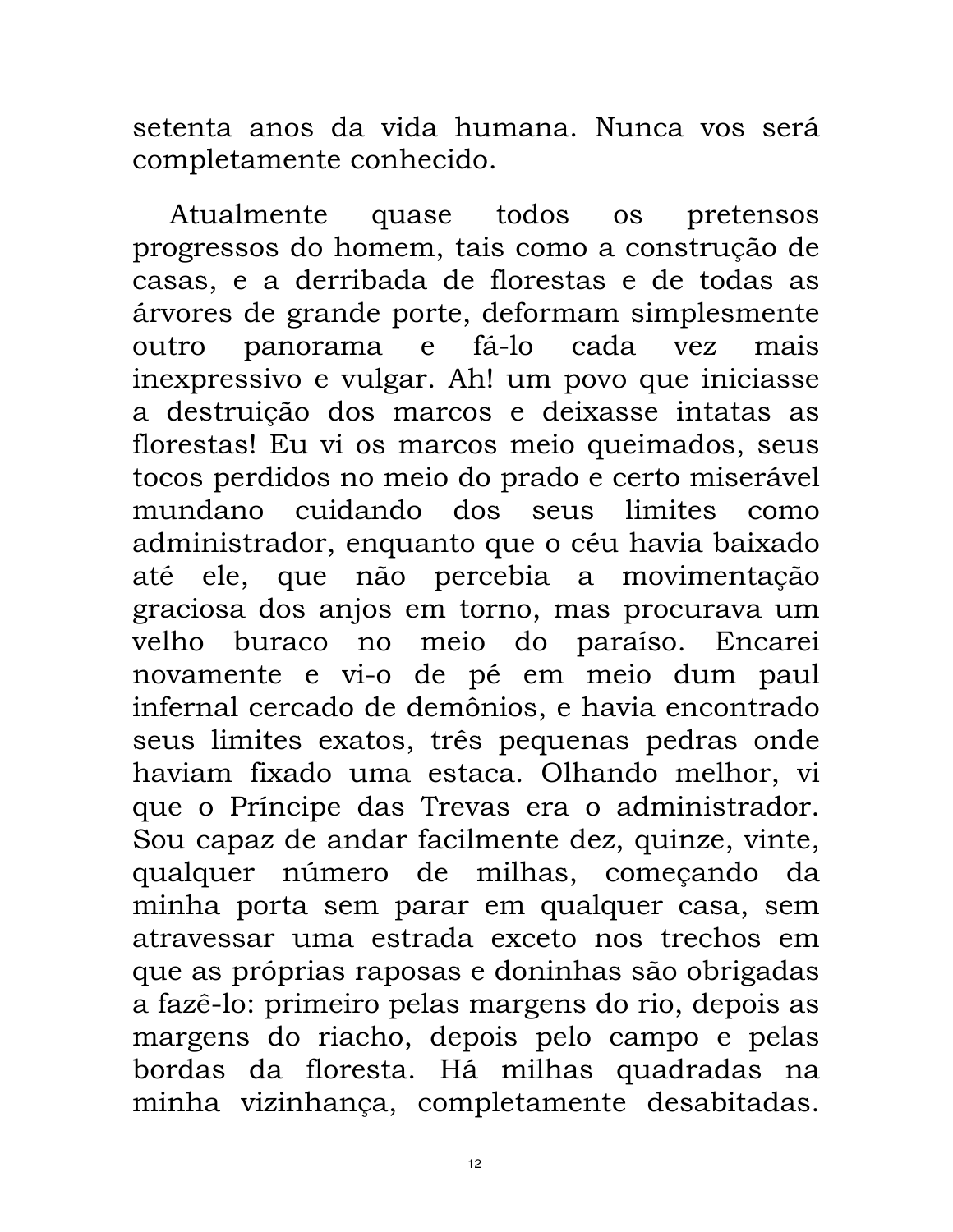setenta anos da vida humana. Nunca vos será completamente conhecido.

Atualmente quase todos os pretensos progressos do homem, tais como a construção de casas, e a derribada de florestas e de todas as árvores de grande porte, deformam simplesmente outro panorama e fá-lo cada vez mais inexpressivo e vulgar. Ah! um povo que iniciasse a destruição dos marcos e deixasse intatas as florestas! Eu vi os marcos meio queimados, seus tocos perdidos no meio do prado e certo miserável mundano cuidando dos seus limites como administrador, enquanto que o céu havia baixado até ele, que não percebia a movimentação graciosa dos anjos em torno, mas procurava um velho buraco no meio do paraíso. Encarei novamente e vi-o de pé em meio dum paul infernal cercado de demônios, e havia encontrado seus limites exatos, três pequenas pedras onde haviam fixado uma estaca. Olhando melhor, vi que o Príncipe das Trevas era o administrador. Sou capaz de andar facilmente dez, quinze, vinte, qualquer número de milhas, começando da minha porta sem parar em qualquer casa, sem atravessar uma estrada exceto nos trechos em que as próprias raposas e doninhas são obrigadas a fazê-lo: primeiro pelas margens do rio, depois as margens do riacho, depois pelo campo e pelas bordas da floresta. Há milhas quadradas na minha vizinhança, completamente desabitadas.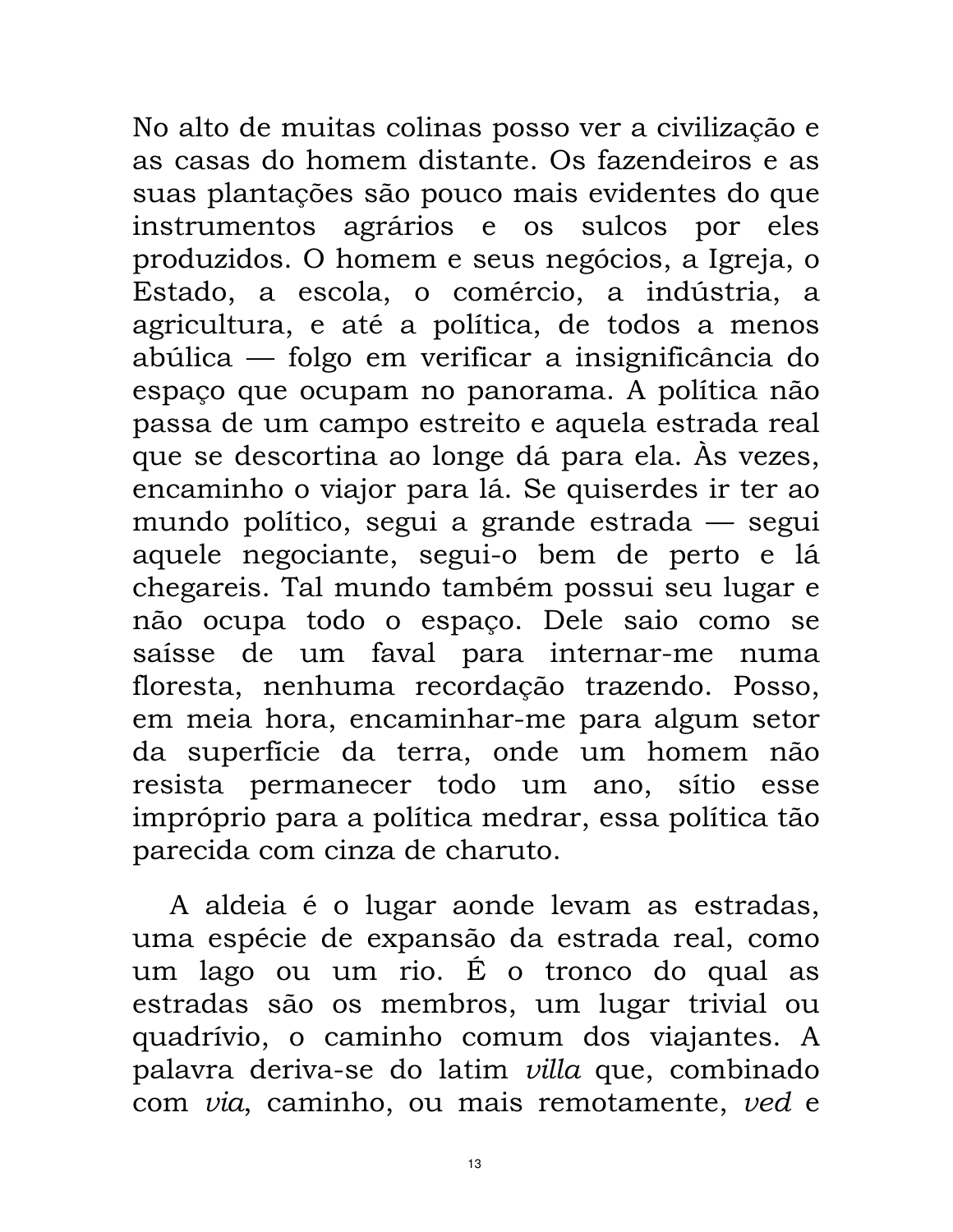No alto de muitas colinas posso ver a civilização e as casas do homem distante. Os fazendeiros e as suas plantações são pouco mais evidentes do que instrumentos agrários e os sulcos por eles produzidos. O homem e seus negócios, a Igreja, o Estado, a escola, o comércio, a indústria, a agricultura, e até a política, de todos a menos abúlica — folgo em verificar a insignificância do espaço que ocupam no panorama. A política não passa de um campo estreito e aquela estrada real que se descortina ao longe dá para ela. Às vezes, encaminho o viajor para lá. Se quiserdes ir ter ao mundo político, segui a grande estrada — segui aquele negociante, segui-o bem de perto e lá chegareis. Tal mundo também possui seu lugar e não ocupa todo o espaço. Dele saio como se saísse de um faval para internar-me numa floresta, nenhuma recordação trazendo. Posso, em meia hora, encaminhar-me para algum setor da superfície da terra, onde um homem não resista permanecer todo um ano, sítio esse impróprio para a política medrar, essa política tão parecida com cinza de charuto.

A aldeia é o lugar aonde levam as estradas, uma espécie de expansão da estrada real, como um lago ou um rio. É o tronco do qual as estradas são os membros, um lugar trivial ou quadrívio, o caminho comum dos viajantes. A palavra deriva-se do latim *villa* que, combinado com *via*, caminho, ou mais remotamente, *ved* e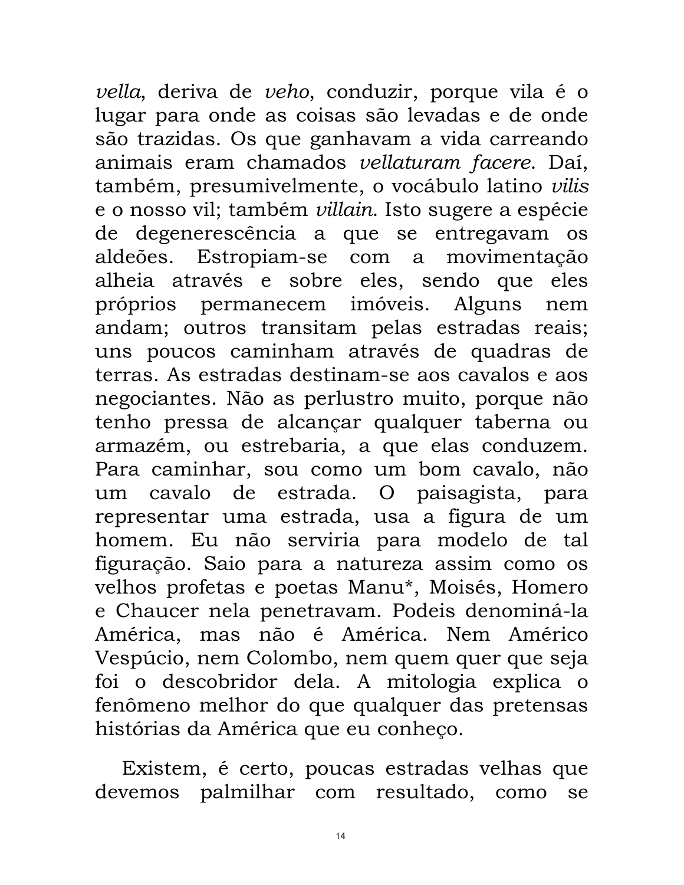*vella*, deriva de *veho*, conduzir, porque vila é o lugar para onde as coisas são levadas e de onde são trazidas. Os que ganhavam a vida carreando animais eram chamados *vellaturam facere*. Daí, também, presumivelmente, o vocábulo latino *vilis* e o nosso vil; também *villain*. Isto sugere a espécie de degenerescência a que se entregavam os aldeões. Estropiam-se com a movimentação alheia através e sobre eles, sendo que eles próprios permanecem imóveis. Alguns nem andam; outros transitam pelas estradas reais; uns poucos caminham através de quadras de terras. As estradas destinam-se aos cavalos e aos negociantes. Não as perlustro muito, porque não tenho pressa de alcançar qualquer taberna ou armazém, ou estrebaria, a que elas conduzem. Para caminhar, sou como um bom cavalo, não um cavalo de estrada. O paisagista, para representar uma estrada, usa a figura de um homem. Eu não serviria para modelo de tal figuração. Saio para a natureza assim como os velhos profetas e poetas Manu*, Moisés, Homero e Chaucer nela penetravam. Podeis denominá-la América, mas não é América. Nem Américo Vespúcio, nem Colombo, nem quem quer que seja foi o descobridor dela. A mitologia explica o fenômeno melhor do que qualquer das pretensas histórias da América que eu conheço.

Existem, é certo, poucas estradas velhas que devemos palmilhar com resultado, como se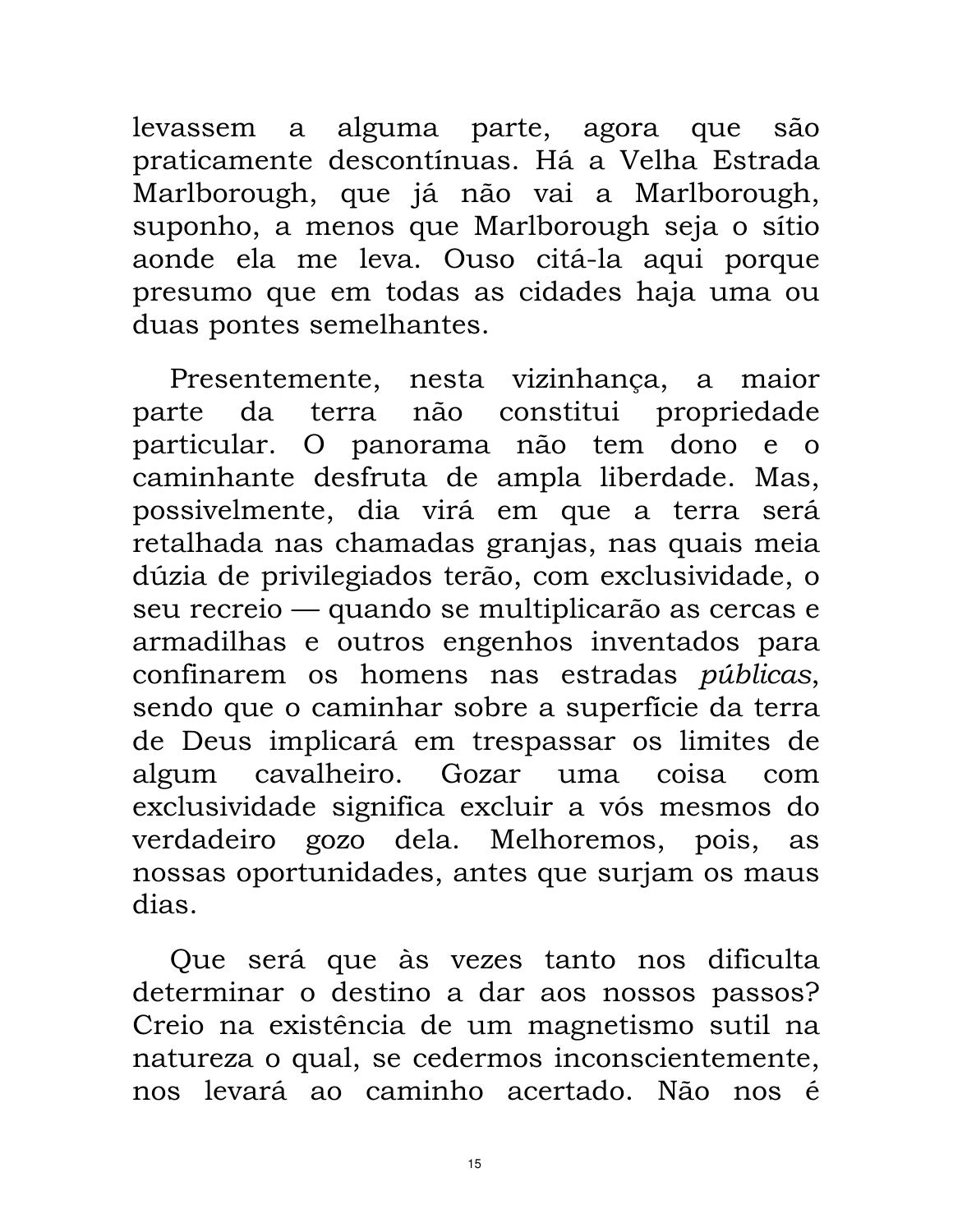levassem a alguma parte, agora que são praticamente descontínuas. Há a Velha Estrada Marlborough, que já não vai a Marlborough, suponho, a menos que Marlborough seja o sítio aonde ela me leva. Ouso citá-la aqui porque presumo que em todas as cidades haja uma ou duas pontes semelhantes.

Presentemente, nesta vizinhança, a maior parte da terra não constitui propriedade particular. O panorama não tem dono e o caminhante desfruta de ampla liberdade. Mas, possivelmente, dia virá em que a terra será retalhada nas chamadas granjas, nas quais meia dúzia de privilegiados terão, com exclusividade, o seu recreio — quando se multiplicarão as cercas e armadilhas e outros engenhos inventados para confinarem os homens nas estradas *públicas*, sendo que o caminhar sobre a superfície da terra de Deus implicará em trespassar os limites de algum cavalheiro. Gozar uma coisa com exclusividade significa excluir a vós mesmos do verdadeiro gozo dela. Melhoremos, pois, as nossas oportunidades, antes que surjam os maus dias.

Que será que às vezes tanto nos dificulta determinar o destino a dar aos nossos passos? Creio na existência de um magnetismo sutil na natureza o qual, se cedermos inconscientemente, nos levará ao caminho acertado. Não nos é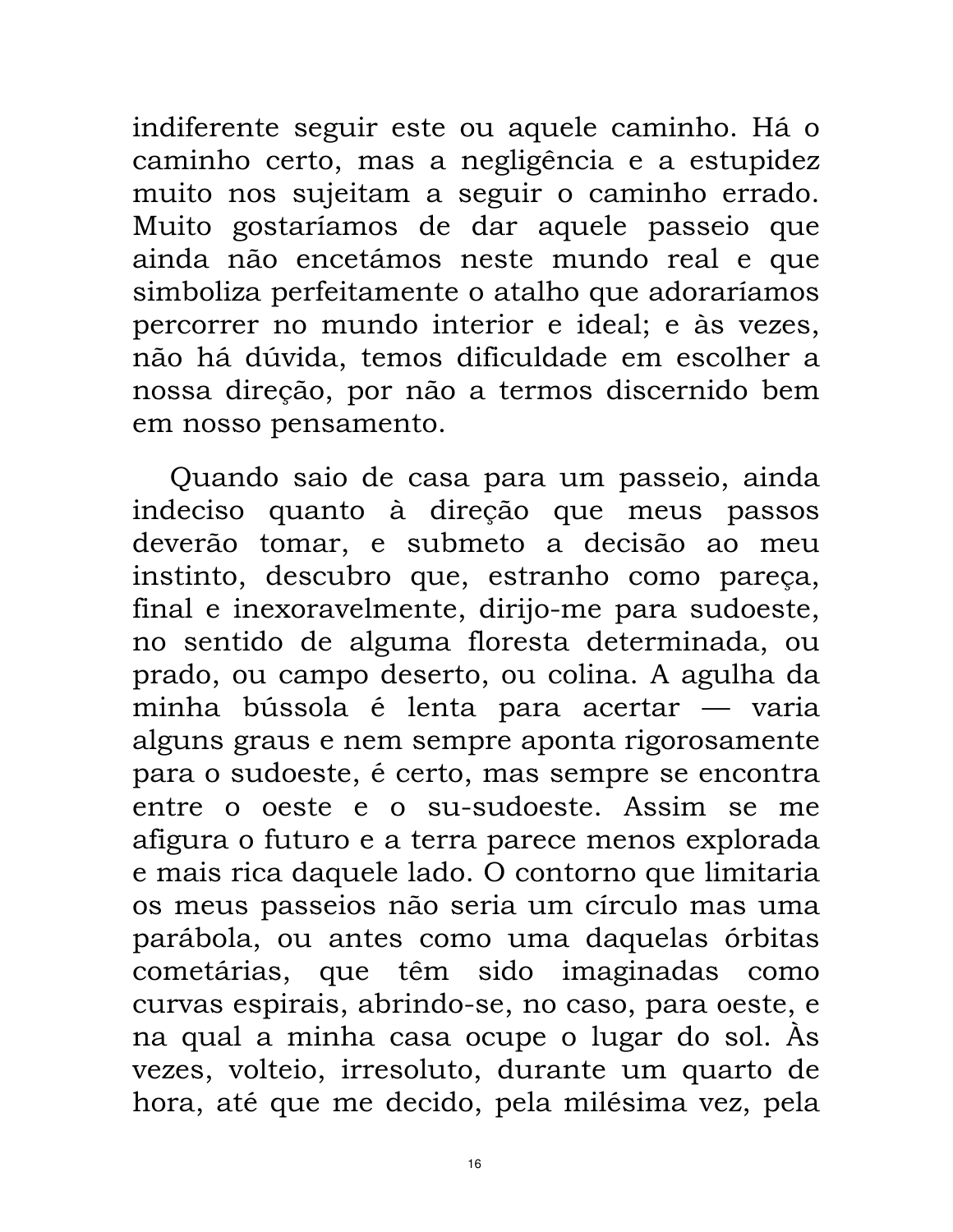indiferente seguir este ou aquele caminho. Há o caminho certo, mas a negligência e a estupidez muito nos sujeitam a seguir o caminho errado. Muito gostaríamos de dar aquele passeio que ainda não encetámos neste mundo real e que simboliza perfeitamente o atalho que adoraríamos percorrer no mundo interior e ideal; e às vezes, não há dúvida, temos dificuldade em escolher a nossa direção, por não a termos discernido bem em nosso pensamento.

Quando saio de casa para um passeio, ainda indeciso quanto à direção que meus passos deverão tomar, e submeto a decisão ao meu instinto, descubro que, estranho como pareça, final e inexoravelmente, dirijo-me para sudoeste, no sentido de alguma floresta determinada, ou prado, ou campo deserto, ou colina. A agulha da minha bússola é lenta para acertar — varia alguns graus e nem sempre aponta rigorosamente para o sudoeste, é certo, mas sempre se encontra entre o oeste e o su-sudoeste. Assim se me afigura o futuro e a terra parece menos explorada e mais rica daquele lado. O contorno que limitaria os meus passeios não seria um círculo mas uma parábola, ou antes como uma daquelas órbitas cometárias, que têm sido imaginadas como curvas espirais, abrindo-se, no caso, para oeste, e na qual a minha casa ocupe o lugar do sol. Às vezes, volteio, irresoluto, durante um quarto de hora, até que me decido, pela milésima vez, pela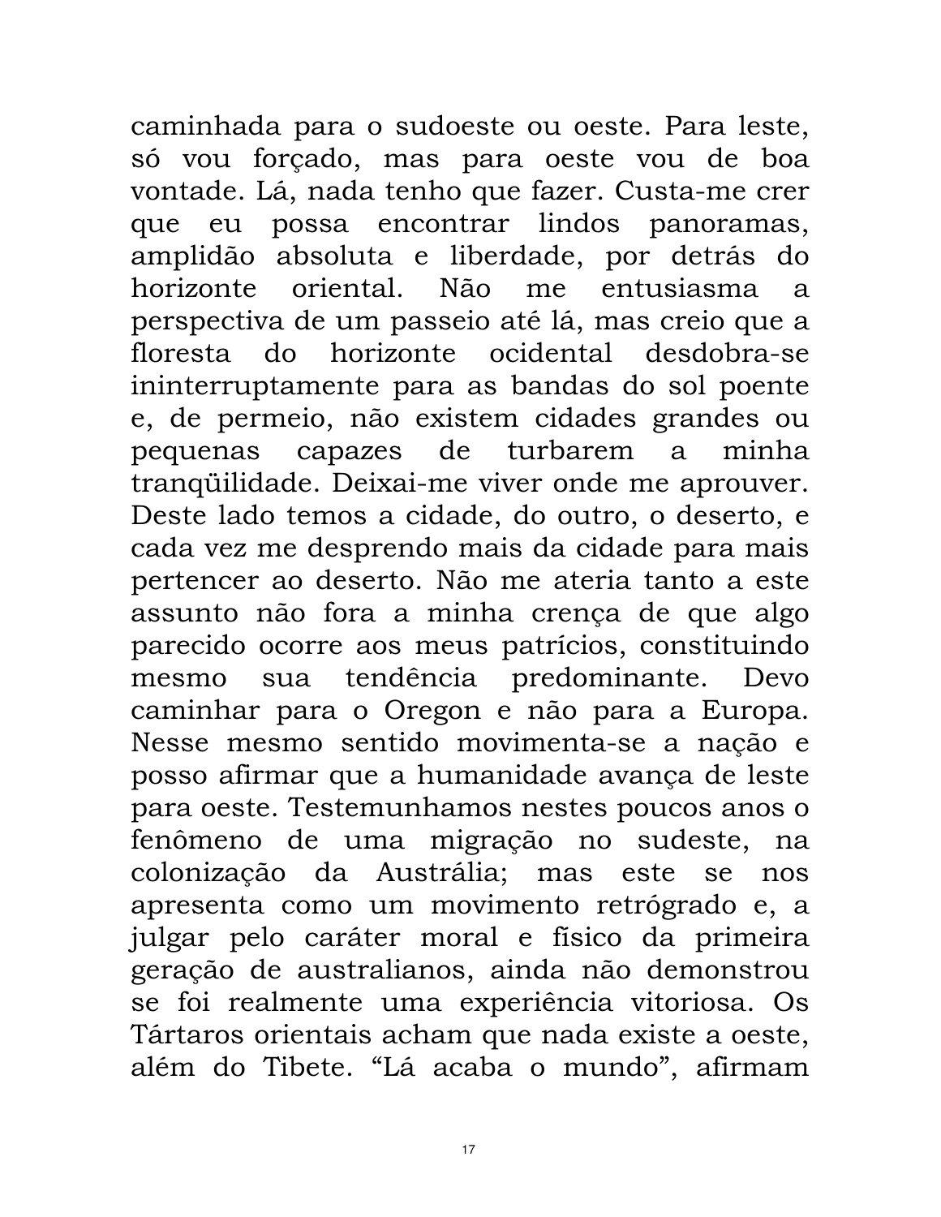caminhada para o sudoeste ou oeste. Para leste, só vou forçado, mas para oeste vou de boa vontade. Lá, nada tenho que fazer. Custa-me crer que eu possa encontrar lindos panoramas, amplidão absoluta e liberdade, por detrás do horizonte oriental. Não me entusiasma a perspectiva de um passeio até lá, mas creio que a floresta do horizonte ocidental desdobra-se ininterruptamente para as bandas do sol poente e, de permeio, não existem cidades grandes ou pequenas capazes de turbarem a minha tranqüilidade. Deixai-me viver onde me aprouver. Deste lado temos a cidade, do outro, o deserto, e cada vez me desprendo mais da cidade para mais pertencer ao deserto. Não me ateria tanto a este assunto não fora a minha crença de que algo parecido ocorre aos meus patrícios, constituindo mesmo sua tendência predominante. Devo caminhar para o Oregon e não para a Europa. Nesse mesmo sentido movimenta-se a nação e posso afirmar que a humanidade avança de leste para oeste. Testemunhamos nestes poucos anos o fenômeno de uma migração no sudeste, na colonização da Austrália; mas este se nos apresenta como um movimento retrógrado e, a julgar pelo caráter moral e físico da primeira geração de australianos, ainda não demonstrou se foi realmente uma experiência vitoriosa. Os Tártaros orientais acham que nada existe a oeste, além do Tibete. "Lá acaba o mundo", afirmam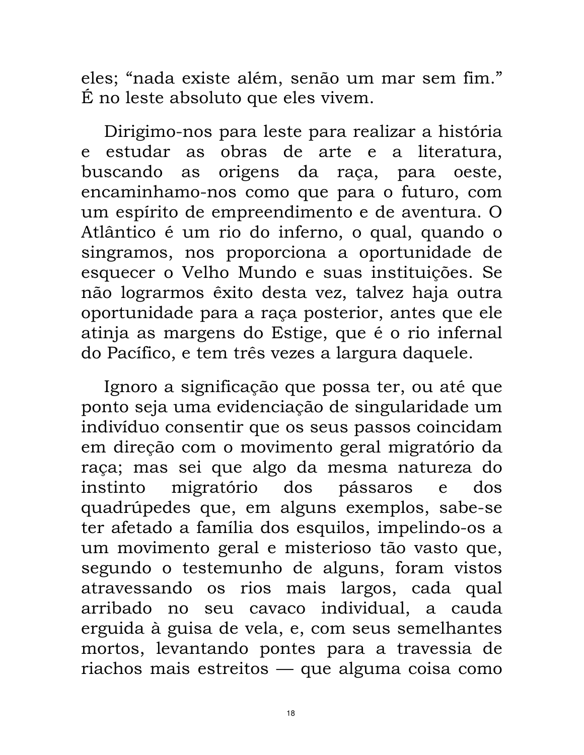eles; “nada existe além, senão um mar sem fim.” É no leste absoluto que eles vivem.

Dirigimo-nos para leste para realizar a história e estudar as obras de arte e a literatura, buscando as origens da raça, para oeste, encaminhamo-nos como que para o futuro, com um espírito de empreendimento e de aventura. O Atlântico é um rio do inferno, o qual, quando o singramos, nos proporciona a oportunidade de esquecer o Velho Mundo e suas instituições. Se não lograrmos êxito desta vez, talvez haja outra oportunidade para a raça posterior, antes que ele atinja as margens do Estige, que é o rio infernal do Pacífico, e tem três vezes a largura daquele.

Ignoro a significação que possa ter, ou até que ponto seja uma evidenciação de singularidade um indivíduo consentir que os seus passos coincidam em direção com o movimento geral migratório da raça; mas sei que algo da mesma natureza do instinto migratório dos pássaros e dos quadrúpedes que, em alguns exemplos, sabe-se ter afetado a família dos esquilos, impelindo-os a um movimento geral e misterioso tão vasto que, segundo o testemunho de alguns, foram vistos atravessando os rios mais largos, cada qual arribado no seu cavaco individual, a cauda erguida à guisa de vela, e, com seus semelhantes mortos, levantando pontes para a travessia de riachos mais estreitos — que alguma coisa como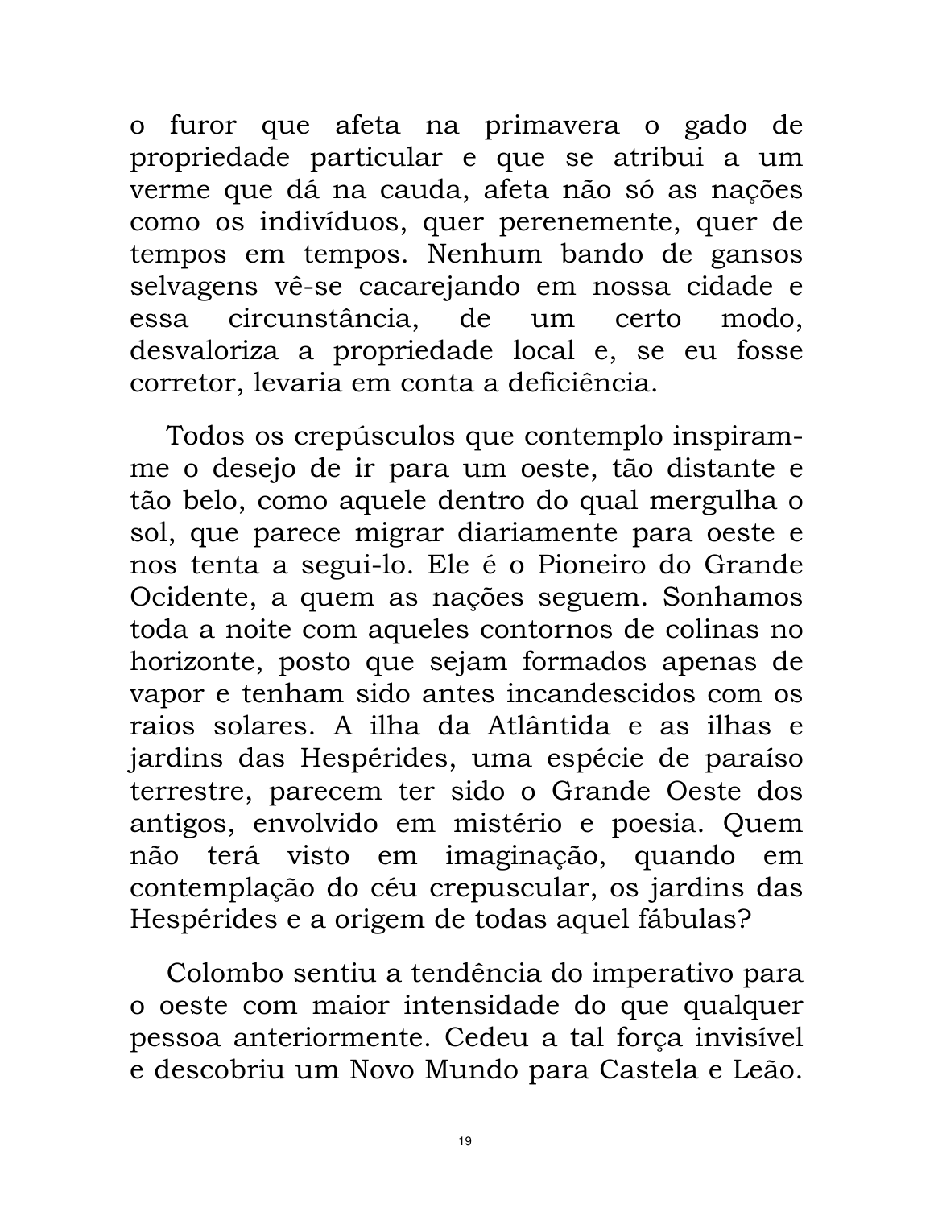o furor que afeta na primavera o gado de propriedade particular e que se atribui a um verme que dá na cauda, afeta não só as nações como os indivíduos, quer perenemente, quer de tempos em tempos. Nenhum bando de gansos selvagens vê-se cacarejando em nossa cidade e essa circunstância, de um certo modo, desvaloriza a propriedade local e, se eu fosse corretor, levaria em conta a deficiência.

Todos os crepúsculos que contemplo inspiram-me o desejo de ir para um oeste, tão distante e tão belo, como aquele dentro do qual mergulha o sol, que parece migrar diariamente para oeste e nos tenta a segui-lo. Ele é o Pioneiro do Grande Ocidente, a quem as nações seguem. Sonhamos toda a noite com aqueles contornos de colinas no horizonte, posto que sejam formados apenas de vapor e tenham sido antes incandescidos com os raios solares. A ilha da Atlântida e as ilhas e jardins das Hespérides, uma espécie de paraíso terrestre, parecem ter sido o Grande Oeste dos antigos, envolvido em mistério e poesia. Quem não terá visto em imaginação, quando em contemplação do céu crepuscular, os jardins das Hespérides e a origem de todas aquel fábulas?

Colombo sentiu a tendência do imperativo para o oeste com maior intensidade do que qualquer pessoa anteriormente. Cedeu a tal força invisível e descobriu um Novo Mundo para Castela e Leão.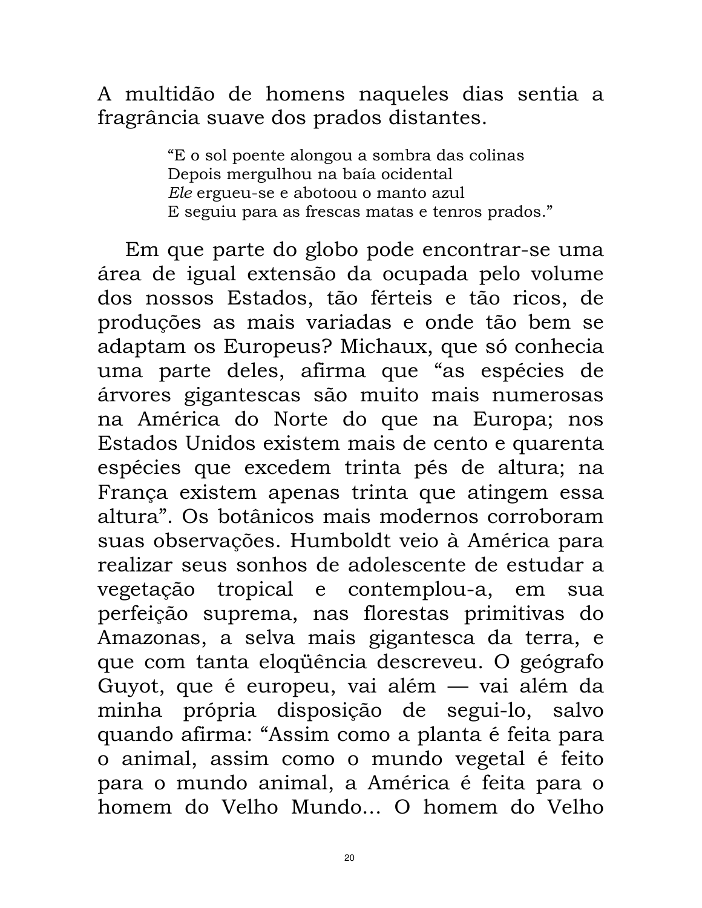A multidão de homens naqueles dias sentia a fragrância suave dos prados distantes.

> "E o sol poente alongou a sombra das colinas
> Depois mergulhou na baía ocidental
> *Ele* ergueu-se e abotoou o manto azul
> E seguiu para as frescas matas e tenros prados."

Em que parte do globo pode encontrar-se uma área de igual extensão da ocupada pelo volume dos nossos Estados, tão férteis e tão ricos, de produções as mais variadas e onde tão bem se adaptam os Europeus? Michaux, que só conhecia uma parte deles, afirma que "as espécies de árvores gigantescas são muito mais numerosas na América do Norte do que na Europa; nos Estados Unidos existem mais de cento e quarenta espécies que excedem trinta pés de altura; na França existem apenas trinta que atingem essa altura". Os botânicos mais modernos corroboram suas observações. Humboldt veio à América para realizar seus sonhos de adolescente de estudar a vegetação tropical e contemplou-a, em sua perfeição suprema, nas florestas primitivas do Amazonas, a selva mais gigantesca da terra, e que com tanta eloqüência descreveu. O geógrafo Guyot, que é europeu, vai além — vai além da minha própria disposição de segui-lo, salvo quando afirma: "Assim como a planta é feita para o animal, assim como o mundo vegetal é feito para o mundo animal, a América é feita para o homem do Velho Mundo... O homem do Velho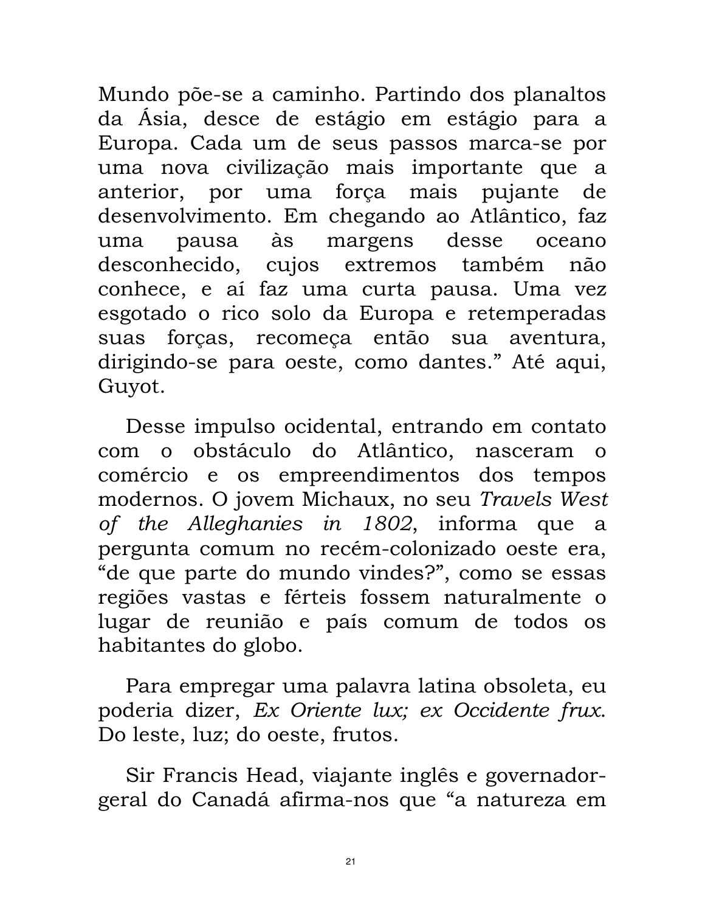Mundo põe-se a caminho. Partindo dos planaltos da Ásia, desce de estágio em estágio para a Europa. Cada um de seus passos marca-se por uma nova civilização mais importante que a anterior, por uma força mais pujante de desenvolvimento. Em chegando ao Atlântico, faz uma pausa às margens desse oceano desconhecido, cujos extremos também não conhece, e aí faz uma curta pausa. Uma vez esgotado o rico solo da Europa e retemperadas suas forças, recomeça então sua aventura, dirigindo-se para oeste, como dantes." Até aqui, Guyot.

Desse impulso ocidental, entrando em contato com o obstáculo do Atlântico, nasceram o comércio e os empreendimentos dos tempos modernos. O jovem Michaux, no seu *Travels West of the Alleghanies in 1802*, informa que a pergunta comum no recém-colonizado oeste era, "de que parte do mundo vindes?", como se essas regiões vastas e férteis fossem naturalmente o lugar de reunião e país comum de todos os habitantes do globo.

Para empregar uma palavra latina obsoleta, eu poderia dizer, *Ex Oriente lux; ex Occidente frux*. Do leste, luz; do oeste, frutos.

Sir Francis Head, viajante inglês e governador-geral do Canadá afirma-nos que "a natureza em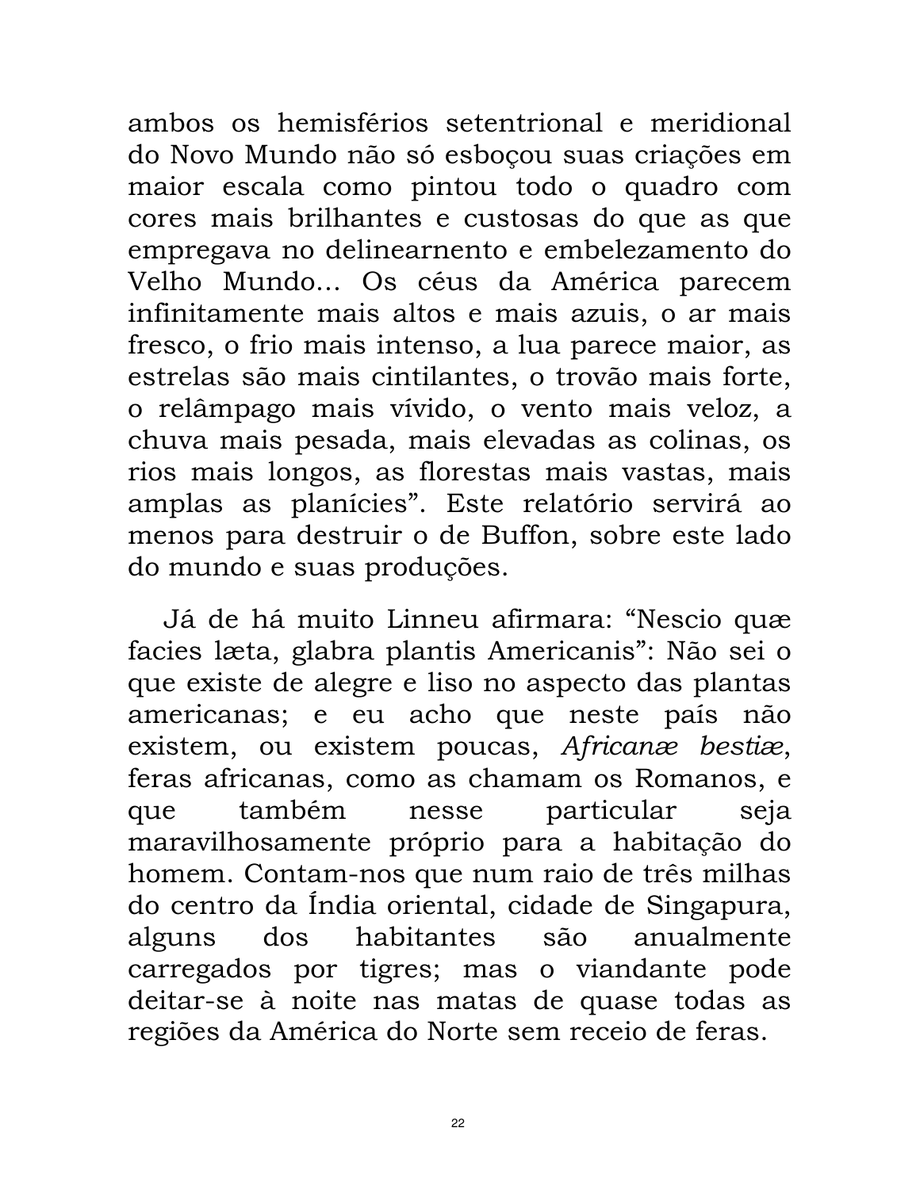ambos os hemisférios setentrional e meridional do Novo Mundo não só esboçou suas criações em maior escala como pintou todo o quadro com cores mais brilhantes e custosas do que as que empregava no delinearnento e embelezamento do Velho Mundo... Os céus da América parecem infinitamente mais altos e mais azuis, o ar mais fresco, o frio mais intenso, a lua parece maior, as estrelas são mais cintilantes, o trovão mais forte, o relâmpago mais vívido, o vento mais veloz, a chuva mais pesada, mais elevadas as colinas, os rios mais longos, as florestas mais vastas, mais amplas as planícies". Este relatório servirá ao menos para destruir o de Buffon, sobre este lado do mundo e suas produções.

Já de há muito Linneu afirmara: "Nescio quæ facies læta, glabra plantis Americanis": Não sei o que existe de alegre e liso no aspecto das plantas americanas; e eu acho que neste país não existem, ou existem poucas, *Africanæ bestiæ*, feras africanas, como as chamam os Romanos, e que também nesse particular seja maravilhosamente próprio para a habitação do homem. Contam-nos que num raio de três milhas do centro da Índia oriental, cidade de Singapura, alguns dos habitantes são anualmente carregados por tigres; mas o viandante pode deitar-se à noite nas matas de quase todas as regiões da América do Norte sem receio de feras.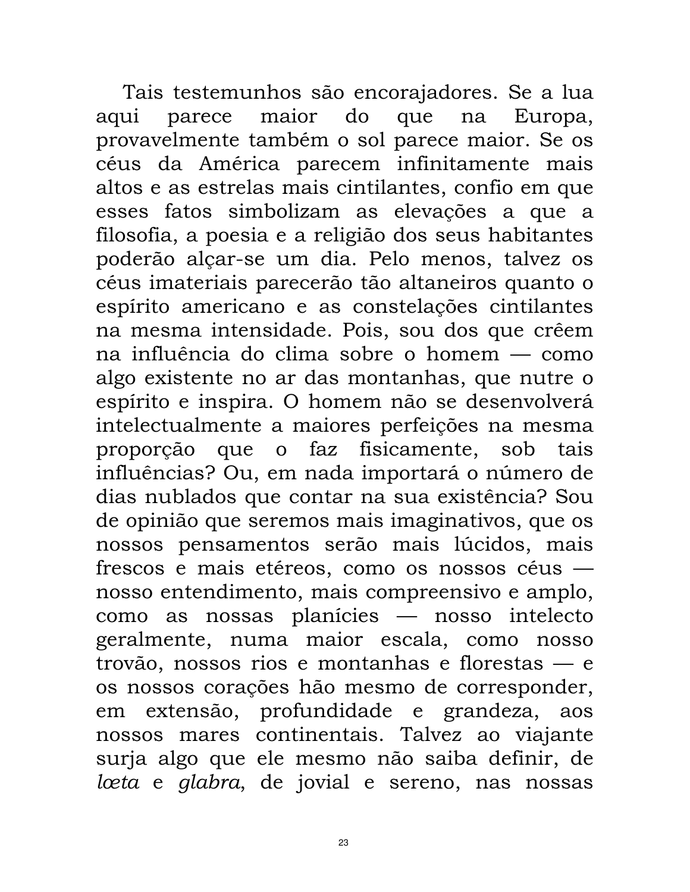Tais testemunhos são encorajadores. Se a lua aqui parece maior do que na Europa, provavelmente também o sol parece maior. Se os céus da América parecem infinitamente mais altos e as estrelas mais cintilantes, confio em que esses fatos simbolizam as elevações a que a filosofia, a poesia e a religião dos seus habitantes poderão alçar-se um dia. Pelo menos, talvez os céus imateriais parecerão tão altaneiros quanto o espírito americano e as constelações cintilantes na mesma intensidade. Pois, sou dos que crêem na influência do clima sobre o homem — como algo existente no ar das montanhas, que nutre o espírito e inspira. O homem não se desenvolverá intelectualmente a maiores perfeições na mesma proporção que o faz fisicamente, sob tais influências? Ou, em nada importará o número de dias nublados que contar na sua existência? Sou de opinião que seremos mais imaginativos, que os nossos pensamentos serão mais lúcidos, mais frescos e mais etéreos, como os nossos céus — nosso entendimento, mais compreensivo e amplo, como as nossas planícies — nosso intelecto geralmente, numa maior escala, como nosso trovão, nossos rios e montanhas e florestas — e os nossos corações hão mesmo de corresponder, em extensão, profundidade e grandeza, aos nossos mares continentais. Talvez ao viajante surja algo que ele mesmo não saiba definir, de *lœta* e *glabra*, de jovial e sereno, nas nossas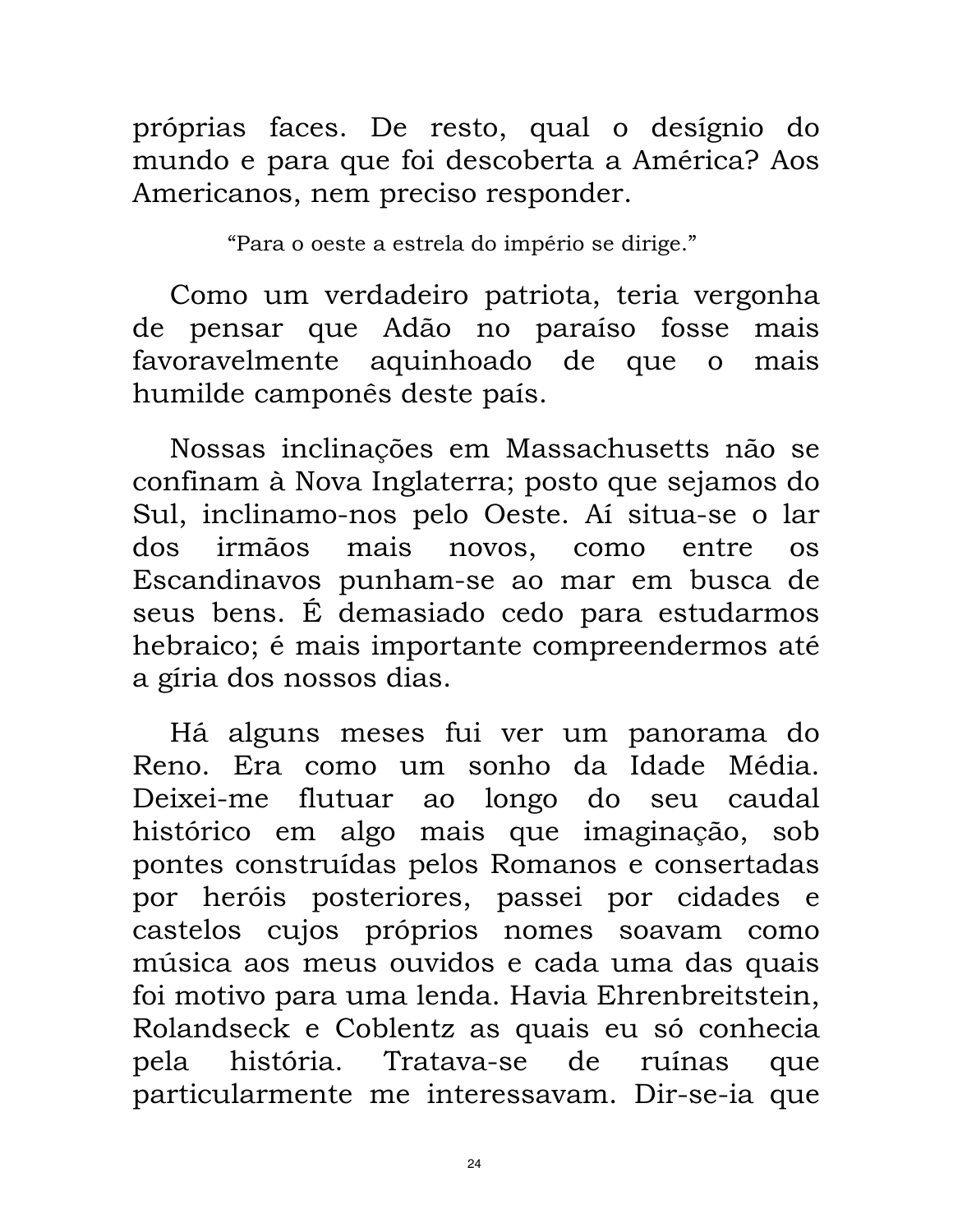próprias faces. De resto, qual o desígnio do mundo e para que foi descoberta a América? Aos Americanos, nem preciso responder.

> "Para o oeste a estrela do império se dirige."

Como um verdadeiro patriota, teria vergonha de pensar que Adão no paraíso fosse mais favoravelmente aquinhoado de que o mais humilde camponês deste país.

Nossas inclinações em Massachusetts não se confinam à Nova Inglaterra; posto que sejamos do Sul, inclinamo-nos pelo Oeste. Aí situa-se o lar dos irmãos mais novos, como entre os Escandinavos punham-se ao mar em busca de seus bens. É demasiado cedo para estudarmos hebraico; é mais importante compreendermos até a gíria dos nossos dias.

Há alguns meses fui ver um panorama do Reno. Era como um sonho da Idade Média. Deixei-me flutuar ao longo do seu caudal histórico em algo mais que imaginação, sob pontes construídas pelos Romanos e consertadas por heróis posteriores, passei por cidades e castelos cujos próprios nomes soavam como música aos meus ouvidos e cada uma das quais foi motivo para uma lenda. Havia Ehrenbreitstein, Rolandseck e Coblentz as quais eu só conhecia pela história. Tratava-se de ruínas que particularmente me interessavam. Dir-se-ia que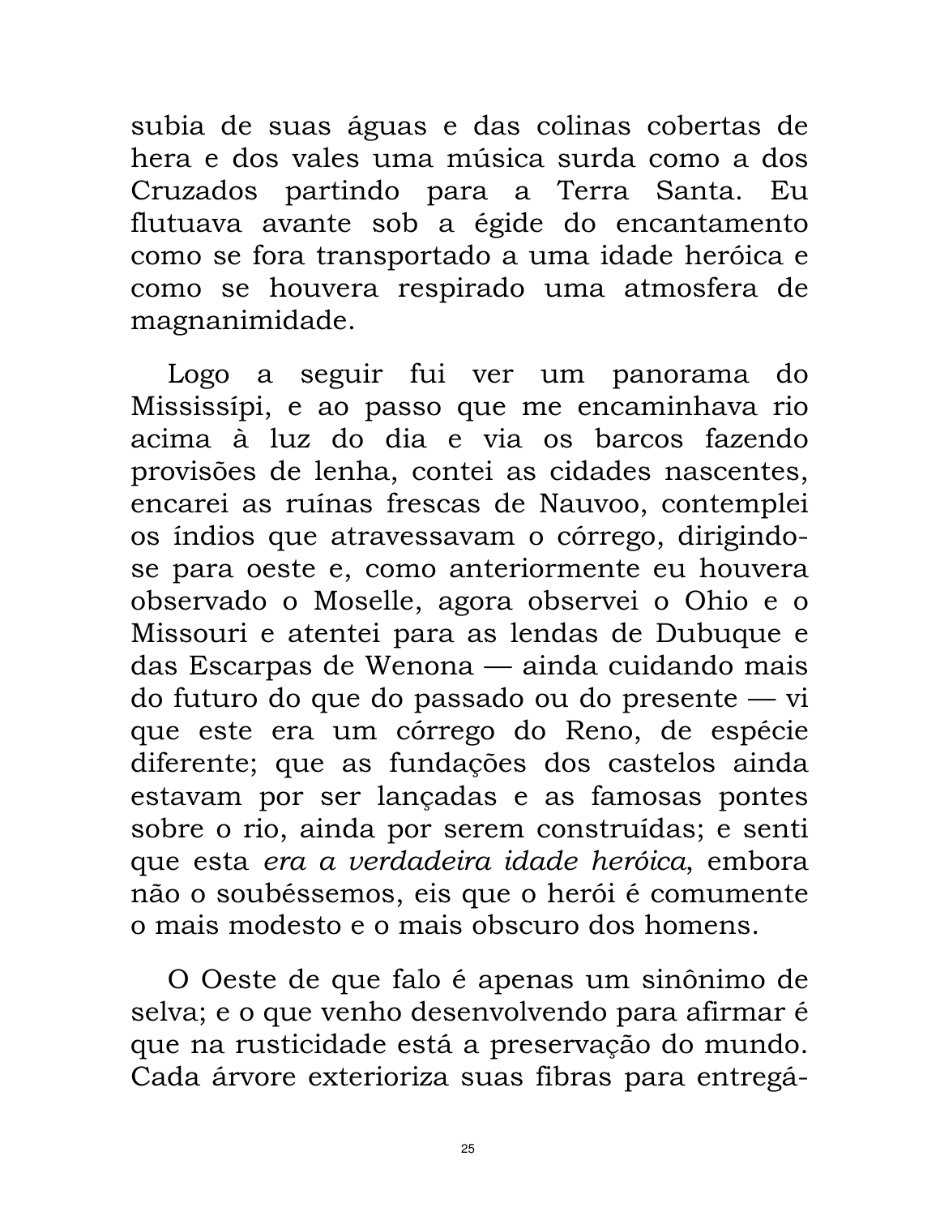subia de suas águas e das colinas cobertas de hera e dos vales uma música surda como a dos Cruzados partindo para a Terra Santa. Eu flutuava avante sob a égide do encantamento como se fora transportado a uma idade heróica e como se houvera respirado uma atmosfera de magnanimidade.

Logo a seguir fui ver um panorama do Mississípi, e ao passo que me encaminhava rio acima à luz do dia e via os barcos fazendo provisões de lenha, contei as cidades nascentes, encarei as ruínas frescas de Nauvoo, contemplei os índios que atravessavam o córrego, dirigindo-se para oeste e, como anteriormente eu houvera observado o Moselle, agora observei o Ohio e o Missouri e atentei para as lendas de Dubuque e das Escarpas de Wenona — ainda cuidando mais do futuro do que do passado ou do presente — vi que este era um córrego do Reno, de espécie diferente; que as fundações dos castelos ainda estavam por ser lançadas e as famosas pontes sobre o rio, ainda por serem construídas; e senti que esta *era a verdadeira idade heróica*, embora não o soubéssemos, eis que o herói é comumente o mais modesto e o mais obscuro dos homens.

O Oeste de que falo é apenas um sinônimo de selva; e o que venho desenvolvendo para afirmar é que na rusticidade está a preservação do mundo. Cada árvore exterioriza suas fibras para entregá-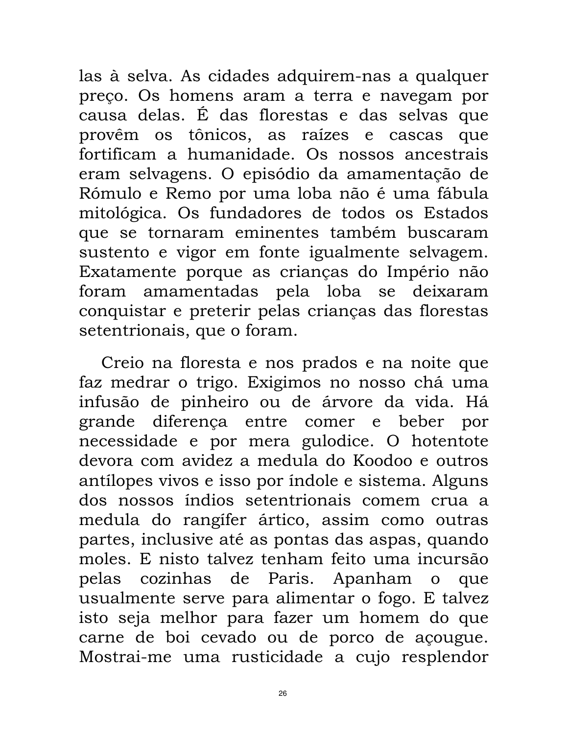las à selva. As cidades adquirem-nas a qualquer preço. Os homens aram a terra e navegam por causa delas. É das florestas e das selvas que provêm os tônicos, as raízes e cascas que fortificam a humanidade. Os nossos ancestrais eram selvagens. O episódio da amamentação de Rómulo e Remo por uma loba não é uma fábula mitológica. Os fundadores de todos os Estados que se tornaram eminentes também buscaram sustento e vigor em fonte igualmente selvagem. Exatamente porque as crianças do Império não foram amamentadas pela loba se deixaram conquistar e preterir pelas crianças das florestas setentrionais, que o foram.

Creio na floresta e nos prados e na noite que faz medrar o trigo. Exigimos no nosso chá uma infusão de pinheiro ou de árvore da vida. Há grande diferença entre comer e beber por necessidade e por mera gulodice. O hotentote devora com avidez a medula do Koodoo e outros antílopes vivos e isso por índole e sistema. Alguns dos nossos índios setentrionais comem crua a medula do rangífer ártico, assim como outras partes, inclusive até as pontas das aspas, quando moles. E nisto talvez tenham feito uma incursão pelas cozinhas de Paris. Apanham o que usualmente serve para alimentar o fogo. E talvez isto seja melhor para fazer um homem do que carne de boi cevado ou de porco de açougue. Mostrai-me uma rusticidade a cujo resplendor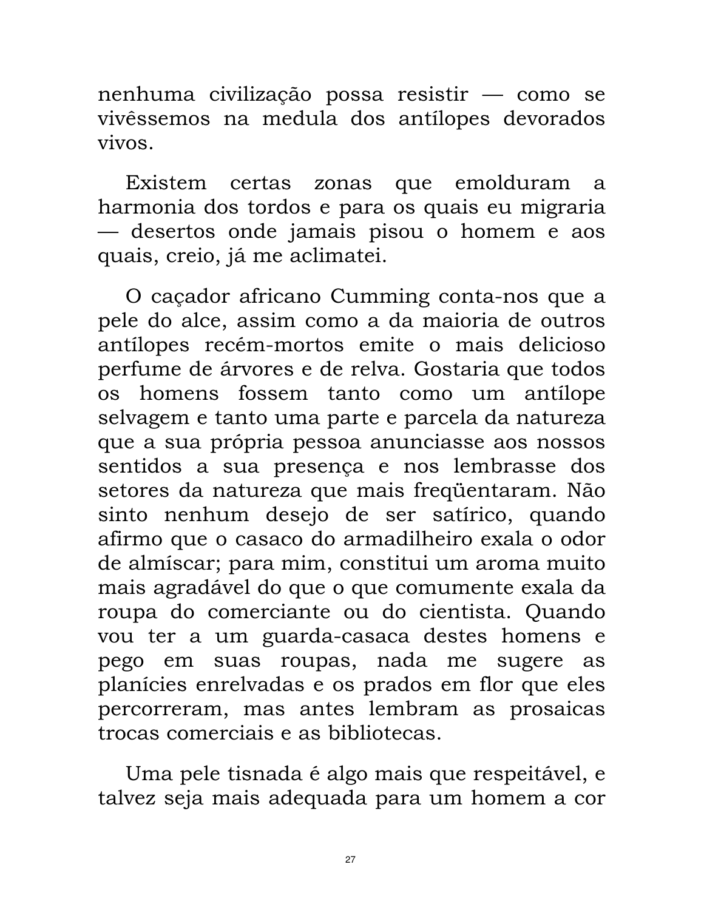nenhuma civilização possa resistir — como se vivêssemos na medula dos antílopes devorados vivos.

Existem certas zonas que emolduram a harmonia dos tordos e para os quais eu migraria — desertos onde jamais pisou o homem e aos quais, creio, já me aclimatei.

O caçador africano Cumming conta-nos que a pele do alce, assim como a da maioria de outros antílopes recém-mortos emite o mais delicioso perfume de árvores e de relva. Gostaria que todos os homens fossem tanto como um antílope selvagem e tanto uma parte e parcela da natureza que a sua própria pessoa anunciasse aos nossos sentidos a sua presença e nos lembrasse dos setores da natureza que mais freqüentaram. Não sinto nenhum desejo de ser satírico, quando afirmo que o casaco do armadilheiro exala o odor de almíscar; para mim, constitui um aroma muito mais agradável do que o que comumente exala da roupa do comerciante ou do cientista. Quando vou ter a um guarda-casaca destes homens e pego em suas roupas, nada me sugere as planícies enrelvadas e os prados em flor que eles percorreram, mas antes lembram as prosaicas trocas comerciais e as bibliotecas.

Uma pele tisnada é algo mais que respeitável, e talvez seja mais adequada para um homem a cor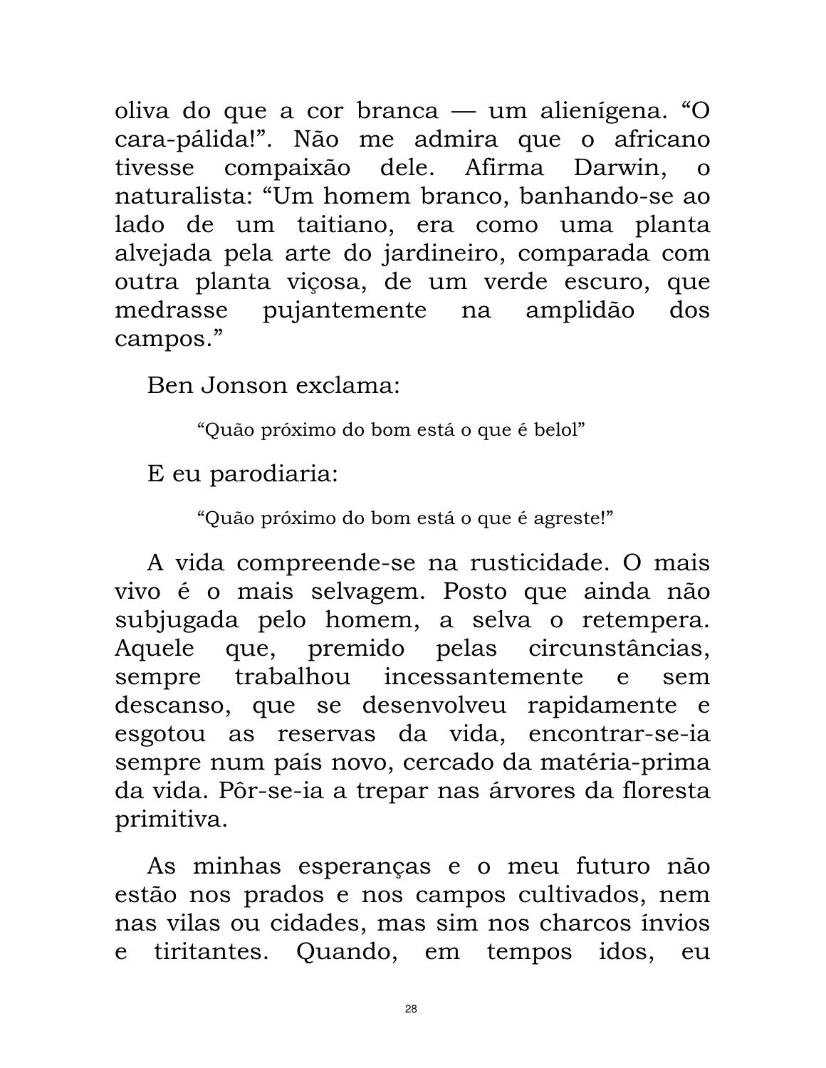oliva do que a cor branca — um alienígena. "O cara-pálida!". Não me admira que o africano tivesse compaixão dele. Afirma Darwin, o naturalista: "Um homem branco, banhando-se ao lado de um taitiano, era como uma planta alvejada pela arte do jardineiro, comparada com outra planta viçosa, de um verde escuro, que medrasse pujantemente na amplidão dos campos."

Ben Jonson exclama:

> "Quão próximo do bom está o que é belol"

E eu parodiaria:

> "Quão próximo do bom está o que é agreste!"

A vida compreende-se na rusticidade. O mais vivo é o mais selvagem. Posto que ainda não subjugada pelo homem, a selva o retempera. Aquele que, premido pelas circunstâncias, sempre trabalhou incessantemente e sem descanso, que se desenvolveu rapidamente e esgotou as reservas da vida, encontrar-se-ia sempre num país novo, cercado da matéria-prima da vida. Pôr-se-ia a trepar nas árvores da floresta primitiva.

As minhas esperanças e o meu futuro não estão nos prados e nos campos cultivados, nem nas vilas ou cidades, mas sim nos charcos ínvios e tiritantes. Quando, em tempos idos, eu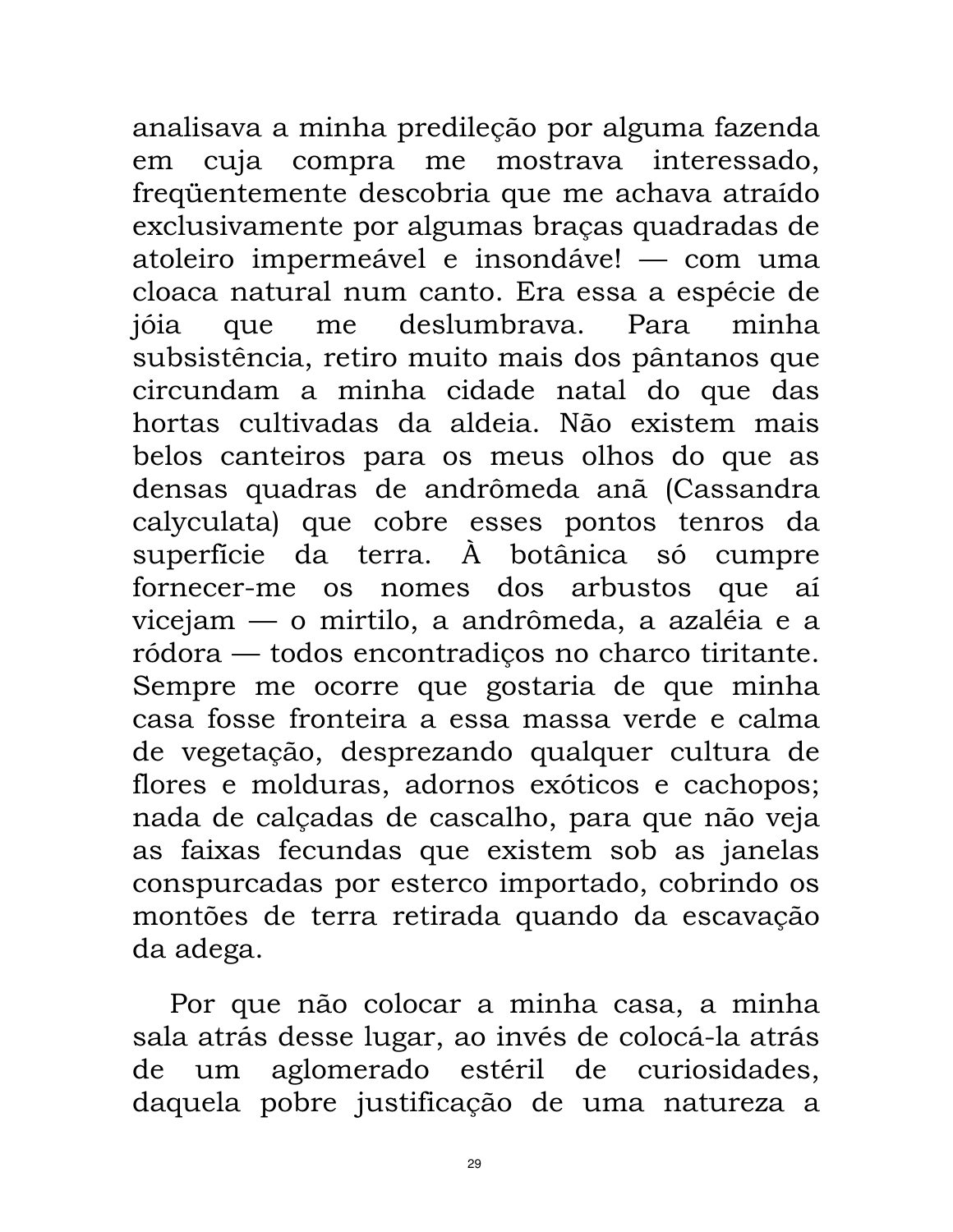analisava a minha predileção por alguma fazenda em cuja compra me mostrava interessado, freqüentemente descobria que me achava atraído exclusivamente por algumas braças quadradas de atoleiro impermeável e insondáve! — com uma cloaca natural num canto. Era essa a espécie de jóia que me deslumbrava. Para minha subsistência, retiro muito mais dos pântanos que circundam a minha cidade natal do que das hortas cultivadas da aldeia. Não existem mais belos canteiros para os meus olhos do que as densas quadras de andrômeda anã (Cassandra calyculata) que cobre esses pontos tenros da superfície da terra. À botânica só cumpre fornecer-me os nomes dos arbustos que aí vicejam — o mirtilo, a andrômeda, a azaléia e a ródora — todos encontradiços no charco tiritante. Sempre me ocorre que gostaria de que minha casa fosse fronteira a essa massa verde e calma de vegetação, desprezando qualquer cultura de flores e molduras, adornos exóticos e cachopos; nada de calçadas de cascalho, para que não veja as faixas fecundas que existem sob as janelas conspurcadas por esterco importado, cobrindo os montões de terra retirada quando da escavação da adega.

Por que não colocar a minha casa, a minha sala atrás desse lugar, ao invés de colocá-la atrás de um aglomerado estéril de curiosidades, daquela pobre justificação de uma natureza a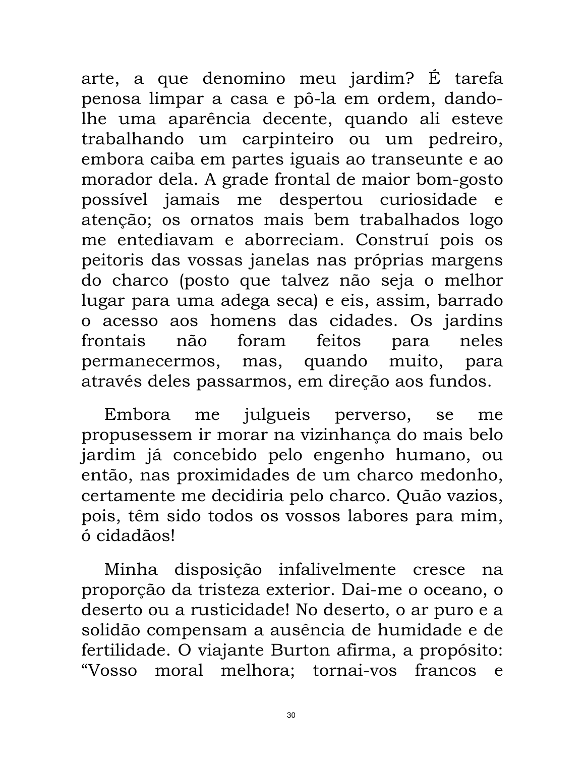arte, a que denomino meu jardim? É tarefa penosa limpar a casa e pô-la em ordem, dando-lhe uma aparência decente, quando ali esteve trabalhando um carpinteiro ou um pedreiro, embora caiba em partes iguais ao transeunte e ao morador dela. A grade frontal de maior bom-gosto possível jamais me despertou curiosidade e atenção; os ornatos mais bem trabalhados logo me entediavam e aborreciam. Construí pois os peitoris das vossas janelas nas próprias margens do charco (posto que talvez não seja o melhor lugar para uma adega seca) e eis, assim, barrado o acesso aos homens das cidades. Os jardins frontais não foram feitos para neles permanecermos, mas, quando muito, para através deles passarmos, em direção aos fundos.

Embora me julgueis perverso, se me propusessem ir morar na vizinhança do mais belo jardim já concebido pelo engenho humano, ou então, nas proximidades de um charco medonho, certamente me decidiria pelo charco. Quão vazios, pois, têm sido todos os vossos labores para mim, ó cidadãos!

Minha disposição infalivelmente cresce na proporção da tristeza exterior. Dai-me o oceano, o deserto ou a rusticidade! No deserto, o ar puro e a solidão compensam a ausência de humidade e de fertilidade. O viajante Burton afirma, a propósito: "Vosso moral melhora; tornai-vos francos e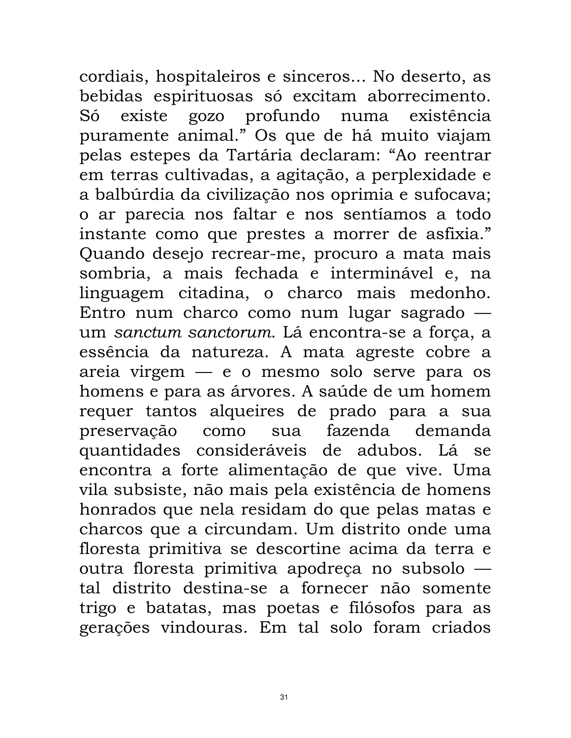cordiais, hospitaleiros e sinceros... No deserto, as bebidas espirituosas só excitam aborrecimento. Só existe gozo profundo numa existência puramente animal.” Os que de há muito viajam pelas estepes da Tartária declaram: “Ao reentrar em terras cultivadas, a agitação, a perplexidade e a balbúrdia da civilização nos oprimia e sufocava; o ar parecia nos faltar e nos sentíamos a todo instante como que prestes a morrer de asfixia.” Quando desejo recrear-me, procuro a mata mais sombria, a mais fechada e interminável e, na linguagem citadina, o charco mais medonho. Entro num charco como num lugar sagrado — um *sanctum sanctorum*. Lá encontra-se a força, a essência da natureza. A mata agreste cobre a areia virgem — e o mesmo solo serve para os homens e para as árvores. A saúde de um homem requer tantos alqueires de prado para a sua preservação como sua fazenda demanda quantidades consideráveis de adubos. Lá se encontra a forte alimentação de que vive. Uma vila subsiste, não mais pela existência de homens honrados que nela residam do que pelas matas e charcos que a circundam. Um distrito onde uma floresta primitiva se descortine acima da terra e outra floresta primitiva apodreça no subsolo — tal distrito destina-se a fornecer não somente trigo e batatas, mas poetas e filósofos para as gerações vindouras. Em tal solo foram criados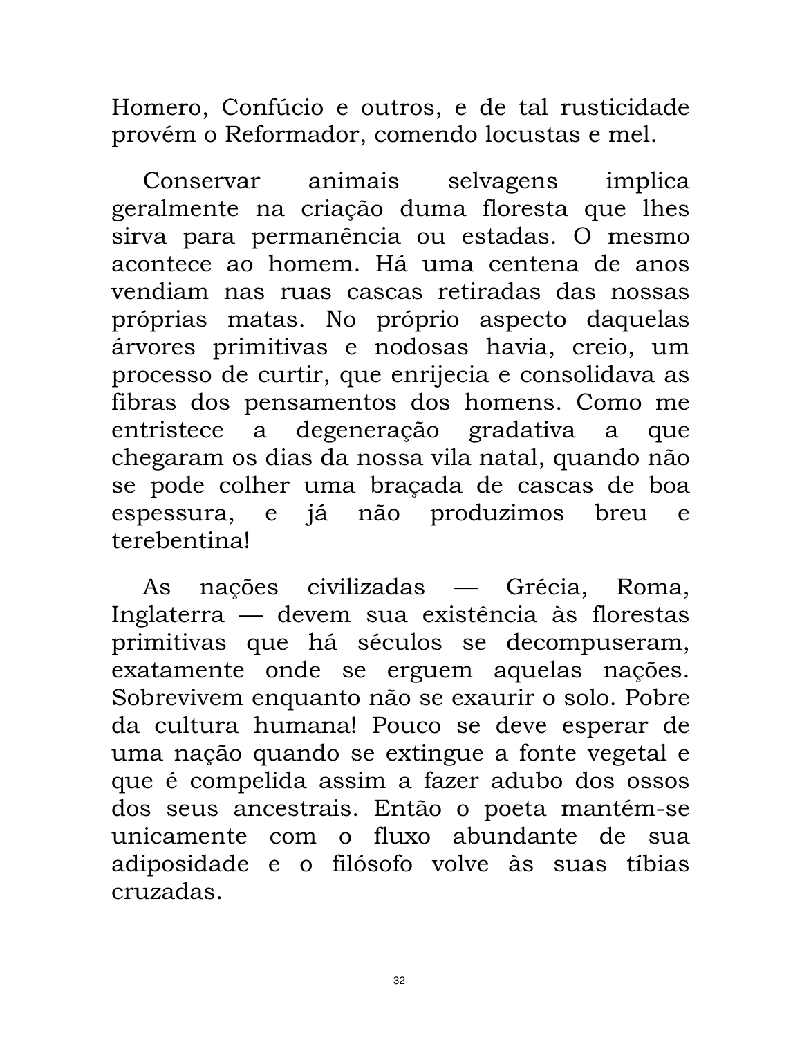Homero, Confúcio e outros, e de tal rusticidade provém o Reformador, comendo locustas e mel.

Conservar animais selvagens implica geralmente na criação duma floresta que lhes sirva para permanência ou estadas. O mesmo acontece ao homem. Há uma centena de anos vendiam nas ruas cascas retiradas das nossas próprias matas. No próprio aspecto daquelas árvores primitivas e nodosas havia, creio, um processo de curtir, que enrijecia e consolidava as fibras dos pensamentos dos homens. Como me entristece a degeneração gradativa a que chegaram os dias da nossa vila natal, quando não se pode colher uma braçada de cascas de boa espessura, e já não produzimos breu e terebentina!

As nações civilizadas — Grécia, Roma, Inglaterra — devem sua existência às florestas primitivas que há séculos se decompuseram, exatamente onde se erguem aquelas nações. Sobrevivem enquanto não se exaurir o solo. Pobre da cultura humana! Pouco se deve esperar de uma nação quando se extingue a fonte vegetal e que é compelida assim a fazer adubo dos ossos dos seus ancestrais. Então o poeta mantém-se unicamente com o fluxo abundante de sua adiposidade e o filósofo volve às suas tíbias cruzadas.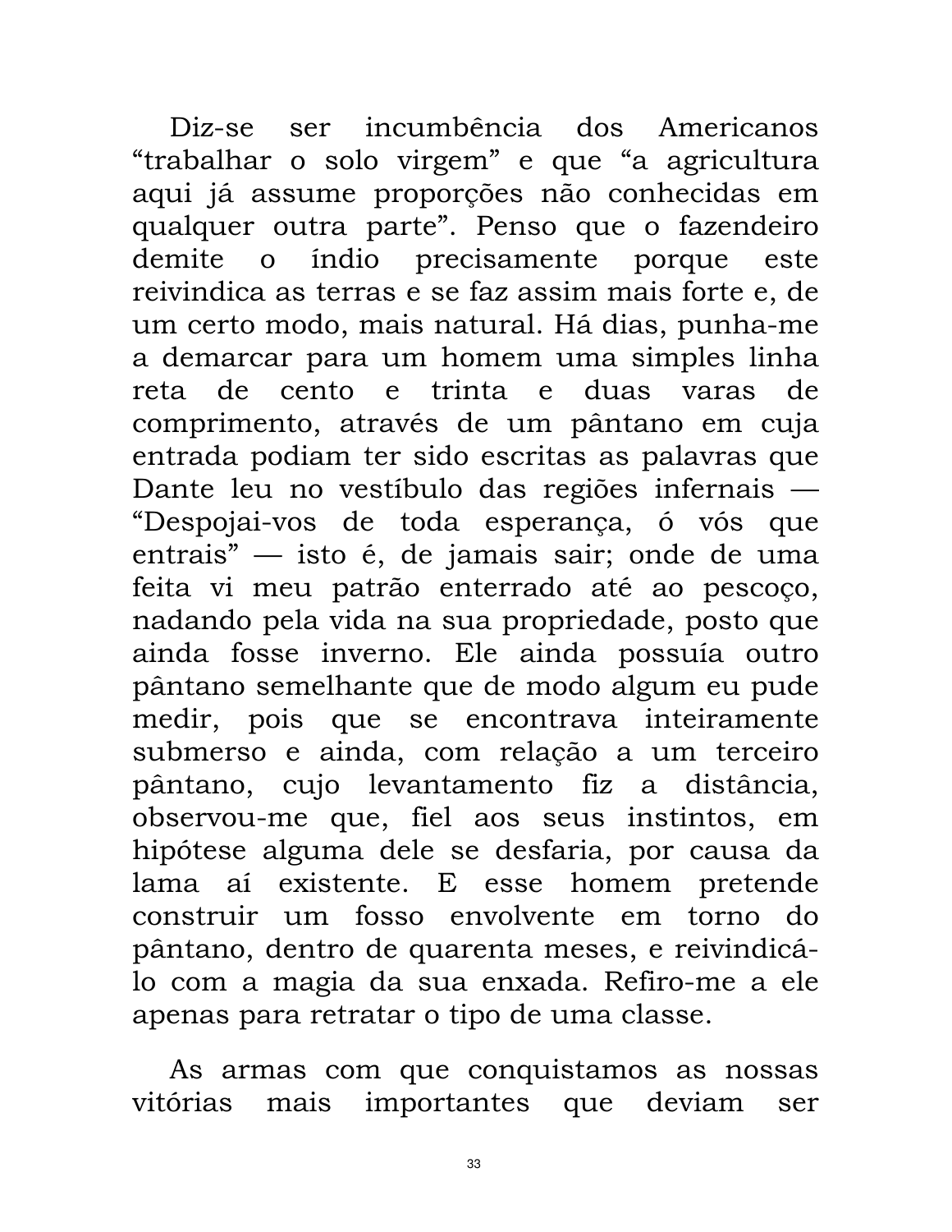Diz-se ser incumbência dos Americanos "trabalhar o solo virgem" e que "a agricultura aqui já assume proporções não conhecidas em qualquer outra parte". Penso que o fazendeiro demite o índio precisamente porque este reivindica as terras e se faz assim mais forte e, de um certo modo, mais natural. Há dias, punha-me a demarcar para um homem uma simples linha reta de cento e trinta e duas varas de comprimento, através de um pântano em cuja entrada podiam ter sido escritas as palavras que Dante leu no vestíbulo das regiões infernais — "Despojai-vos de toda esperança, ó vós que entrais" — isto é, de jamais sair; onde de uma feita vi meu patrão enterrado até ao pescoço, nadando pela vida na sua propriedade, posto que ainda fosse inverno. Ele ainda possuía outro pântano semelhante que de modo algum eu pude medir, pois que se encontrava inteiramente submerso e ainda, com relação a um terceiro pântano, cujo levantamento fiz a distância, observou-me que, fiel aos seus instintos, em hipótese alguma dele se desfaria, por causa da lama aí existente. E esse homem pretende construir um fosso envolvente em torno do pântano, dentro de quarenta meses, e reivindicá-lo com a magia da sua enxada. Refiro-me a ele apenas para retratar o tipo de uma classe.

As armas com que conquistamos as nossas vitórias mais importantes que deviam ser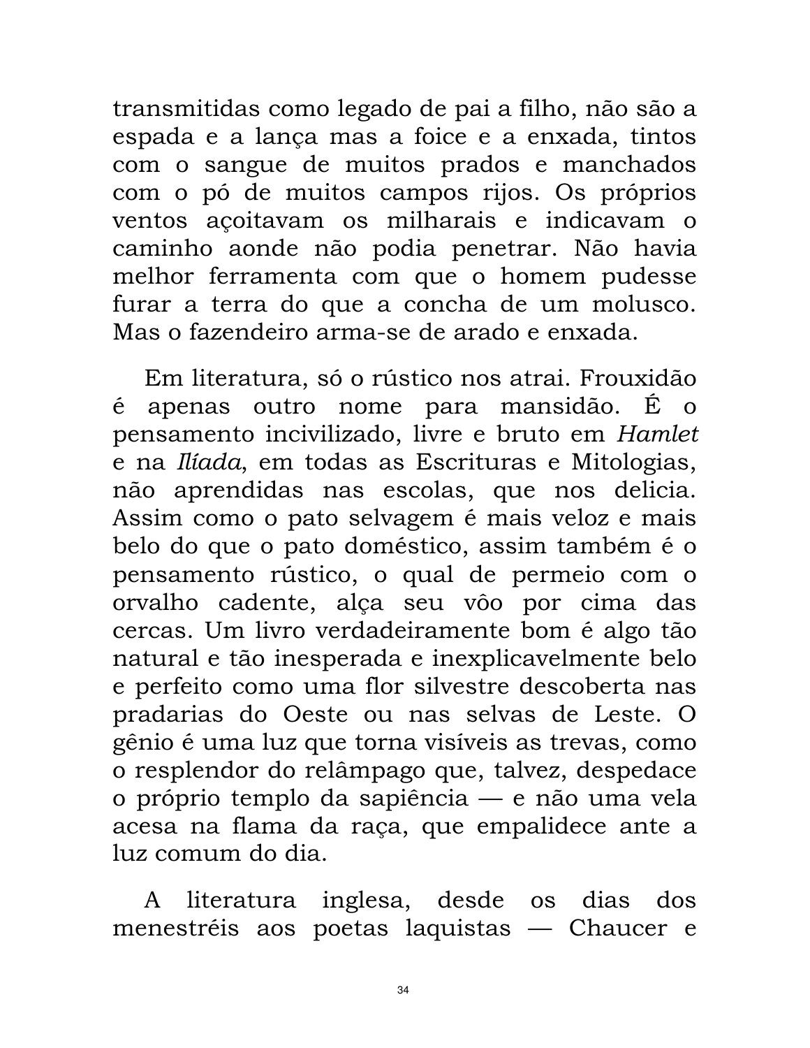transmitidas como legado de pai a filho, não são a espada e a lança mas a foice e a enxada, tintos com o sangue de muitos prados e manchados com o pó de muitos campos rijos. Os próprios ventos açoitavam os milharais e indicavam o caminho aonde não podia penetrar. Não havia melhor ferramenta com que o homem pudesse furar a terra do que a concha de um molusco. Mas o fazendeiro arma-se de arado e enxada.

Em literatura, só o rústico nos atrai. Frouxidão é apenas outro nome para mansidão. É o pensamento incivilizado, livre e bruto em *Hamlet* e na *Ilíada*, em todas as Escrituras e Mitologias, não aprendidas nas escolas, que nos delicia. Assim como o pato selvagem é mais veloz e mais belo do que o pato doméstico, assim também é o pensamento rústico, o qual de permeio com o orvalho cadente, alça seu vôo por cima das cercas. Um livro verdadeiramente bom é algo tão natural e tão inesperada e inexplicavelmente belo e perfeito como uma flor silvestre descoberta nas pradarias do Oeste ou nas selvas de Leste. O gênio é uma luz que torna visíveis as trevas, como o resplendor do relâmpago que, talvez, despedace o próprio templo da sapiência — e não uma vela acesa na flama da raça, que empalidece ante a luz comum do dia.

A literatura inglesa, desde os dias dos menestréis aos poetas laquistas — Chaucer e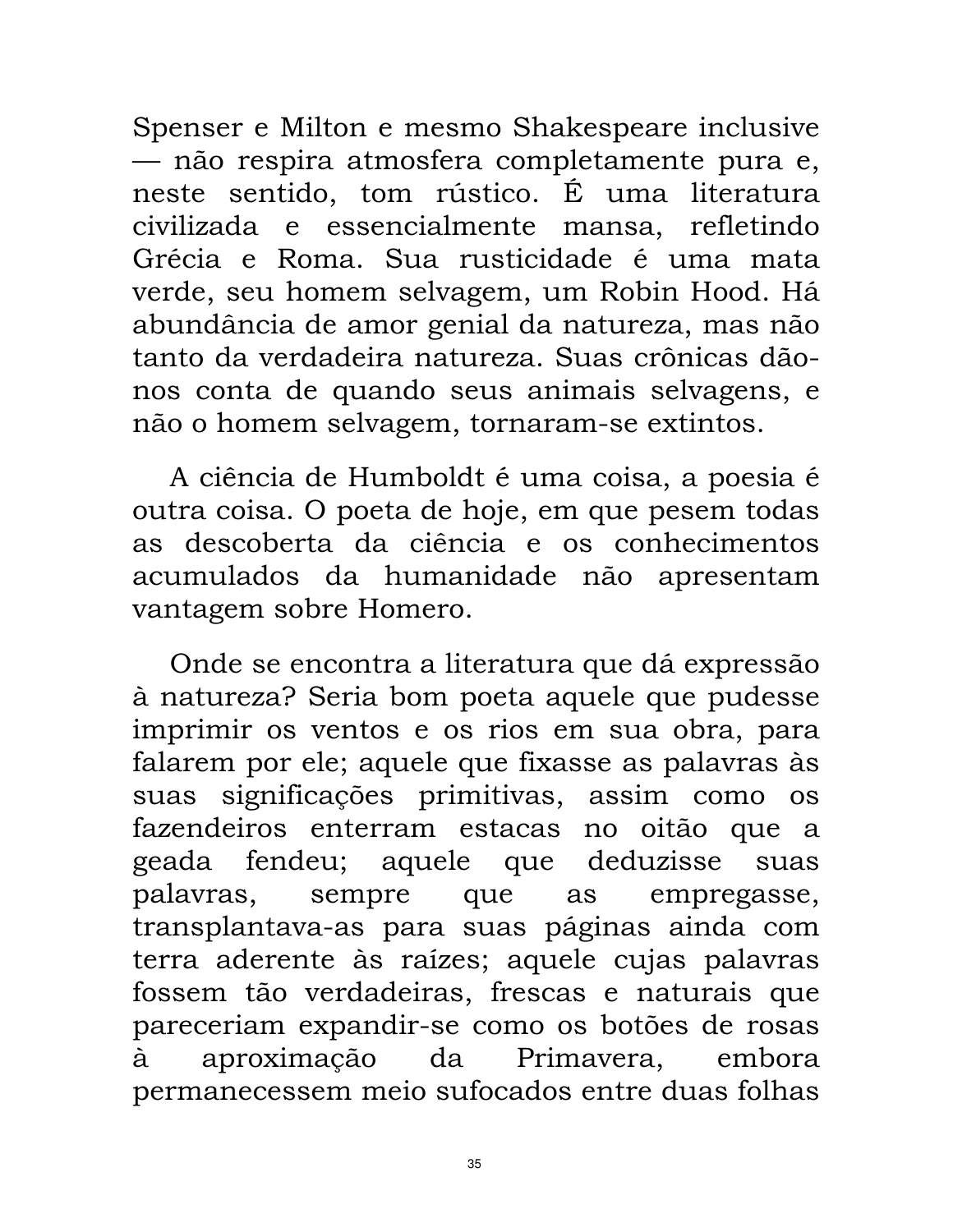Spenser e Milton e mesmo Shakespeare inclusive — não respira atmosfera completamente pura e, neste sentido, tom rústico. É uma literatura civilizada e essencialmente mansa, refletindo Grécia e Roma. Sua rusticidade é uma mata verde, seu homem selvagem, um Robin Hood. Há abundância de amor genial da natureza, mas não tanto da verdadeira natureza. Suas crônicas dão-nos conta de quando seus animais selvagens, e não o homem selvagem, tornaram-se extintos.

A ciência de Humboldt é uma coisa, a poesia é outra coisa. O poeta de hoje, em que pesem todas as descoberta da ciência e os conhecimentos acumulados da humanidade não apresentam vantagem sobre Homero.

Onde se encontra a literatura que dá expressão à natureza? Seria bom poeta aquele que pudesse imprimir os ventos e os rios em sua obra, para falarem por ele; aquele que fixasse as palavras às suas significações primitivas, assim como os fazendeiros enterram estacas no oitão que a geada fendeu; aquele que deduzisse suas palavras, sempre que as empregasse, transplantava-as para suas páginas ainda com terra aderente às raízes; aquele cujas palavras fossem tão verdadeiras, frescas e naturais que pareceriam expandir-se como os botões de rosas à aproximação da Primavera, embora permanecessem meio sufocados entre duas folhas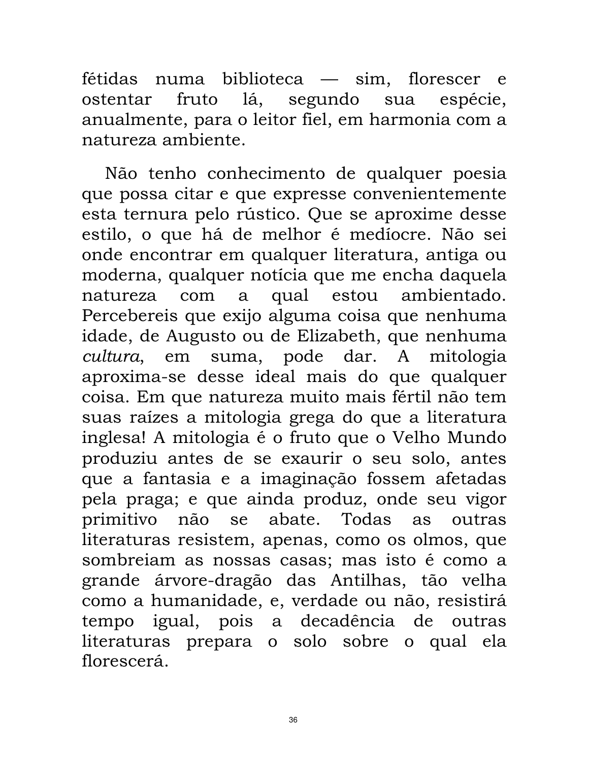fétidas numa biblioteca — sim, florescer e ostentar fruto lá, segundo sua espécie, anualmente, para o leitor fiel, em harmonia com a natureza ambiente.

Não tenho conhecimento de qualquer poesia que possa citar e que expresse convenientemente esta ternura pelo rústico. Que se aproxime desse estilo, o que há de melhor é medíocre. Não sei onde encontrar em qualquer literatura, antiga ou moderna, qualquer notícia que me encha daquela natureza com a qual estou ambientado. Percebereis que exijo alguma coisa que nenhuma idade, de Augusto ou de Elizabeth, que nenhuma *cultura*, em suma, pode dar. A mitologia aproxima-se desse ideal mais do que qualquer coisa. Em que natureza muito mais fértil não tem suas raízes a mitologia grega do que a literatura inglesa! A mitologia é o fruto que o Velho Mundo produziu antes de se exaurir o seu solo, antes que a fantasia e a imaginação fossem afetadas pela praga; e que ainda produz, onde seu vigor primitivo não se abate. Todas as outras literaturas resistem, apenas, como os olmos, que sombreiam as nossas casas; mas isto é como a grande árvore-dragão das Antilhas, tão velha como a humanidade, e, verdade ou não, resistirá tempo igual, pois a decadência de outras literaturas prepara o solo sobre o qual ela florescerá.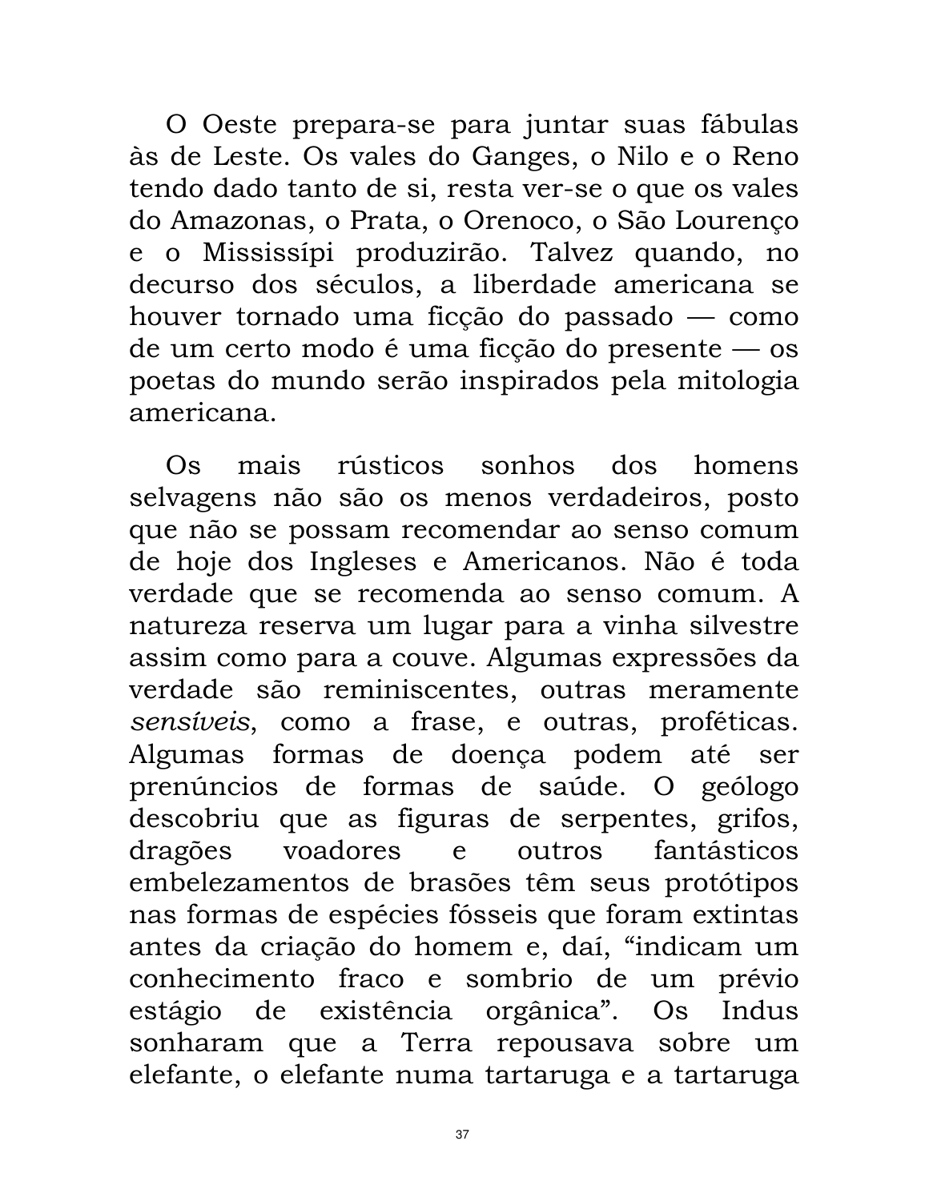O Oeste prepara-se para juntar suas fábulas às de Leste. Os vales do Ganges, o Nilo e o Reno tendo dado tanto de si, resta ver-se o que os vales do Amazonas, o Prata, o Orenoco, o São Lourenço e o Mississípi produzirão. Talvez quando, no decurso dos séculos, a liberdade americana se houver tornado uma ficção do passado — como de um certo modo é uma ficção do presente — os poetas do mundo serão inspirados pela mitologia americana.

Os mais rústicos sonhos dos homens selvagens não são os menos verdadeiros, posto que não se possam recomendar ao senso comum de hoje dos Ingleses e Americanos. Não é toda verdade que se recomenda ao senso comum. A natureza reserva um lugar para a vinha silvestre assim como para a couve. Algumas expressões da verdade são reminiscentes, outras meramente *sensíveis*, como a frase, e outras, proféticas. Algumas formas de doença podem até ser prenúncios de formas de saúde. O geólogo descobriu que as figuras de serpentes, grifos, dragões voadores e outros fantásticos embelezamentos de brasões têm seus protótipos nas formas de espécies fósseis que foram extintas antes da criação do homem e, daí, "indicam um conhecimento fraco e sombrio de um prévio estágio de existência orgânica". Os Indus sonharam que a Terra repousava sobre um elefante, o elefante numa tartaruga e a tartaruga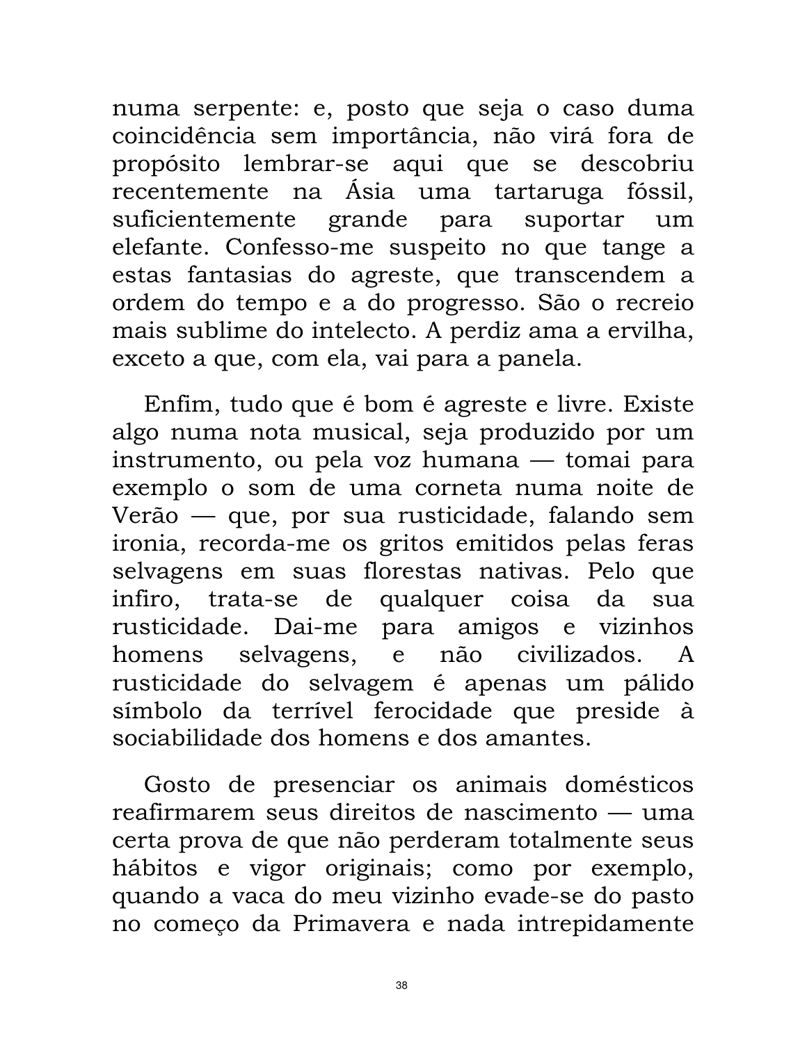numa serpente: e, posto que seja o caso duma coincidência sem importância, não virá fora de propósito lembrar-se aqui que se descobriu recentemente na Ásia uma tartaruga fóssil, suficientemente grande para suportar um elefante. Confesso-me suspeito no que tange a estas fantasias do agreste, que transcendem a ordem do tempo e a do progresso. São o recreio mais sublime do intelecto. A perdiz ama a ervilha, exceto a que, com ela, vai para a panela.

Enfim, tudo que é bom é agreste e livre. Existe algo numa nota musical, seja produzido por um instrumento, ou pela voz humana — tomai para exemplo o som de uma corneta numa noite de Verão — que, por sua rusticidade, falando sem ironia, recorda-me os gritos emitidos pelas feras selvagens em suas florestas nativas. Pelo que infiro, trata-se de qualquer coisa da sua rusticidade. Dai-me para amigos e vizinhos homens selvagens, e não civilizados. A rusticidade do selvagem é apenas um pálido símbolo da terrível ferocidade que preside à sociabilidade dos homens e dos amantes.

Gosto de presenciar os animais domésticos reafirmarem seus direitos de nascimento — uma certa prova de que não perderam totalmente seus hábitos e vigor originais; como por exemplo, quando a vaca do meu vizinho evade-se do pasto no começo da Primavera e nada intrepidamente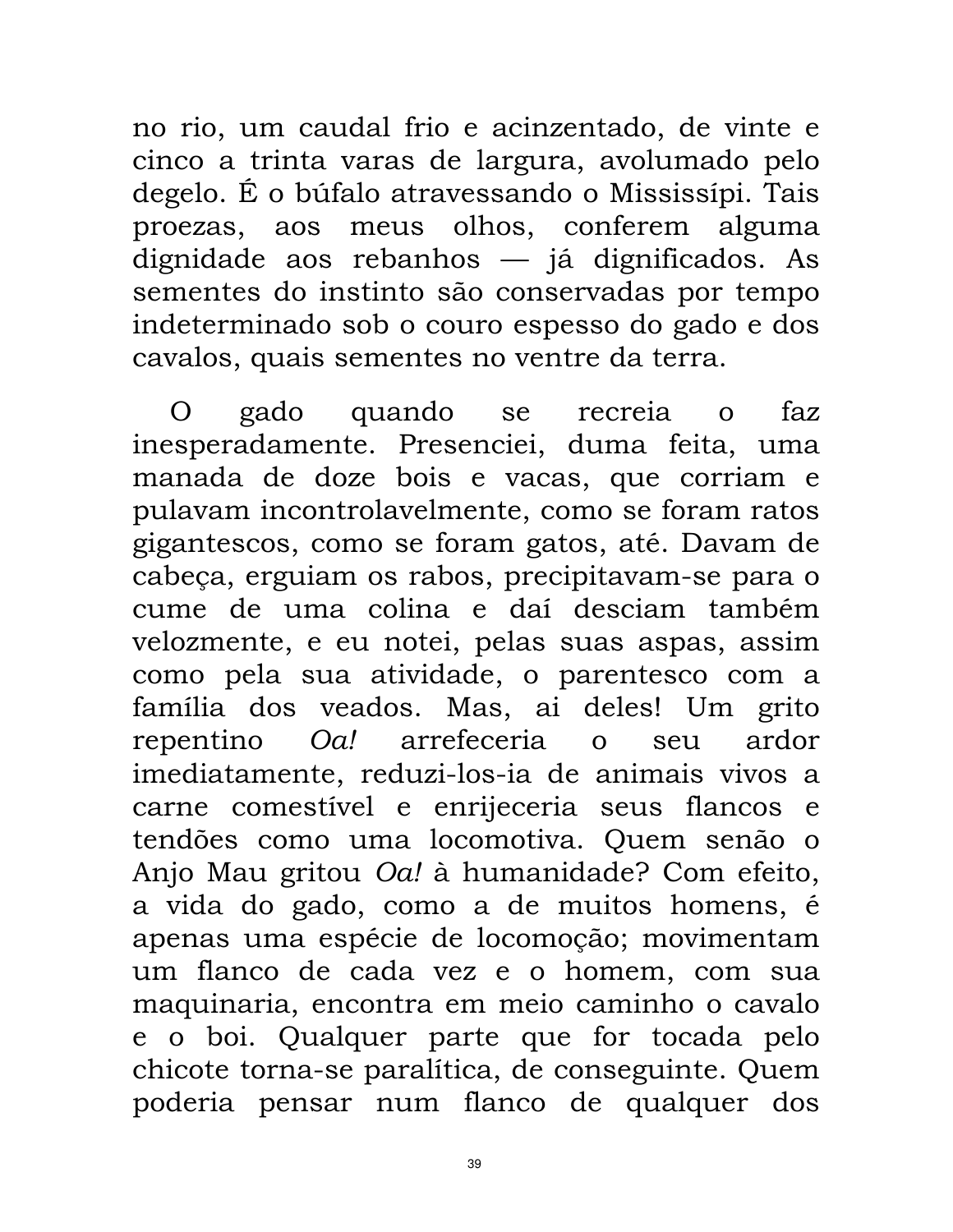no rio, um caudal frio e acinzentado, de vinte e cinco a trinta varas de largura, avolumado pelo degelo. É o búfalo atravessando o Mississípi. Tais proezas, aos meus olhos, conferem alguma dignidade aos rebanhos — já dignificados. As sementes do instinto são conservadas por tempo indeterminado sob o couro espesso do gado e dos cavalos, quais sementes no ventre da terra.

O gado quando se recreia o faz inesperadamente. Presenciei, duma feita, uma manada de doze bois e vacas, que corriam e pulavam incontrolavelmente, como se foram ratos gigantescos, como se foram gatos, até. Davam de cabeça, erguiam os rabos, precipitavam-se para o cume de uma colina e daí desciam também velozmente, e eu notei, pelas suas aspas, assim como pela sua atividade, o parentesco com a família dos veados. Mas, ai deles! Um grito repentino *Oa!* arrefeceria o seu ardor imediatamente, reduzi-los-ia de animais vivos a carne comestível e enrijeceria seus flancos e tendões como uma locomotiva. Quem senão o Anjo Mau gritou *Oa!* à humanidade? Com efeito, a vida do gado, como a de muitos homens, é apenas uma espécie de locomoção; movimentam um flanco de cada vez e o homem, com sua maquinaria, encontra em meio caminho o cavalo e o boi. Qualquer parte que for tocada pelo chicote torna-se paralítica, de conseguinte. Quem poderia pensar num flanco de qualquer dos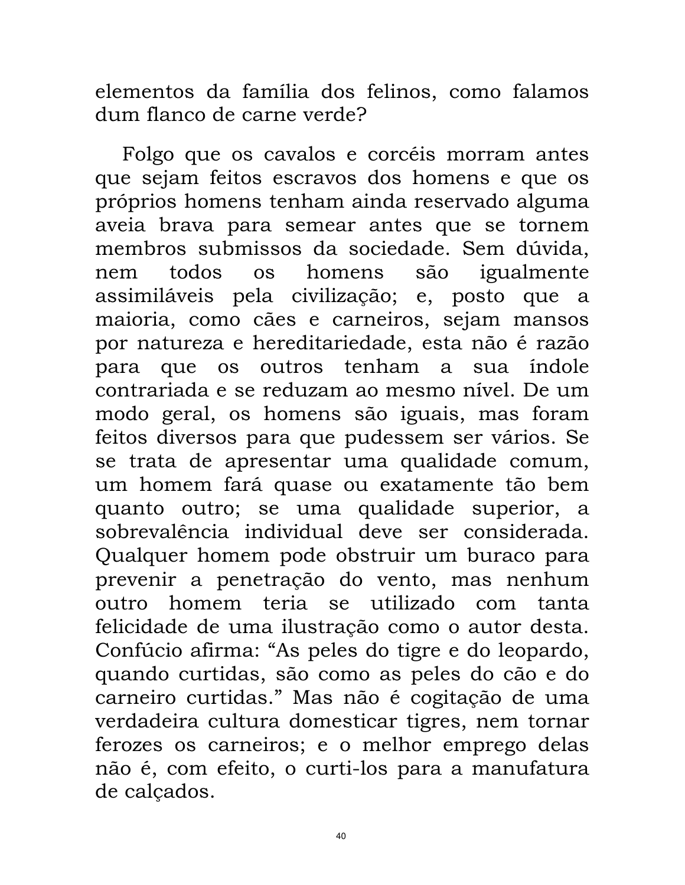elementos da família dos felinos, como falamos dum flanco de carne verde?

Folgo que os cavalos e corcéis morram antes que sejam feitos escravos dos homens e que os próprios homens tenham ainda reservado alguma aveia brava para semear antes que se tornem membros submissos da sociedade. Sem dúvida, nem todos os homens são igualmente assimiláveis pela civilização; e, posto que a maioria, como cães e carneiros, sejam mansos por natureza e hereditariedade, esta não é razão para que os outros tenham a sua índole contrariada e se reduzam ao mesmo nível. De um modo geral, os homens são iguais, mas foram feitos diversos para que pudessem ser vários. Se se trata de apresentar uma qualidade comum, um homem fará quase ou exatamente tão bem quanto outro; se uma qualidade superior, a sobrevalência individual deve ser considerada. Qualquer homem pode obstruir um buraco para prevenir a penetração do vento, mas nenhum outro homem teria se utilizado com tanta felicidade de uma ilustração como o autor desta. Confúcio afirma: "As peles do tigre e do leopardo, quando curtidas, são como as peles do cão e do carneiro curtidas." Mas não é cogitação de uma verdadeira cultura domesticar tigres, nem tornar ferozes os carneiros; e o melhor emprego delas não é, com efeito, o curti-los para a manufatura de calçados.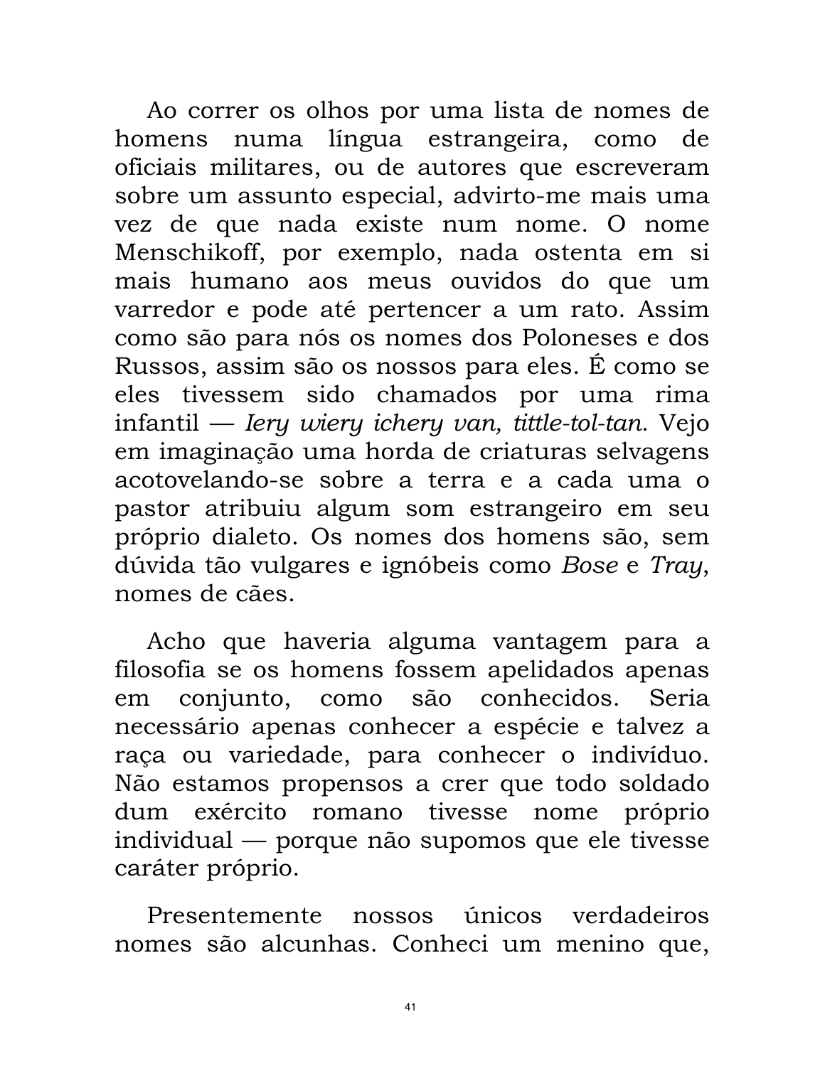Ao correr os olhos por uma lista de nomes de homens numa língua estrangeira, como de oficiais militares, ou de autores que escreveram sobre um assunto especial, advirto-me mais uma vez de que nada existe num nome. O nome Menschikoff, por exemplo, nada ostenta em si mais humano aos meus ouvidos do que um varredor e pode até pertencer a um rato. Assim como são para nós os nomes dos Poloneses e dos Russos, assim são os nossos para eles. É como se eles tivessem sido chamados por uma rima infantil — *Iery wiery ichery van, tittle-tol-tan*. Vejo em imaginação uma horda de criaturas selvagens acotovelando-se sobre a terra e a cada uma o pastor atribuiu algum som estrangeiro em seu próprio dialeto. Os nomes dos homens são, sem dúvida tão vulgares e ignóbeis como *Bose* e *Tray*, nomes de cães.

Acho que haveria alguma vantagem para a filosofia se os homens fossem apelidados apenas em conjunto, como são conhecidos. Seria necessário apenas conhecer a espécie e talvez a raça ou variedade, para conhecer o indivíduo. Não estamos propensos a crer que todo soldado dum exército romano tivesse nome próprio individual — porque não supomos que ele tivesse caráter próprio.

Presentemente nossos únicos verdadeiros nomes são alcunhas. Conheci um menino que,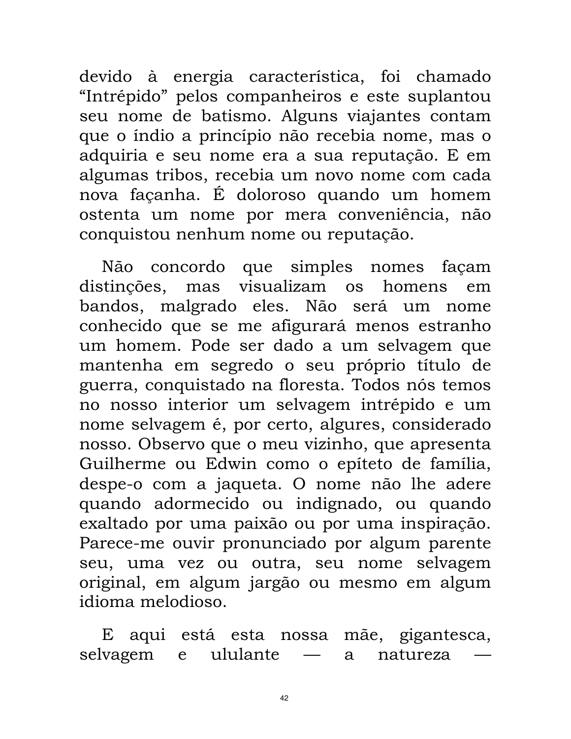devido à energia característica, foi chamado "Intrépido" pelos companheiros e este suplantou seu nome de batismo. Alguns viajantes contam que o índio a princípio não recebia nome, mas o adquiria e seu nome era a sua reputação. E em algumas tribos, recebia um novo nome com cada nova façanha. É doloroso quando um homem ostenta um nome por mera conveniência, não conquistou nenhum nome ou reputação.

Não concordo que simples nomes façam distinções, mas visualizam os homens em bandos, malgrado eles. Não será um nome conhecido que se me afigurará menos estranho um homem. Pode ser dado a um selvagem que mantenha em segredo o seu próprio título de guerra, conquistado na floresta. Todos nós temos no nosso interior um selvagem intrépido e um nome selvagem é, por certo, algures, considerado nosso. Observo que o meu vizinho, que apresenta Guilherme ou Edwin como o epíteto de família, despe-o com a jaqueta. O nome não lhe adere quando adormecido ou indignado, ou quando exaltado por uma paixão ou por uma inspiração. Parece-me ouvir pronunciado por algum parente seu, uma vez ou outra, seu nome selvagem original, em algum jargão ou mesmo em algum idioma melodioso.

E aqui está esta nossa mãe, gigantesca, selvagem e ululante — a natureza —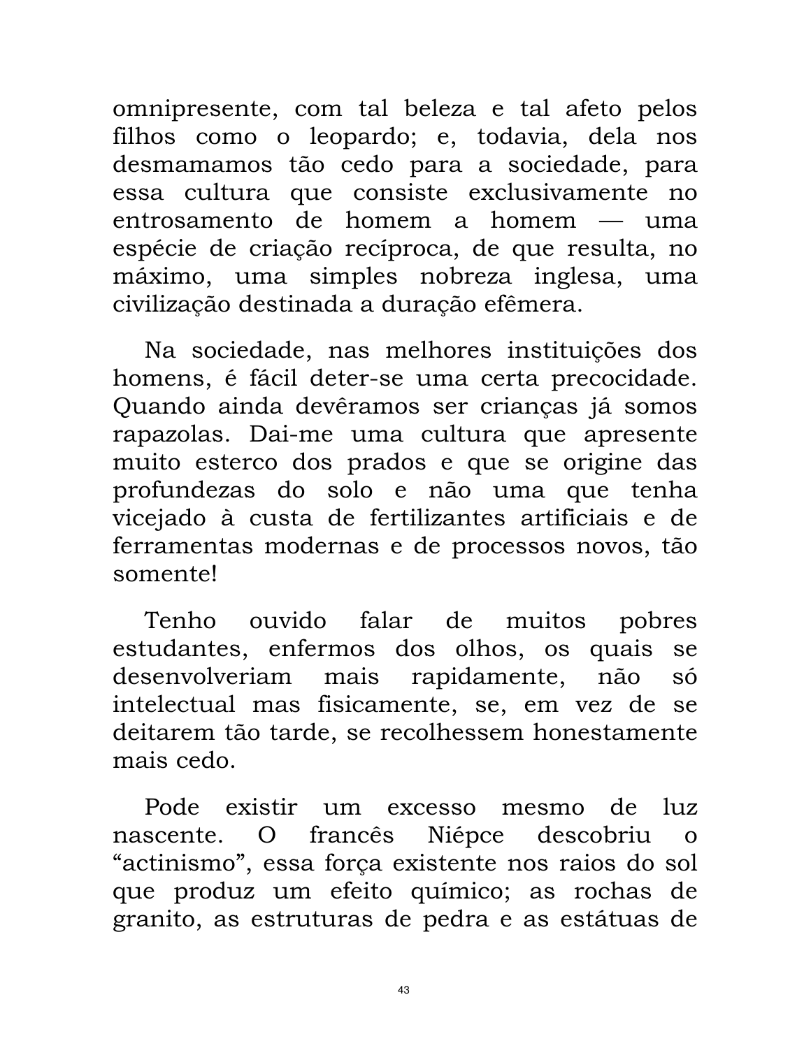omnipresente, com tal beleza e tal afeto pelos filhos como o leopardo; e, todavia, dela nos desmamamos tão cedo para a sociedade, para essa cultura que consiste exclusivamente no entrosamento de homem a homem — uma espécie de criação recíproca, de que resulta, no máximo, uma simples nobreza inglesa, uma civilização destinada a duração efêmera.

Na sociedade, nas melhores instituições dos homens, é fácil deter-se uma certa precocidade. Quando ainda devêramos ser crianças já somos rapazolas. Dai-me uma cultura que apresente muito esterco dos prados e que se origine das profundezas do solo e não uma que tenha vicejado à custa de fertilizantes artificiais e de ferramentas modernas e de processos novos, tão somente!

Tenho ouvido falar de muitos pobres estudantes, enfermos dos olhos, os quais se desenvolveriam mais rapidamente, não só intelectual mas fisicamente, se, em vez de se deitarem tão tarde, se recolhessem honestamente mais cedo.

Pode existir um excesso mesmo de luz nascente. O francês Niépce descobriu o "actinismo", essa força existente nos raios do sol que produz um efeito químico; as rochas de granito, as estruturas de pedra e as estátuas de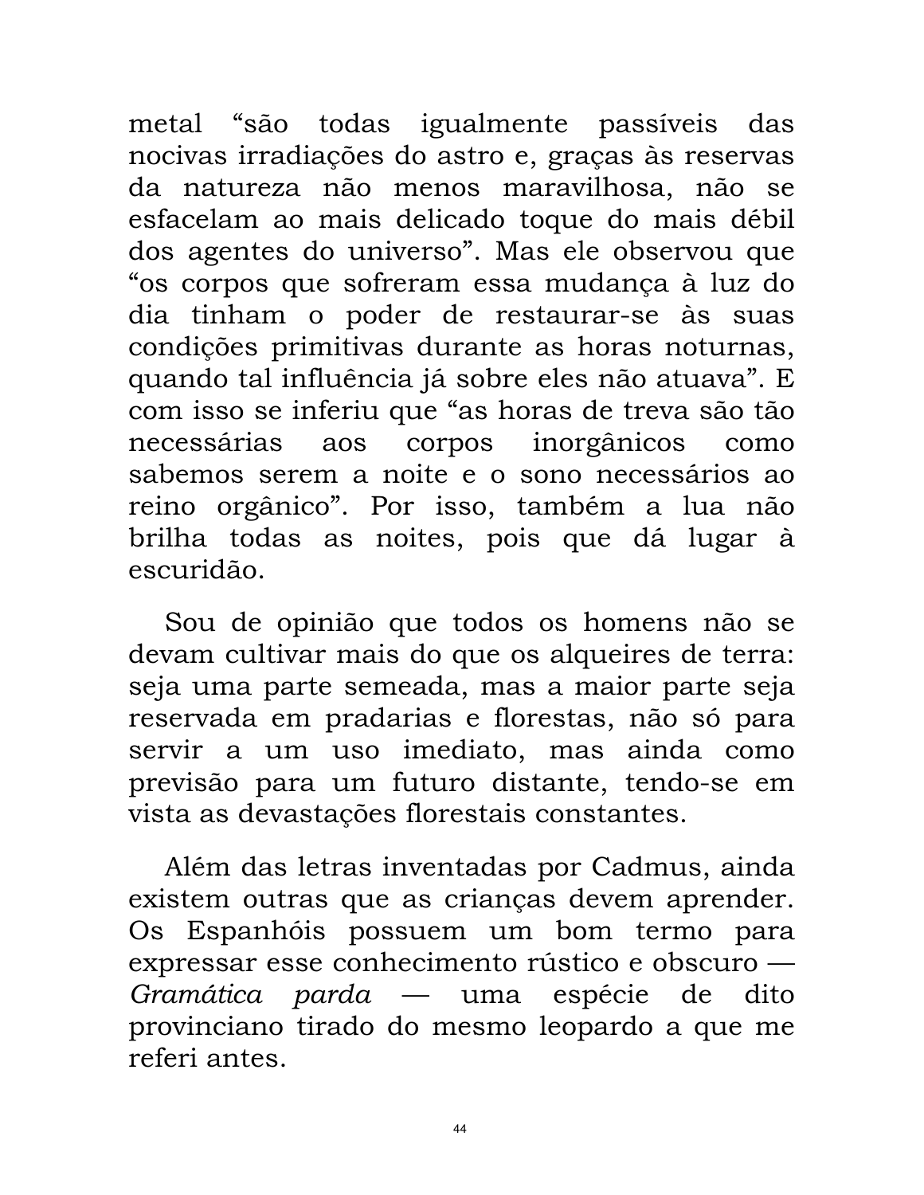metal "são todas igualmente passíveis das nocivas irradiações do astro e, graças às reservas da natureza não menos maravilhosa, não se esfacelam ao mais delicado toque do mais débil dos agentes do universo". Mas ele observou que "os corpos que sofreram essa mudança à luz do dia tinham o poder de restaurar-se às suas condições primitivas durante as horas noturnas, quando tal influência já sobre eles não atuava". E com isso se inferiu que "as horas de treva são tão necessárias aos corpos inorgânicos como sabemos serem a noite e o sono necessários ao reino orgânico". Por isso, também a lua não brilha todas as noites, pois que dá lugar à escuridão.

Sou de opinião que todos os homens não se devam cultivar mais do que os alqueires de terra: seja uma parte semeada, mas a maior parte seja reservada em pradarias e florestas, não só para servir a um uso imediato, mas ainda como previsão para um futuro distante, tendo-se em vista as devastações florestais constantes.

Além das letras inventadas por Cadmus, ainda existem outras que as crianças devem aprender. Os Espanhóis possuem um bom termo para expressar esse conhecimento rústico e obscuro — *Gramática parda* — uma espécie de dito provinciano tirado do mesmo leopardo a que me referi antes.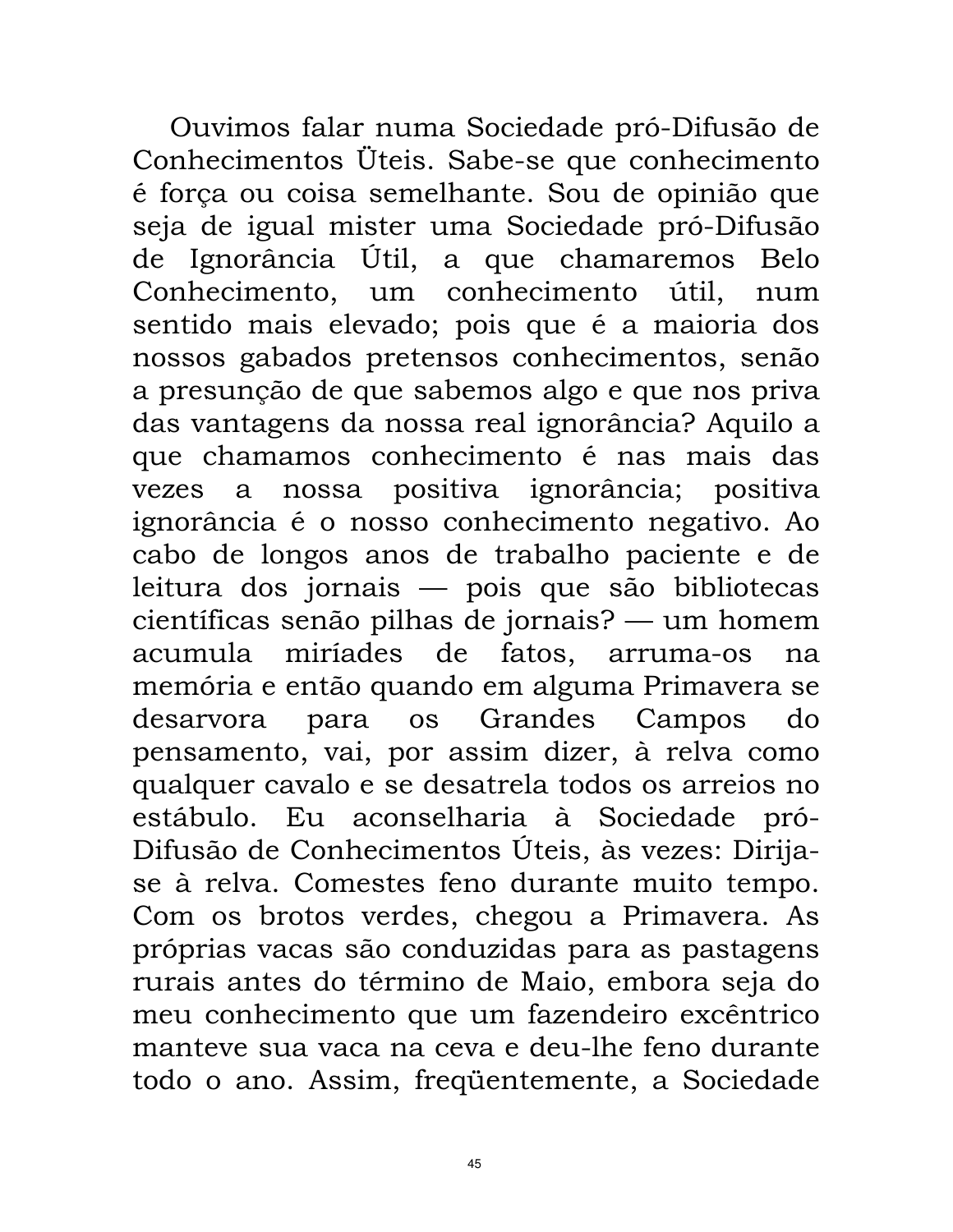Ouvimos falar numa Sociedade pró-Difusão de Conhecimentos Üteis. Sabe-se que conhecimento é força ou coisa semelhante. Sou de opinião que seja de igual mister uma Sociedade pró-Difusão de Ignorância Útil, a que chamaremos Belo Conhecimento, um conhecimento útil, num sentido mais elevado; pois que é a maioria dos nossos gabados pretensos conhecimentos, senão a presunção de que sabemos algo e que nos priva das vantagens da nossa real ignorância? Aquilo a que chamamos conhecimento é nas mais das vezes a nossa positiva ignorância; positiva ignorância é o nosso conhecimento negativo. Ao cabo de longos anos de trabalho paciente e de leitura dos jornais — pois que são bibliotecas científicas senão pilhas de jornais? — um homem acumula miríades de fatos, arruma-os na memória e então quando em alguma Primavera se desarvora para os Grandes Campos do pensamento, vai, por assim dizer, à relva como qualquer cavalo e se desatrela todos os arreios no estábulo. Eu aconselharia à Sociedade pró-Difusão de Conhecimentos Úteis, às vezes: Dirija-se à relva. Comestes feno durante muito tempo. Com os brotos verdes, chegou a Primavera. As próprias vacas são conduzidas para as pastagens rurais antes do término de Maio, embora seja do meu conhecimento que um fazendeiro excêntrico manteve sua vaca na ceva e deu-lhe feno durante todo o ano. Assim, freqüentemente, a Sociedade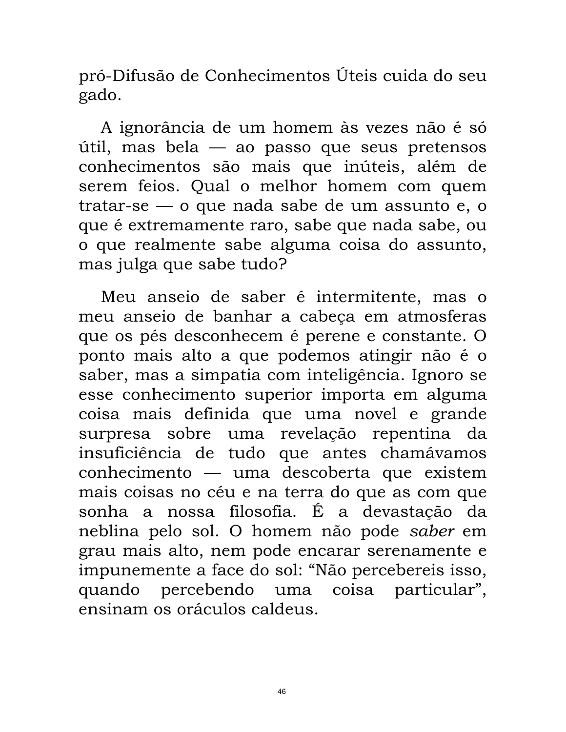pró-Difusão de Conhecimentos Úteis cuida do seu gado.

A ignorância de um homem às vezes não é só útil, mas bela — ao passo que seus pretensos conhecimentos são mais que inúteis, além de serem feios. Qual o melhor homem com quem tratar-se — o que nada sabe de um assunto e, o que é extremamente raro, sabe que nada sabe, ou o que realmente sabe alguma coisa do assunto, mas julga que sabe tudo?

Meu anseio de saber é intermitente, mas o meu anseio de banhar a cabeça em atmosferas que os pés desconhecem é perene e constante. O ponto mais alto a que podemos atingir não é o saber, mas a simpatia com inteligência. Ignoro se esse conhecimento superior importa em alguma coisa mais definida que uma novel e grande surpresa sobre uma revelação repentina da insuficiência de tudo que antes chamávamos conhecimento — uma descoberta que existem mais coisas no céu e na terra do que as com que sonha a nossa filosofia. É a devastação da neblina pelo sol. O homem não pode *saber* em grau mais alto, nem pode encarar serenamente e impunemente a face do sol: "Não percebereis isso, quando percebendo uma coisa particular", ensinam os oráculos caldeus.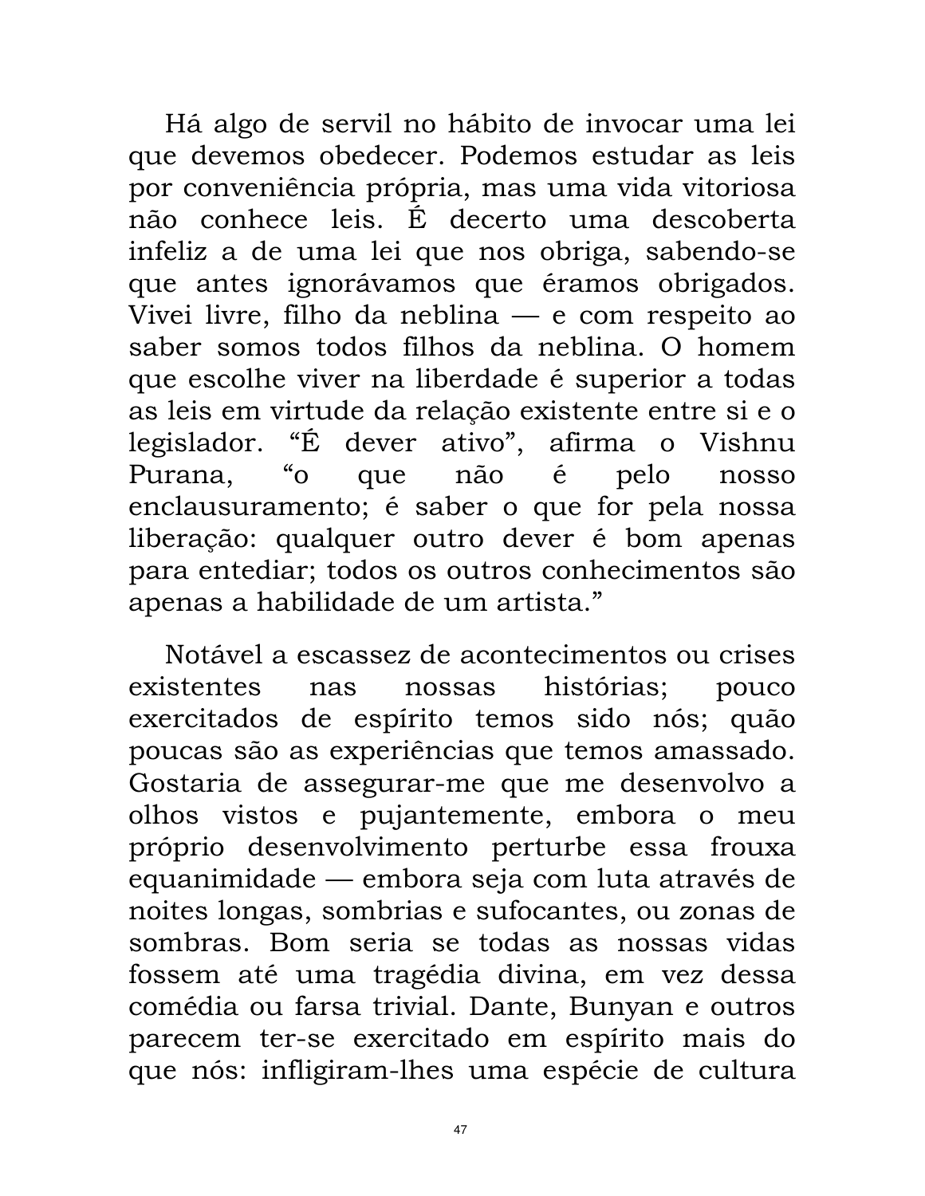Há algo de servil no hábito de invocar uma lei que devemos obedecer. Podemos estudar as leis por conveniência própria, mas uma vida vitoriosa não conhece leis. É decerto uma descoberta infeliz a de uma lei que nos obriga, sabendo-se que antes ignorávamos que éramos obrigados. Vivei livre, filho da neblina — e com respeito ao saber somos todos filhos da neblina. O homem que escolhe viver na liberdade é superior a todas as leis em virtude da relação existente entre si e o legislador. "É dever ativo", afirma o Vishnu Purana, "o que não é pelo nosso enclausuramento; é saber o que for pela nossa liberação: qualquer outro dever é bom apenas para entediar; todos os outros conhecimentos são apenas a habilidade de um artista."

Notável a escassez de acontecimentos ou crises existentes nas nossas histórias; pouco exercitados de espírito temos sido nós; quão poucas são as experiências que temos amassado. Gostaria de assegurar-me que me desenvolvo a olhos vistos e pujantemente, embora o meu próprio desenvolvimento perturbe essa frouxa equanimidade — embora seja com luta através de noites longas, sombrias e sufocantes, ou zonas de sombras. Bom seria se todas as nossas vidas fossem até uma tragédia divina, em vez dessa comédia ou farsa trivial. Dante, Bunyan e outros parecem ter-se exercitado em espírito mais do que nós: infligiram-lhes uma espécie de cultura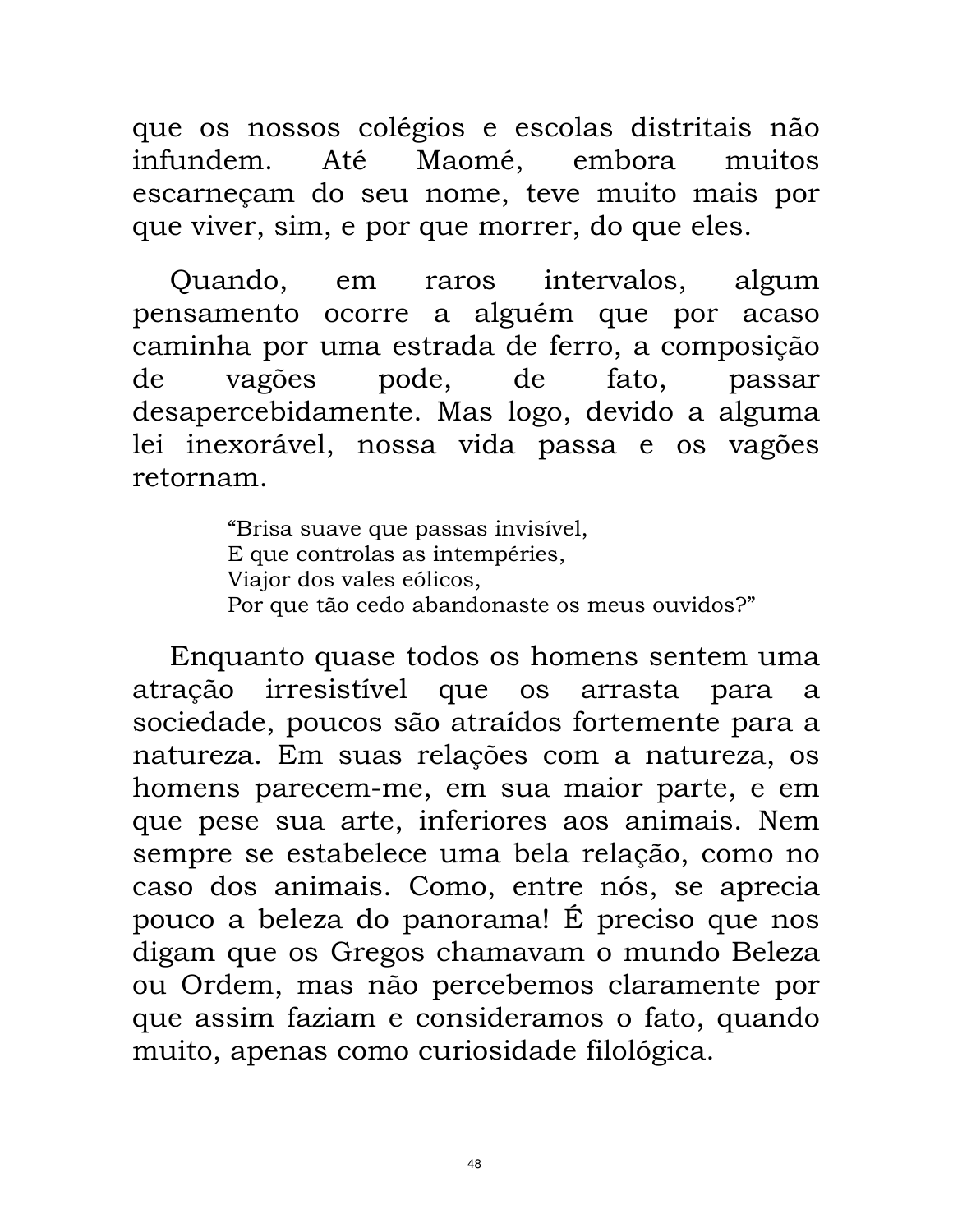que os nossos colégios e escolas distritais não infundem. Até Maomé, embora muitos escarneçam do seu nome, teve muito mais por que viver, sim, e por que morrer, do que eles.

Quando, em raros intervalos, algum pensamento ocorre a alguém que por acaso caminha por uma estrada de ferro, a composição de vagões pode, de fato, passar desapercebidamente. Mas logo, devido a alguma lei inexorável, nossa vida passa e os vagões retornam.

> “Brisa suave que passas invisível,
> E que controlas as intempéries,
> Viajor dos vales eólicos,
> Por que tão cedo abandonaste os meus ouvidos?”

Enquanto quase todos os homens sentem uma atração irresistível que os arrasta para a sociedade, poucos são atraídos fortemente para a natureza. Em suas relações com a natureza, os homens parecem-me, em sua maior parte, e em que pese sua arte, inferiores aos animais. Nem sempre se estabelece uma bela relação, como no caso dos animais. Como, entre nós, se aprecia pouco a beleza do panorama! É preciso que nos digam que os Gregos chamavam o mundo Beleza ou Ordem, mas não percebemos claramente por que assim faziam e consideramos o fato, quando muito, apenas como curiosidade filológica.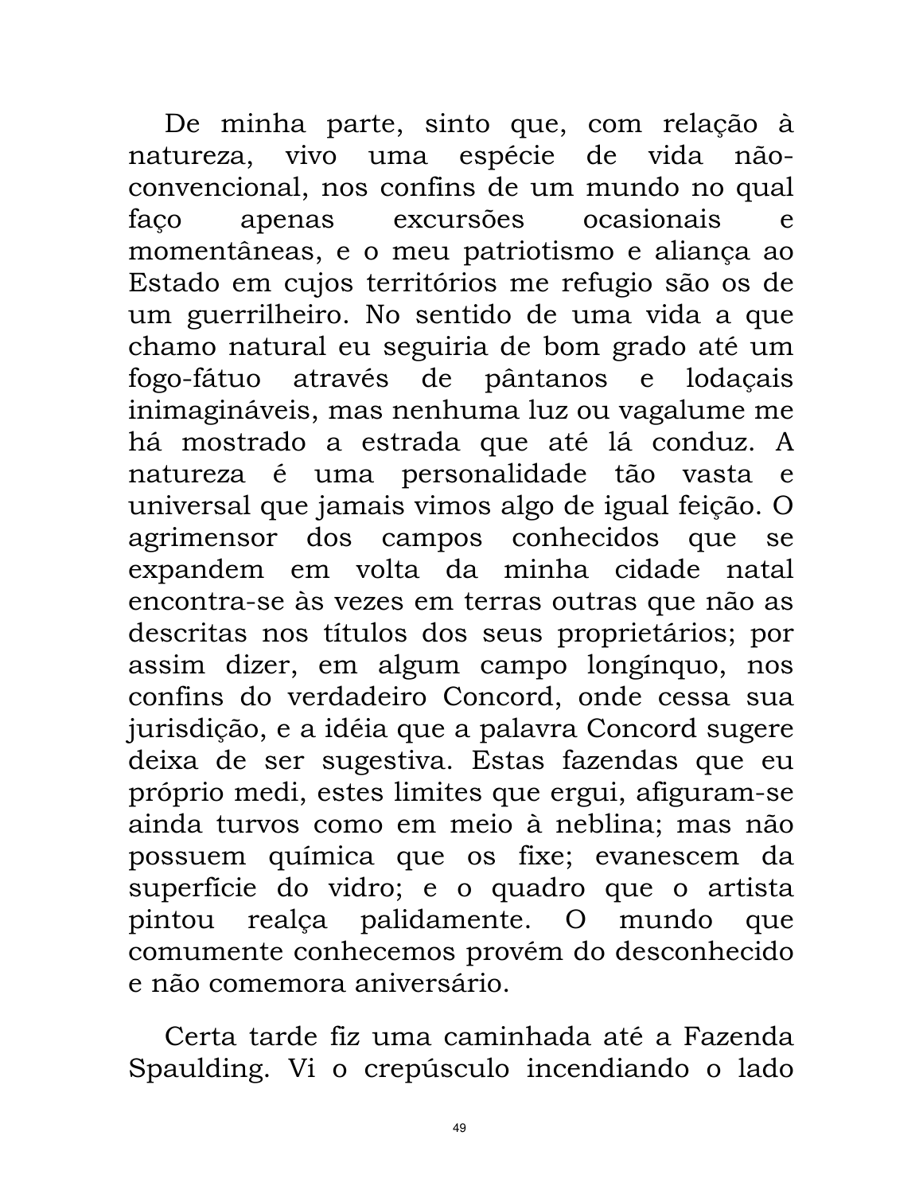De minha parte, sinto que, com relação à natureza, vivo uma espécie de vida não-convencional, nos confins de um mundo no qual faço apenas excursões ocasionais e momentâneas, e o meu patriotismo e aliança ao Estado em cujos territórios me refugio são os de um guerrilheiro. No sentido de uma vida a que chamo natural eu seguiria de bom grado até um fogo-fátuo através de pântanos e lodaçais inimagináveis, mas nenhuma luz ou vagalume me há mostrado a estrada que até lá conduz. A natureza é uma personalidade tão vasta e universal que jamais vimos algo de igual feição. O agrimensor dos campos conhecidos que se expandem em volta da minha cidade natal encontra-se às vezes em terras outras que não as descritas nos títulos dos seus proprietários; por assim dizer, em algum campo longínquo, nos confins do verdadeiro Concord, onde cessa sua jurisdição, e a idéia que a palavra Concord sugere deixa de ser sugestiva. Estas fazendas que eu próprio medi, estes limites que ergui, afiguram-se ainda turvos como em meio à neblina; mas não possuem química que os fixe; evanescem da superfície do vidro; e o quadro que o artista pintou realça palidamente. O mundo que comumente conhecemos provém do desconhecido e não comemora aniversário.

Certa tarde fiz uma caminhada até a Fazenda Spaulding. Vi o crepúsculo incendiando o lado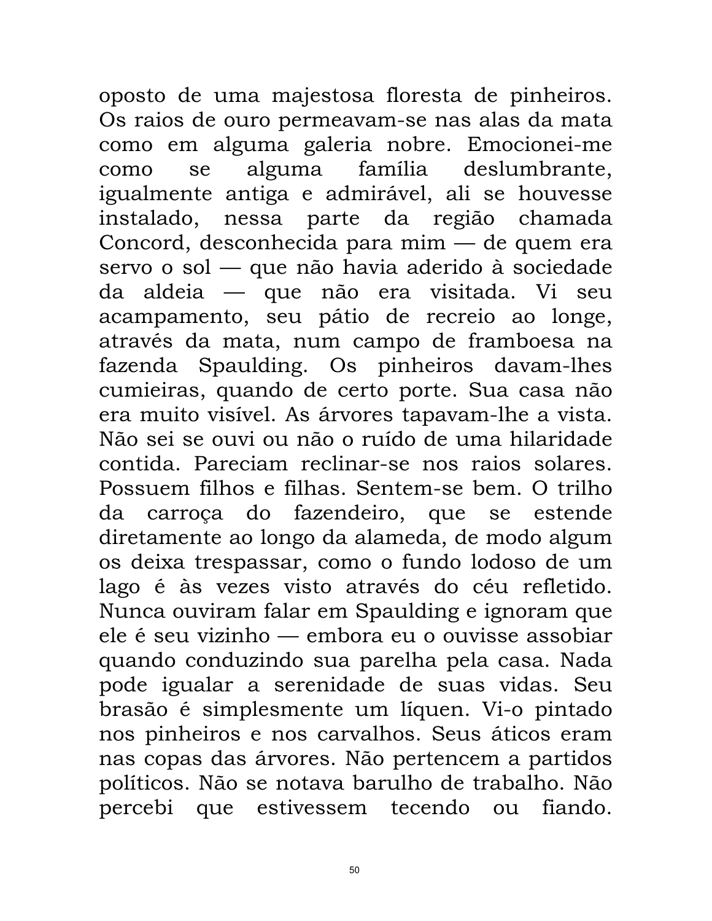oposto de uma majestosa floresta de pinheiros. Os raios de ouro permeavam-se nas alas da mata como em alguma galeria nobre. Emocionei-me como se alguma família deslumbrante, igualmente antiga e admirável, ali se houvesse instalado, nessa parte da região chamada Concord, desconhecida para mim — de quem era servo o sol — que não havia aderido à sociedade da aldeia — que não era visitada. Vi seu acampamento, seu pátio de recreio ao longe, através da mata, num campo de framboesa na fazenda Spaulding. Os pinheiros davam-lhes cumieiras, quando de certo porte. Sua casa não era muito visível. As árvores tapavam-lhe a vista. Não sei se ouvi ou não o ruído de uma hilaridade contida. Pareciam reclinar-se nos raios solares. Possuem filhos e filhas. Sentem-se bem. O trilho da carroça do fazendeiro, que se estende diretamente ao longo da alameda, de modo algum os deixa trespassar, como o fundo lodoso de um lago é às vezes visto através do céu refletido. Nunca ouviram falar em Spaulding e ignoram que ele é seu vizinho — embora eu o ouvisse assobiar quando conduzindo sua parelha pela casa. Nada pode igualar a serenidade de suas vidas. Seu brasão é simplesmente um líquen. Vi-o pintado nos pinheiros e nos carvalhos. Seus áticos eram nas copas das árvores. Não pertencem a partidos políticos. Não se notava barulho de trabalho. Não percebi que estivessem tecendo ou fiando.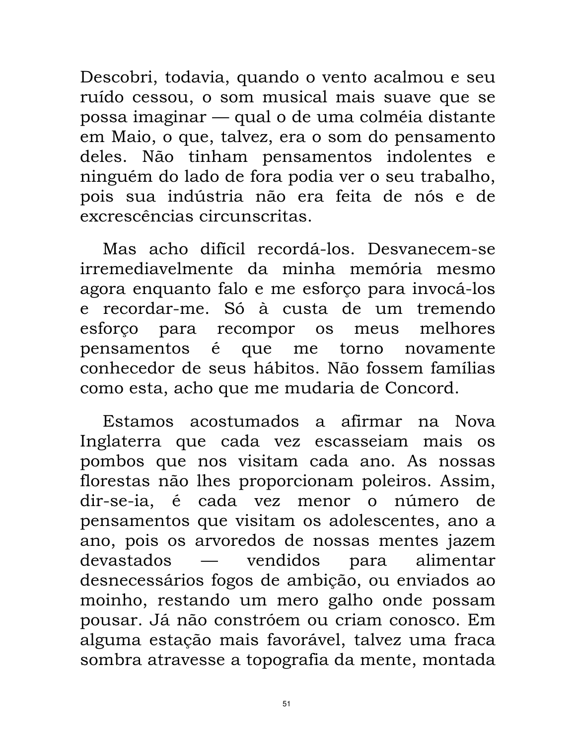Descobri, todavia, quando o vento acalmou e seu ruído cessou, o som musical mais suave que se possa imaginar — qual o de uma colméia distante em Maio, o que, talvez, era o som do pensamento deles. Não tinham pensamentos indolentes e ninguém do lado de fora podia ver o seu trabalho, pois sua indústria não era feita de nós e de excrescências circunscritas.

Mas acho difícil recordá-los. Desvanecem-se irremediavelmente da minha memória mesmo agora enquanto falo e me esforço para invocá-los e recordar-me. Só à custa de um tremendo esforço para recompor os meus melhores pensamentos é que me torno novamente conhecedor de seus hábitos. Não fossem famílias como esta, acho que me mudaria de Concord.

Estamos acostumados a afirmar na Nova Inglaterra que cada vez escasseiam mais os pombos que nos visitam cada ano. As nossas florestas não lhes proporcionam poleiros. Assim, dir-se-ia, é cada vez menor o número de pensamentos que visitam os adolescentes, ano a ano, pois os arvoredos de nossas mentes jazem devastados — vendidos para alimentar desnecessários fogos de ambição, ou enviados ao moinho, restando um mero galho onde possam pousar. Já não constróem ou criam conosco. Em alguma estação mais favorável, talvez uma fraca sombra atravesse a topografia da mente, montada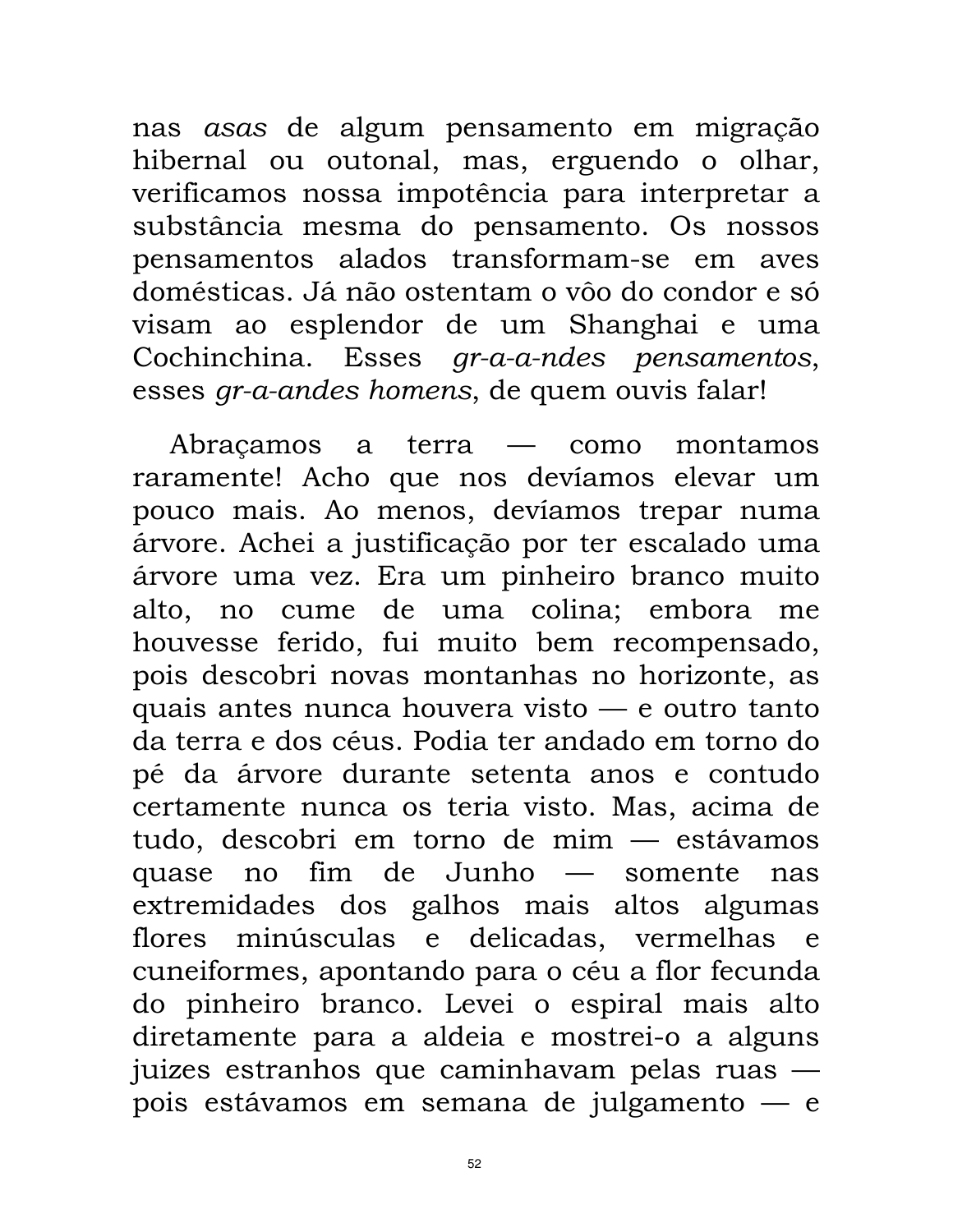nas *asas* de algum pensamento em migração hibernal ou outonal, mas, erguendo o olhar, verificamos nossa impotência para interpretar a substância mesma do pensamento. Os nossos pensamentos alados transformam-se em aves domésticas. Já não ostentam o vôo do condor e só visam ao esplendor de um Shanghai e uma Cochinchina. Esses *gr-a-a-ndes pensamentos*, esses *gr-a-andes homens*, de quem ouvis falar!

Abraçamos a terra — como montamos raramente! Acho que nos devíamos elevar um pouco mais. Ao menos, devíamos trepar numa árvore. Achei a justificação por ter escalado uma árvore uma vez. Era um pinheiro branco muito alto, no cume de uma colina; embora me houvesse ferido, fui muito bem recompensado, pois descobri novas montanhas no horizonte, as quais antes nunca houvera visto — e outro tanto da terra e dos céus. Podia ter andado em torno do pé da árvore durante setenta anos e contudo certamente nunca os teria visto. Mas, acima de tudo, descobri em torno de mim — estávamos quase no fim de Junho — somente nas extremidades dos galhos mais altos algumas flores minúsculas e delicadas, vermelhas e cuneiformes, apontando para o céu a flor fecunda do pinheiro branco. Levei o espiral mais alto diretamente para a aldeia e mostrei-o a alguns juizes estranhos que caminhavam pelas ruas — pois estávamos em semana de julgamento — e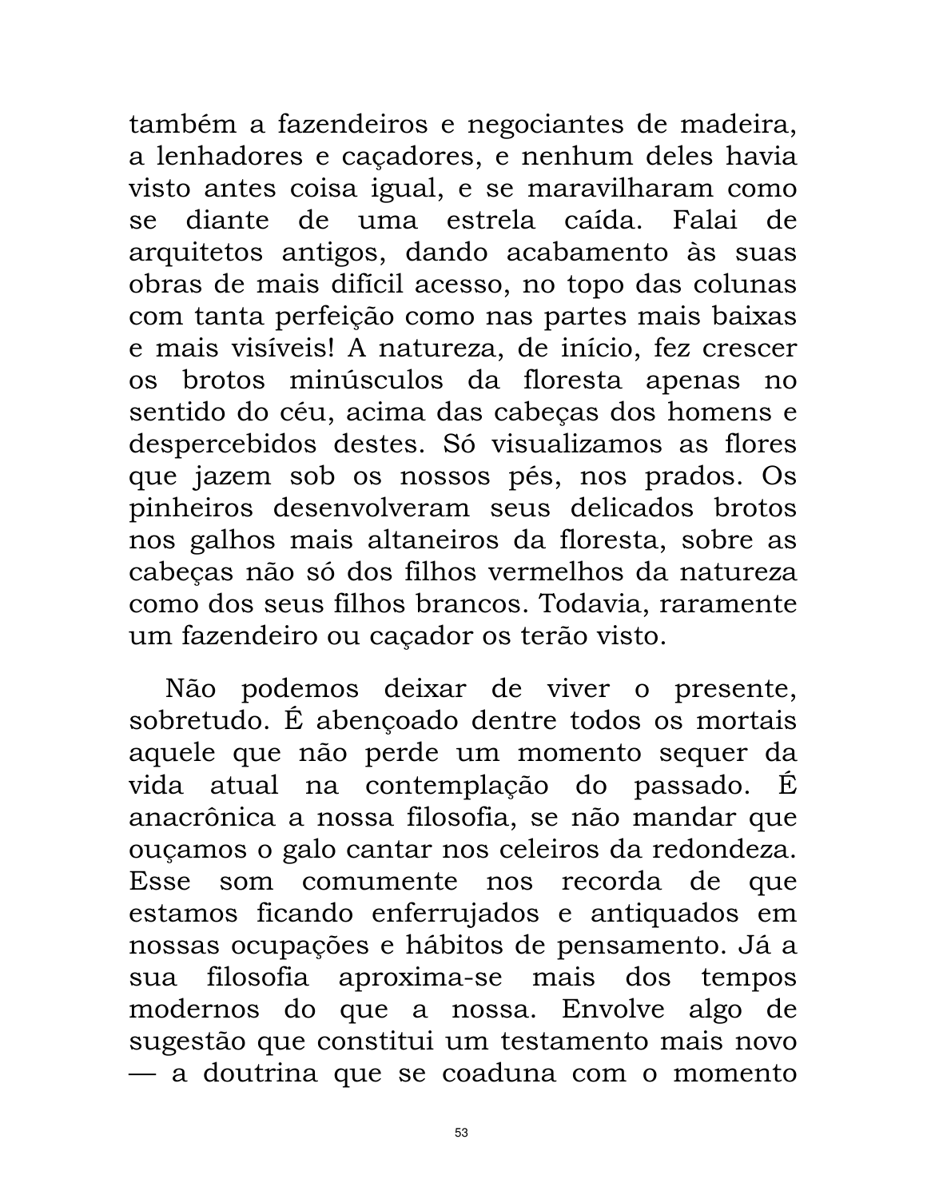também a fazendeiros e negociantes de madeira, a lenhadores e caçadores, e nenhum deles havia visto antes coisa igual, e se maravilharam como se diante de uma estrela caída. Falai de arquitetos antigos, dando acabamento às suas obras de mais difícil acesso, no topo das colunas com tanta perfeição como nas partes mais baixas e mais visíveis! A natureza, de início, fez crescer os brotos minúsculos da floresta apenas no sentido do céu, acima das cabeças dos homens e despercebidos destes. Só visualizamos as flores que jazem sob os nossos pés, nos prados. Os pinheiros desenvolveram seus delicados brotos nos galhos mais altaneiros da floresta, sobre as cabeças não só dos filhos vermelhos da natureza como dos seus filhos brancos. Todavia, raramente um fazendeiro ou caçador os terão visto.

Não podemos deixar de viver o presente, sobretudo. É abençoado dentre todos os mortais aquele que não perde um momento sequer da vida atual na contemplação do passado. É anacrônica a nossa filosofia, se não mandar que ouçamos o galo cantar nos celeiros da redondeza. Esse som comumente nos recorda de que estamos ficando enferrujados e antiquados em nossas ocupações e hábitos de pensamento. Já a sua filosofia aproxima-se mais dos tempos modernos do que a nossa. Envolve algo de sugestão que constitui um testamento mais novo — a doutrina que se coaduna com o momento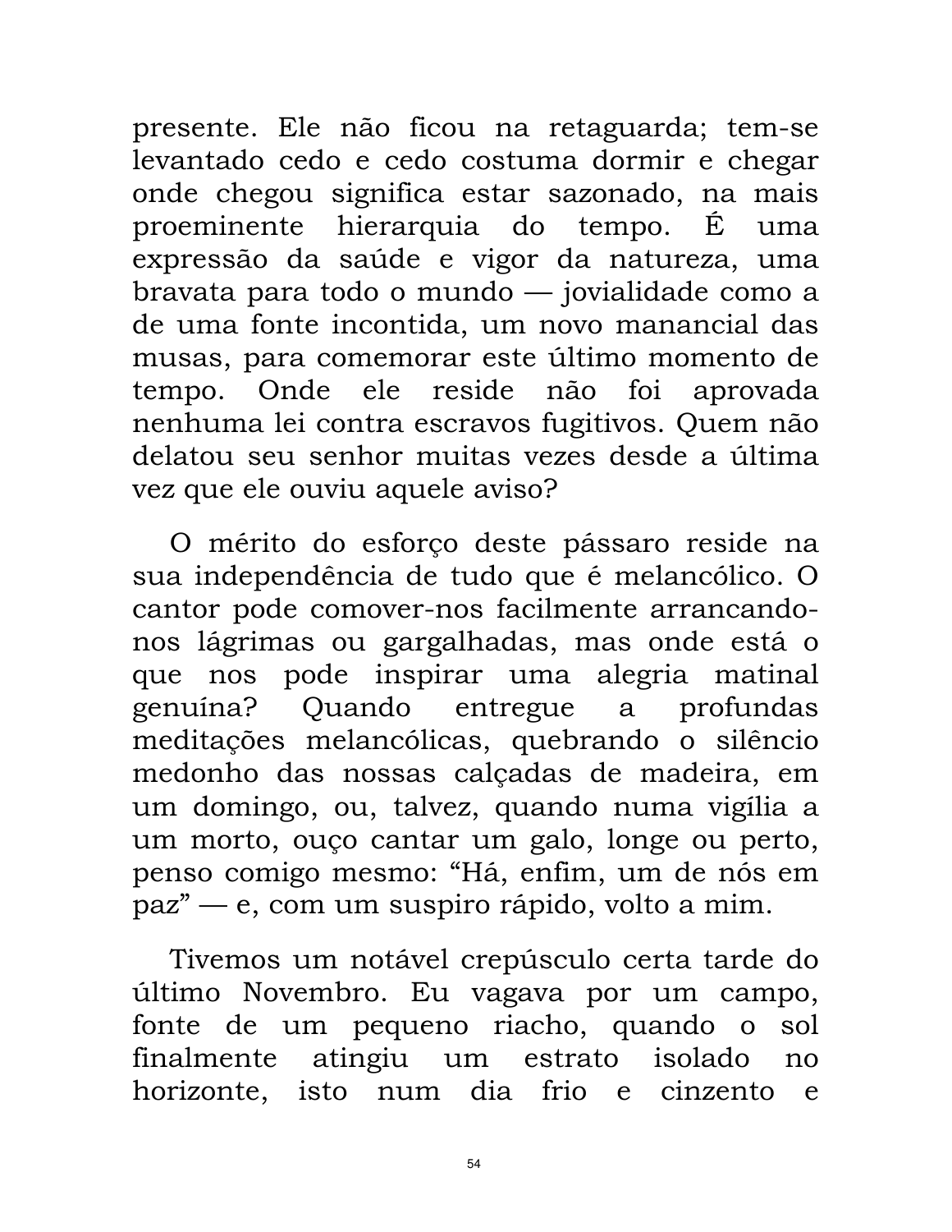presente. Ele não ficou na retaguarda; tem-se levantado cedo e cedo costuma dormir e chegar onde chegou significa estar sazonado, na mais proeminente hierarquia do tempo. É uma expressão da saúde e vigor da natureza, uma bravata para todo o mundo — jovialidade como a de uma fonte incontida, um novo manancial das musas, para comemorar este último momento de tempo. Onde ele reside não foi aprovada nenhuma lei contra escravos fugitivos. Quem não delatou seu senhor muitas vezes desde a última vez que ele ouviu aquele aviso?

O mérito do esforço deste pássaro reside na sua independência de tudo que é melancólico. O cantor pode comover-nos facilmente arrancando-nos lágrimas ou gargalhadas, mas onde está o que nos pode inspirar uma alegria matinal genuína? Quando entregue a profundas meditações melancólicas, quebrando o silêncio medonho das nossas calçadas de madeira, em um domingo, ou, talvez, quando numa vigília a um morto, ouço cantar um galo, longe ou perto, penso comigo mesmo: "Há, enfim, um de nós em paz" — e, com um suspiro rápido, volto a mim.

Tivemos um notável crepúsculo certa tarde do último Novembro. Eu vagava por um campo, fonte de um pequeno riacho, quando o sol finalmente atingiu um estrato isolado no horizonte, isto num dia frio e cinzento e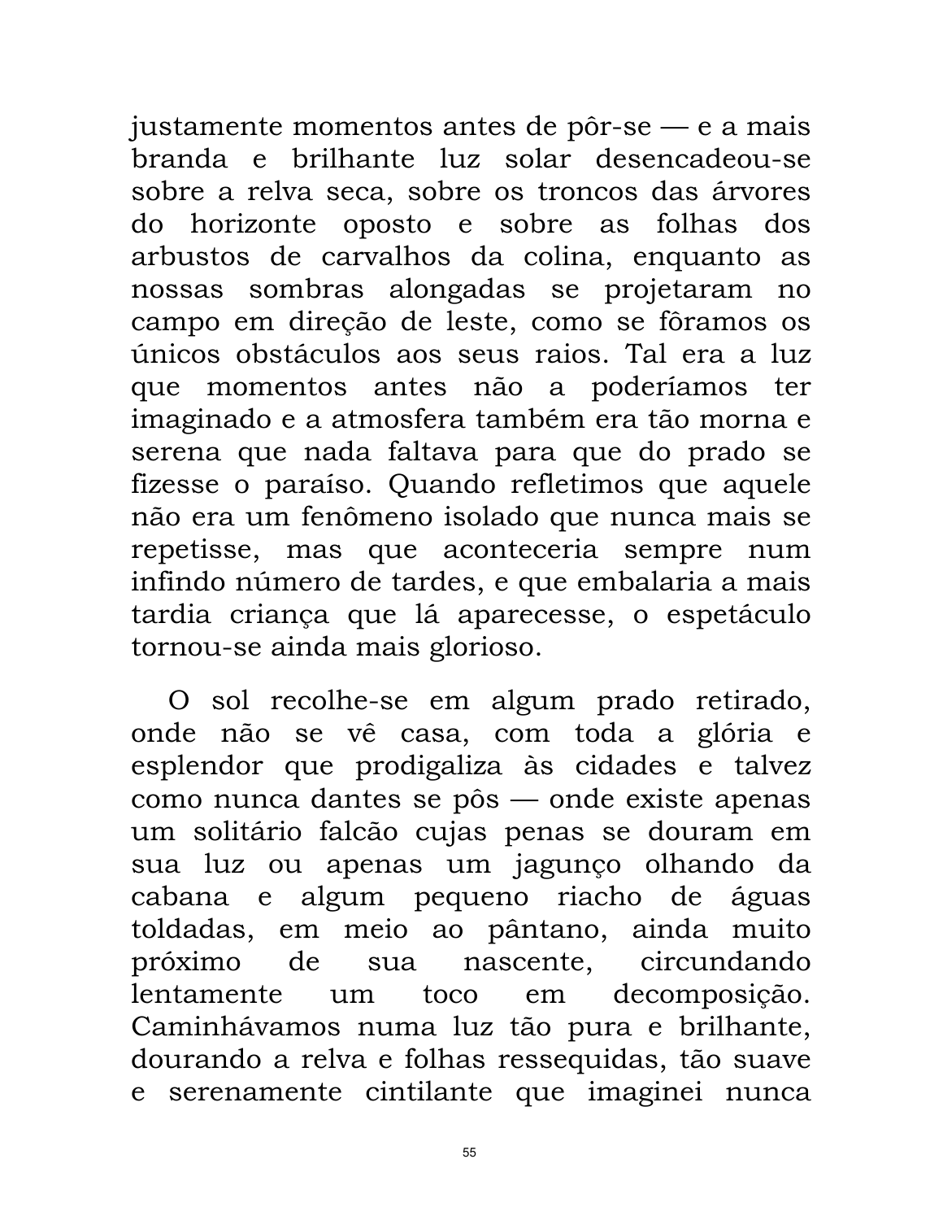justamente momentos antes de pôr-se — e a mais branda e brilhante luz solar desencadeou-se sobre a relva seca, sobre os troncos das árvores do horizonte oposto e sobre as folhas dos arbustos de carvalhos da colina, enquanto as nossas sombras alongadas se projetaram no campo em direção de leste, como se fôramos os únicos obstáculos aos seus raios. Tal era a luz que momentos antes não a poderíamos ter imaginado e a atmosfera também era tão morna e serena que nada faltava para que do prado se fizesse o paraíso. Quando refletimos que aquele não era um fenômeno isolado que nunca mais se repetisse, mas que aconteceria sempre num infindo número de tardes, e que embalaria a mais tardia criança que lá aparecesse, o espetáculo tornou-se ainda mais glorioso.

O sol recolhe-se em algum prado retirado, onde não se vê casa, com toda a glória e esplendor que prodigaliza às cidades e talvez como nunca dantes se pôs — onde existe apenas um solitário falcão cujas penas se douram em sua luz ou apenas um jagunço olhando da cabana e algum pequeno riacho de águas toldadas, em meio ao pântano, ainda muito próximo de sua nascente, circundando lentamente um toco em decomposição. Caminhávamos numa luz tão pura e brilhante, dourando a relva e folhas ressequidas, tão suave e serenamente cintilante que imaginei nunca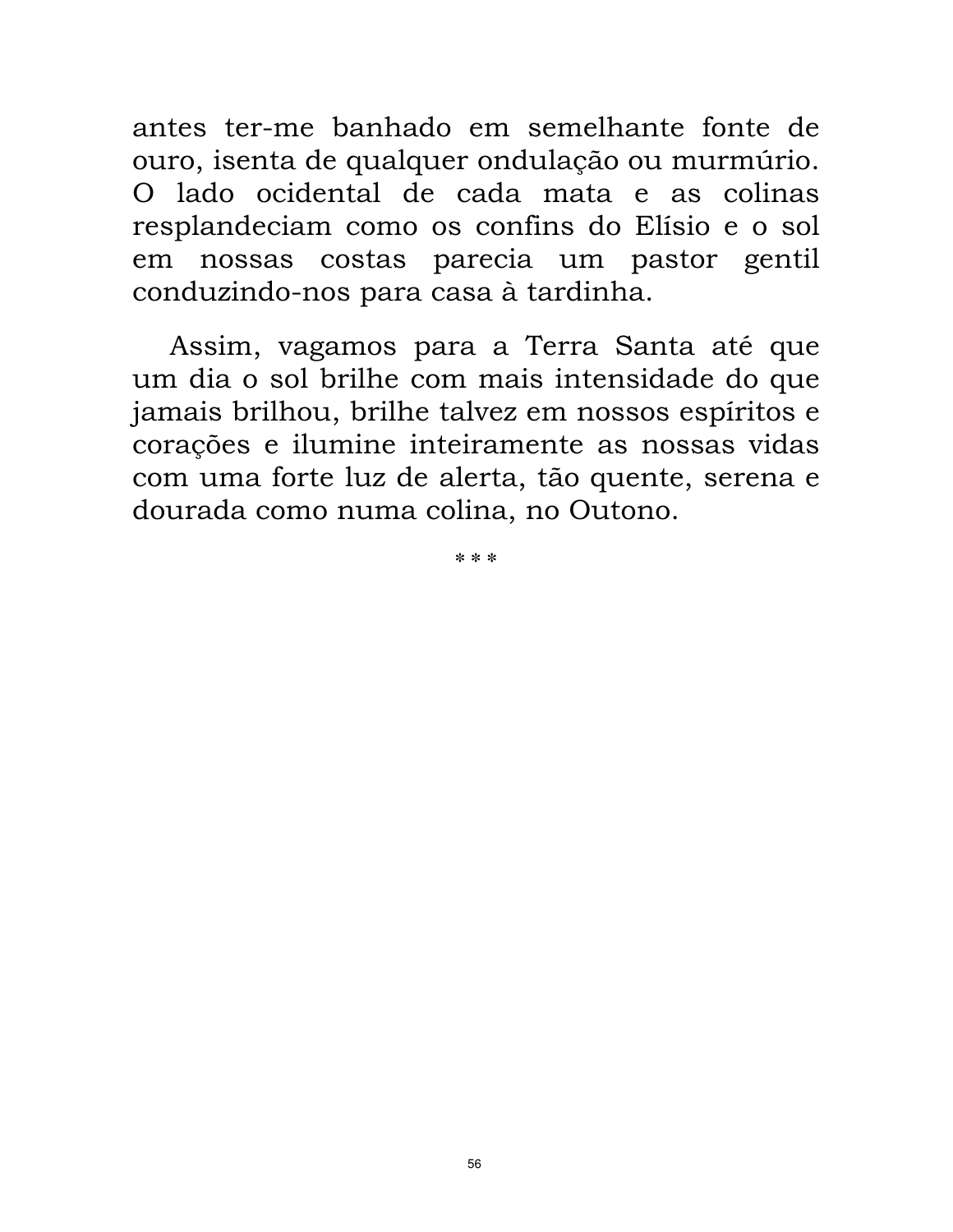antes ter-me banhado em semelhante fonte de ouro, isenta de qualquer ondulação ou murmúrio. O lado ocidental de cada mata e as colinas resplandeciam como os confins do Elísio e o sol em nossas costas parecia um pastor gentil conduzindo-nos para casa à tardinha.

Assim, vagamos para a Terra Santa até que um dia o sol brilhe com mais intensidade do que jamais brilhou, brilhe talvez em nossos espíritos e corações e ilumine inteiramente as nossas vidas com uma forte luz de alerta, tão quente, serena e dourada como numa colina, no Outono.

* * *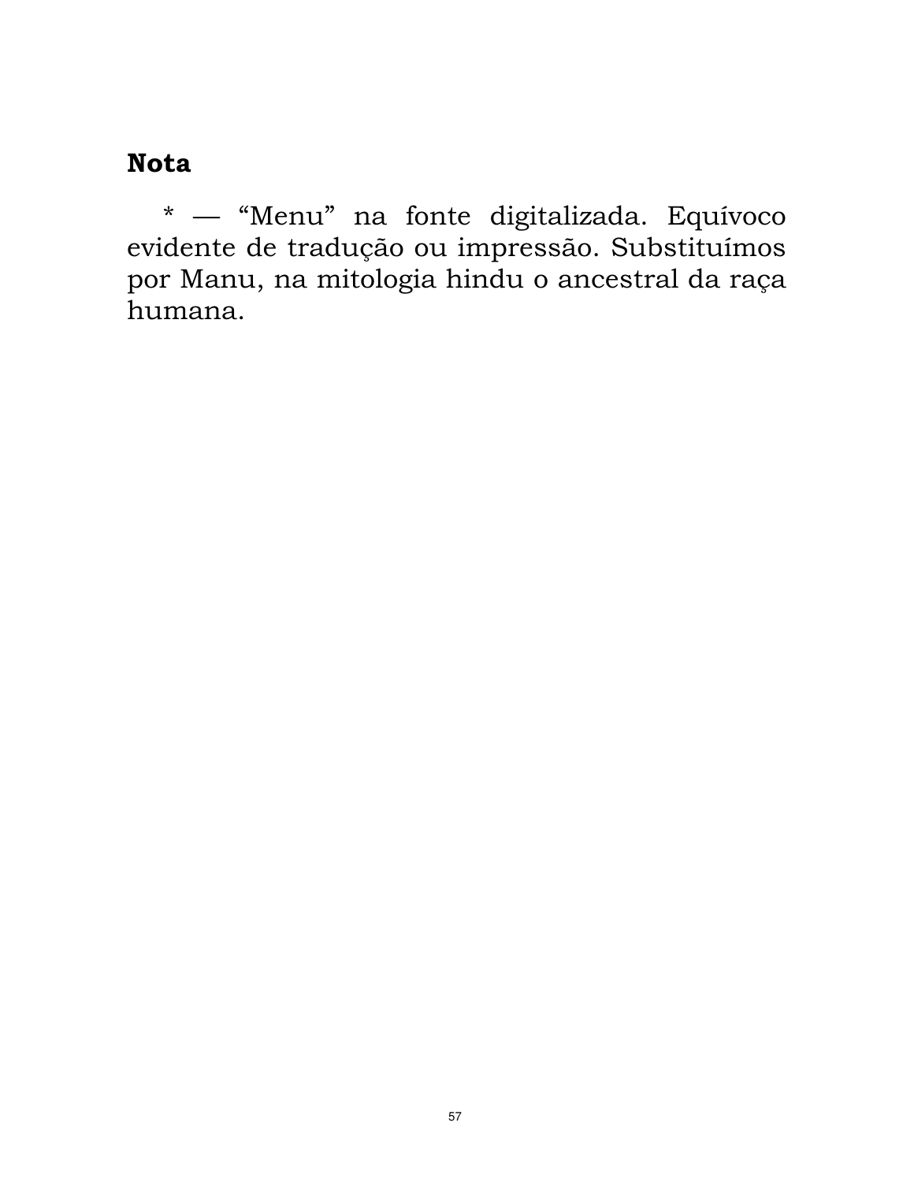## Nota

* — “Menu” na fonte digitalizada. Equívoco evidente de tradução ou impressão. Substituímos por Manu, na mitologia hindu o ancestral da raça humana.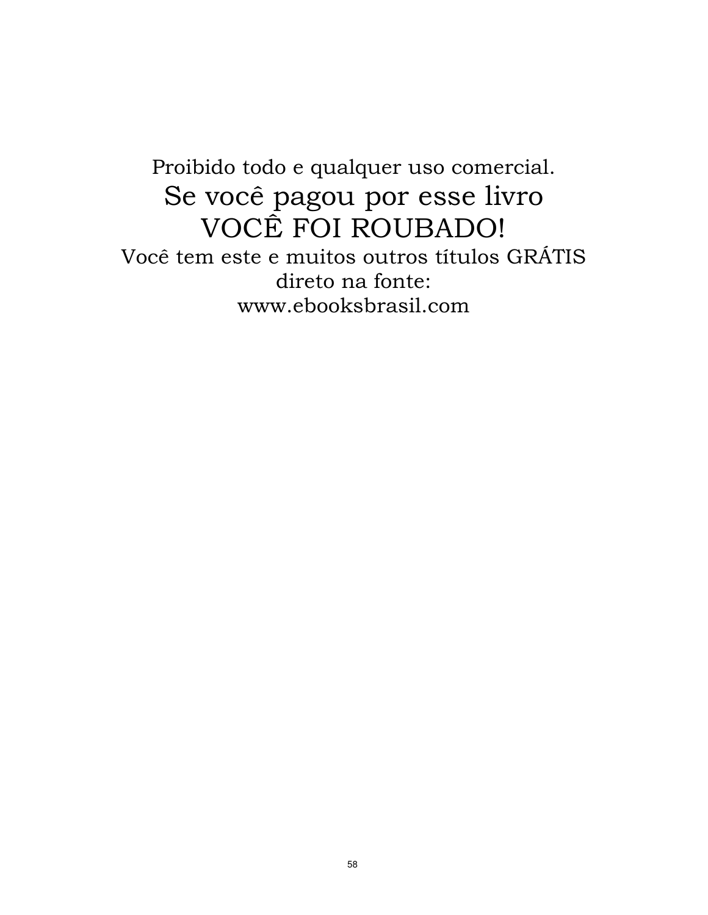Proibido todo e qualquer uso comercial.

Se você pagou por esse livro

VOCÊ FOI ROUBADO!

Você tem este e muitos outros títulos GRÁTIS

direto na fonte:

www.ebooksbrasil.com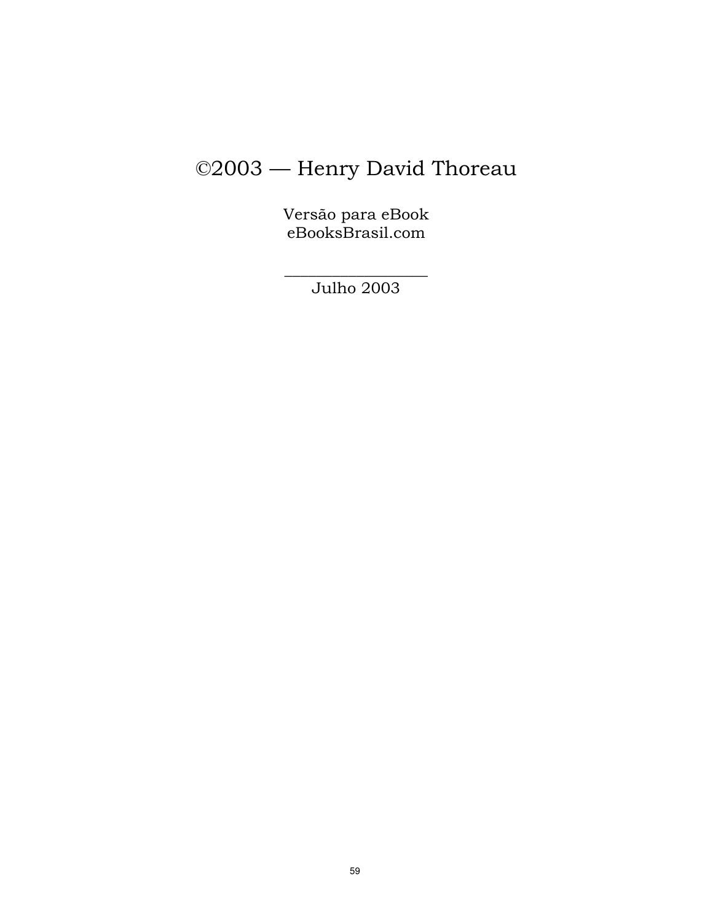©2003 — Henry David Thoreau

Versão para eBook
eBooksBrasil.com

\_\_\_\_\_\_\_\_\_\_\_\_\_\_\_\_\_\_

Julho 2003